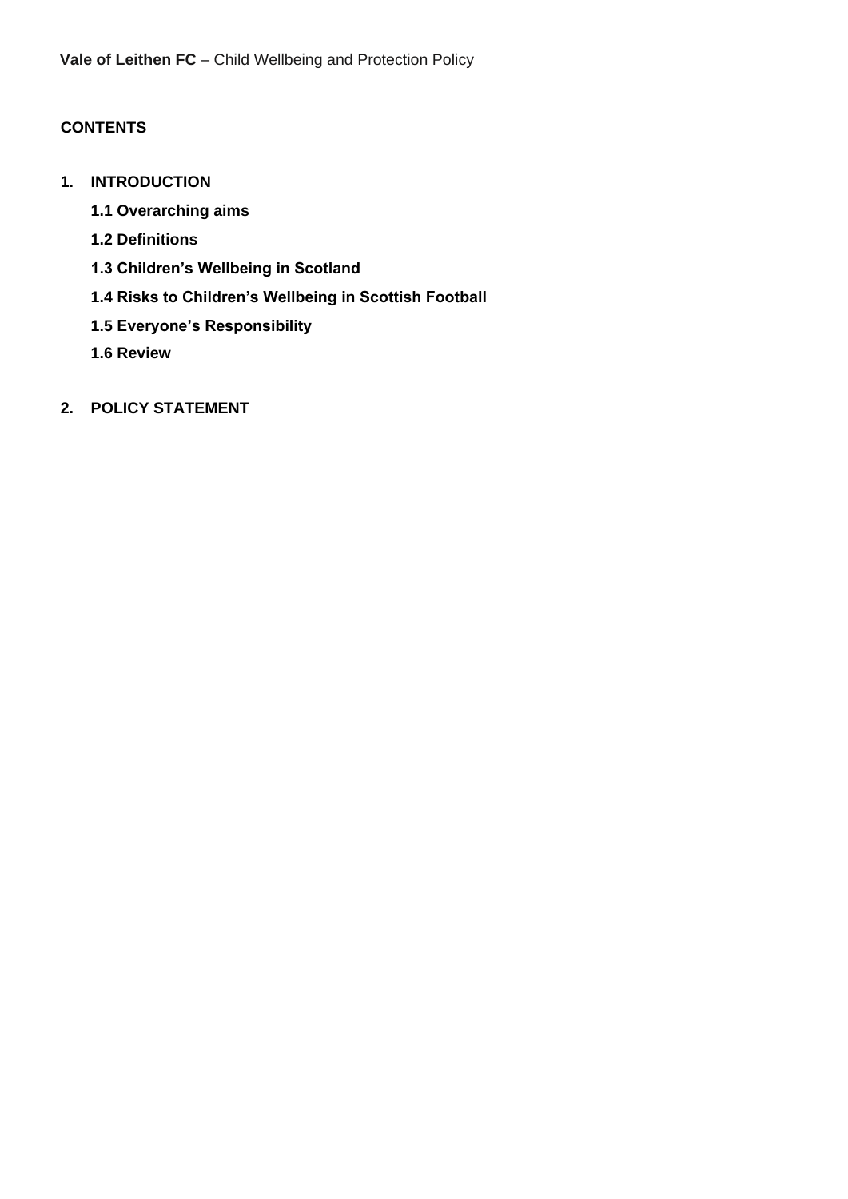**Vale of Leithen FC** – Child Wellbeing and Protection Policy

**CONTENTS**

1. **INTRODUCTION**

   **1.1 Overarching aims**

   **1.2 Definitions**

   **1.3 Children's Wellbeing in Scotland**

   **1.4 Risks to Children's Wellbeing in Scottish Football**

   **1.5 Everyone's Responsibility**

   **1.6 Review**

2. **POLICY STATEMENT**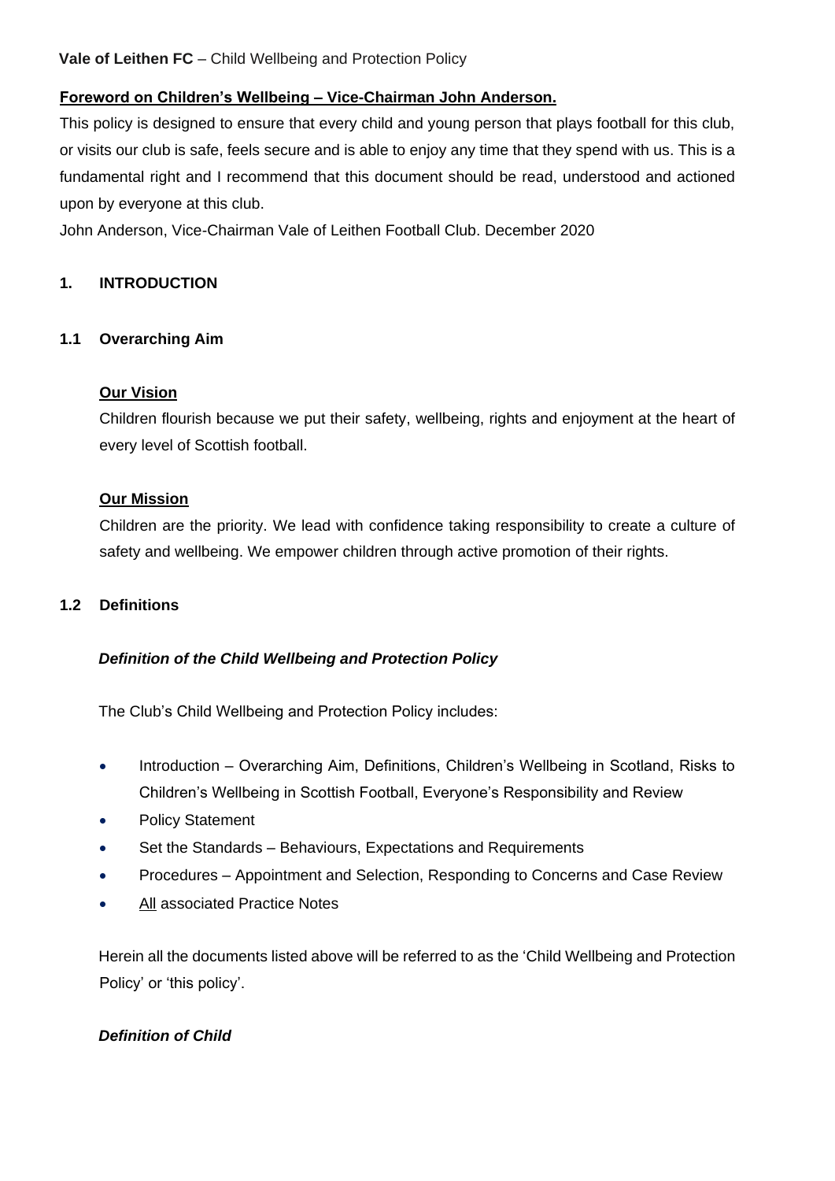**Foreword on Children's Wellbeing – Vice-Chairman John Anderson.**

This policy is designed to ensure that every child and young person that plays football for this club, or visits our club is safe, feels secure and is able to enjoy any time that they spend with us. This is a fundamental right and I recommend that this document should be read, understood and actioned upon by everyone at this club.

John Anderson, Vice-Chairman Vale of Leithen Football Club. December 2020

## 1. INTRODUCTION

### 1.1 Overarching Aim

**Our Vision**

Children flourish because we put their safety, wellbeing, rights and enjoyment at the heart of every level of Scottish football.

**Our Mission**

Children are the priority. We lead with confidence taking responsibility to create a culture of safety and wellbeing. We empower children through active promotion of their rights.

### 1.2 Definitions

***Definition of the Child Wellbeing and Protection Policy***

The Club's Child Wellbeing and Protection Policy includes:

- Introduction – Overarching Aim, Definitions, Children's Wellbeing in Scotland, Risks to Children's Wellbeing in Scottish Football, Everyone's Responsibility and Review
- Policy Statement
- Set the Standards – Behaviours, Expectations and Requirements
- Procedures – Appointment and Selection, Responding to Concerns and Case Review
- All associated Practice Notes

Herein all the documents listed above will be referred to as the 'Child Wellbeing and Protection Policy' or 'this policy'.

***Definition of Child***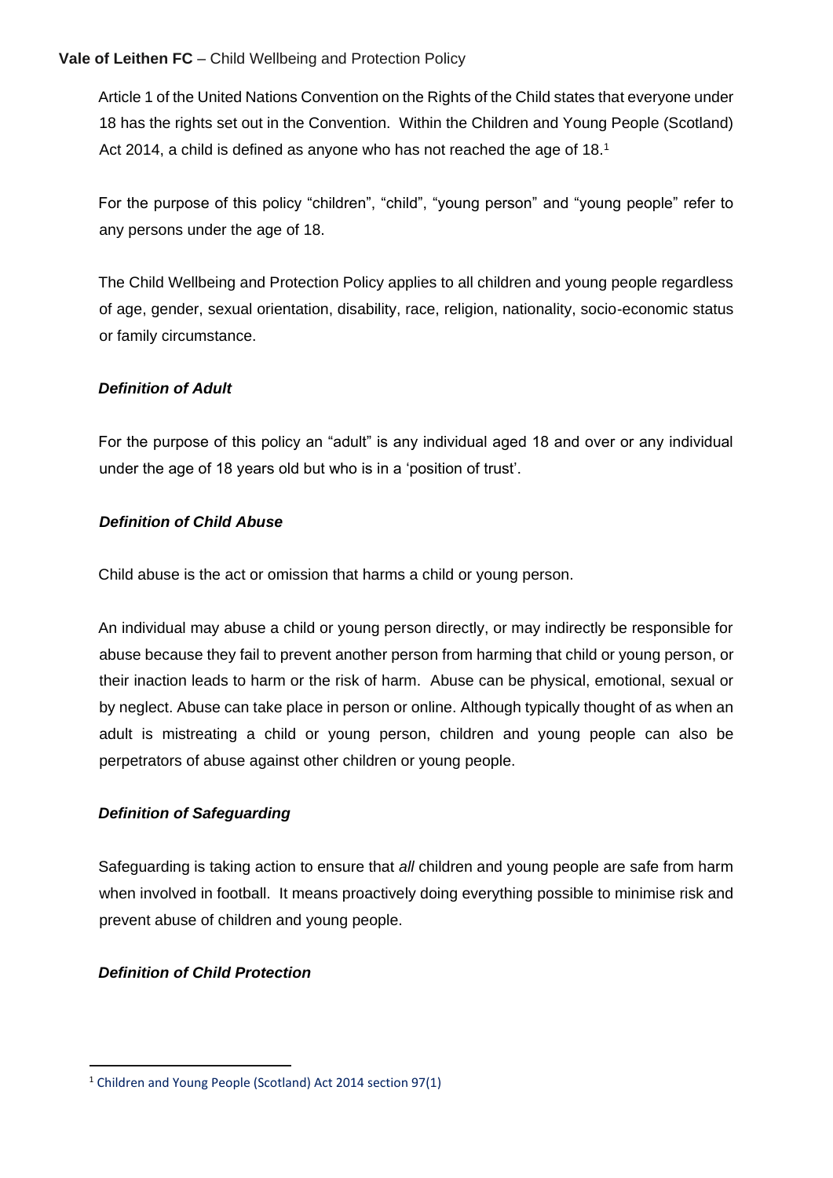Article 1 of the United Nations Convention on the Rights of the Child states that everyone under 18 has the rights set out in the Convention. Within the Children and Young People (Scotland) Act 2014, a child is defined as anyone who has not reached the age of 18.[1]

For the purpose of this policy "children", "child", "young person" and "young people" refer to any persons under the age of 18.

The Child Wellbeing and Protection Policy applies to all children and young people regardless of age, gender, sexual orientation, disability, race, religion, nationality, socio-economic status or family circumstance.

***Definition of Adult***

For the purpose of this policy an "adult" is any individual aged 18 and over or any individual under the age of 18 years old but who is in a 'position of trust'.

***Definition of Child Abuse***

Child abuse is the act or omission that harms a child or young person.

An individual may abuse a child or young person directly, or may indirectly be responsible for abuse because they fail to prevent another person from harming that child or young person, or their inaction leads to harm or the risk of harm. Abuse can be physical, emotional, sexual or by neglect. Abuse can take place in person or online. Although typically thought of as when an adult is mistreating a child or young person, children and young people can also be perpetrators of abuse against other children or young people.

***Definition of Safeguarding***

Safeguarding is taking action to ensure that *all* children and young people are safe from harm when involved in football. It means proactively doing everything possible to minimise risk and prevent abuse of children and young people.

***Definition of Child Protection***

[1] Children and Young People (Scotland) Act 2014 section 97(1)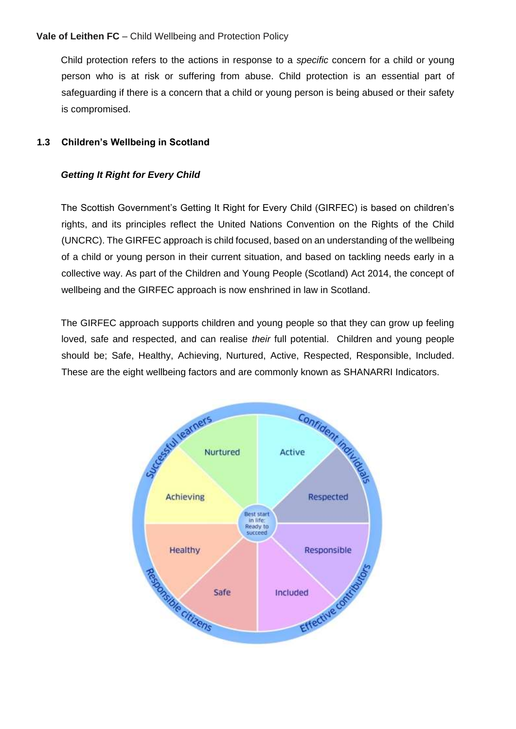Child protection refers to the actions in response to a *specific* concern for a child or young person who is at risk or suffering from abuse. Child protection is an essential part of safeguarding if there is a concern that a child or young person is being abused or their safety is compromised.

### 1.3 Children's Wellbeing in Scotland

***Getting It Right for Every Child***

The Scottish Government's Getting It Right for Every Child (GIRFEC) is based on children's rights, and its principles reflect the United Nations Convention on the Rights of the Child (UNCRC). The GIRFEC approach is child focused, based on an understanding of the wellbeing of a child or young person in their current situation, and based on tackling needs early in a collective way. As part of the Children and Young People (Scotland) Act 2014, the concept of wellbeing and the GIRFEC approach is now enshrined in law in Scotland.

The GIRFEC approach supports children and young people so that they can grow up feeling loved, safe and respected, and can realise *their* full potential. Children and young people should be; Safe, Healthy, Achieving, Nurtured, Active, Respected, Responsible, Included. These are the eight wellbeing factors and are commonly known as SHANARRI Indicators.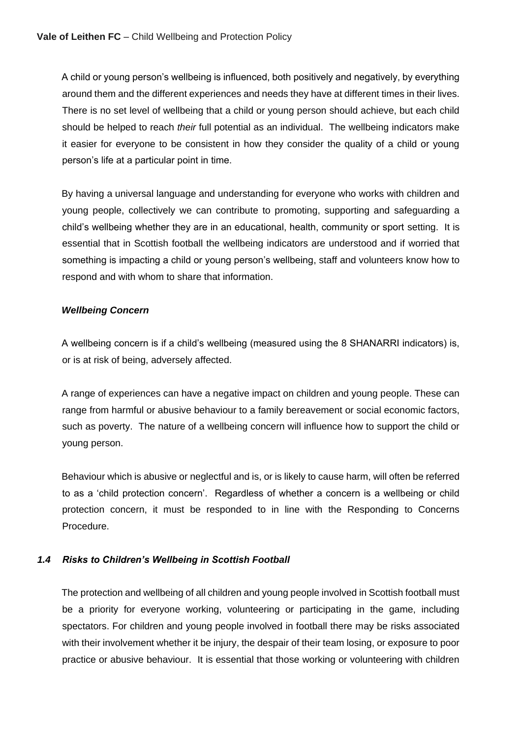A child or young person's wellbeing is influenced, both positively and negatively, by everything around them and the different experiences and needs they have at different times in their lives. There is no set level of wellbeing that a child or young person should achieve, but each child should be helped to reach *their* full potential as an individual. The wellbeing indicators make it easier for everyone to be consistent in how they consider the quality of a child or young person's life at a particular point in time.

By having a universal language and understanding for everyone who works with children and young people, collectively we can contribute to promoting, supporting and safeguarding a child's wellbeing whether they are in an educational, health, community or sport setting. It is essential that in Scottish football the wellbeing indicators are understood and if worried that something is impacting a child or young person's wellbeing, staff and volunteers know how to respond and with whom to share that information.

***Wellbeing Concern***

A wellbeing concern is if a child's wellbeing (measured using the 8 SHANARRI indicators) is, or is at risk of being, adversely affected.

A range of experiences can have a negative impact on children and young people. These can range from harmful or abusive behaviour to a family bereavement or social economic factors, such as poverty. The nature of a wellbeing concern will influence how to support the child or young person.

Behaviour which is abusive or neglectful and is, or is likely to cause harm, will often be referred to as a 'child protection concern'. Regardless of whether a concern is a wellbeing or child protection concern, it must be responded to in line with the Responding to Concerns Procedure.

### *1.4 Risks to Children's Wellbeing in Scottish Football*

The protection and wellbeing of all children and young people involved in Scottish football must be a priority for everyone working, volunteering or participating in the game, including spectators. For children and young people involved in football there may be risks associated with their involvement whether it be injury, the despair of their team losing, or exposure to poor practice or abusive behaviour. It is essential that those working or volunteering with children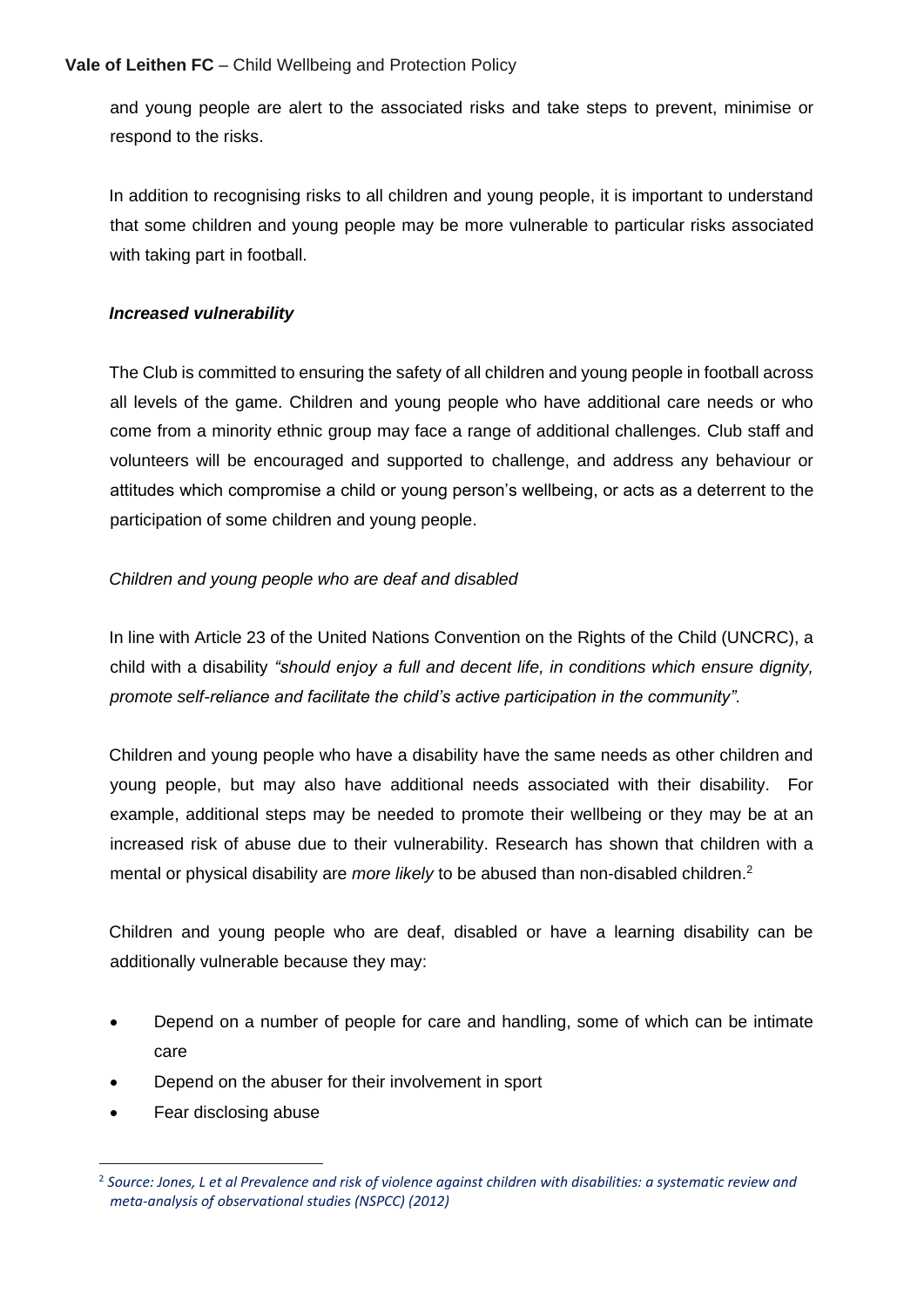and young people are alert to the associated risks and take steps to prevent, minimise or respond to the risks.

In addition to recognising risks to all children and young people, it is important to understand that some children and young people may be more vulnerable to particular risks associated with taking part in football.

***Increased vulnerability***

The Club is committed to ensuring the safety of all children and young people in football across all levels of the game. Children and young people who have additional care needs or who come from a minority ethnic group may face a range of additional challenges. Club staff and volunteers will be encouraged and supported to challenge, and address any behaviour or attitudes which compromise a child or young person's wellbeing, or acts as a deterrent to the participation of some children and young people.

*Children and young people who are deaf and disabled*

In line with Article 23 of the United Nations Convention on the Rights of the Child (UNCRC), a child with a disability *"should enjoy a full and decent life, in conditions which ensure dignity, promote self-reliance and facilitate the child's active participation in the community".*

Children and young people who have a disability have the same needs as other children and young people, but may also have additional needs associated with their disability. For example, additional steps may be needed to promote their wellbeing or they may be at an increased risk of abuse due to their vulnerability. Research has shown that children with a mental or physical disability are *more likely* to be abused than non-disabled children.[2]

Children and young people who are deaf, disabled or have a learning disability can be additionally vulnerable because they may:

- Depend on a number of people for care and handling, some of which can be intimate care
- Depend on the abuser for their involvement in sport
- Fear disclosing abuse

[2] *Source: Jones, L et al Prevalence and risk of violence against children with disabilities: a systematic review and meta-analysis of observational studies (NSPCC) (2012)*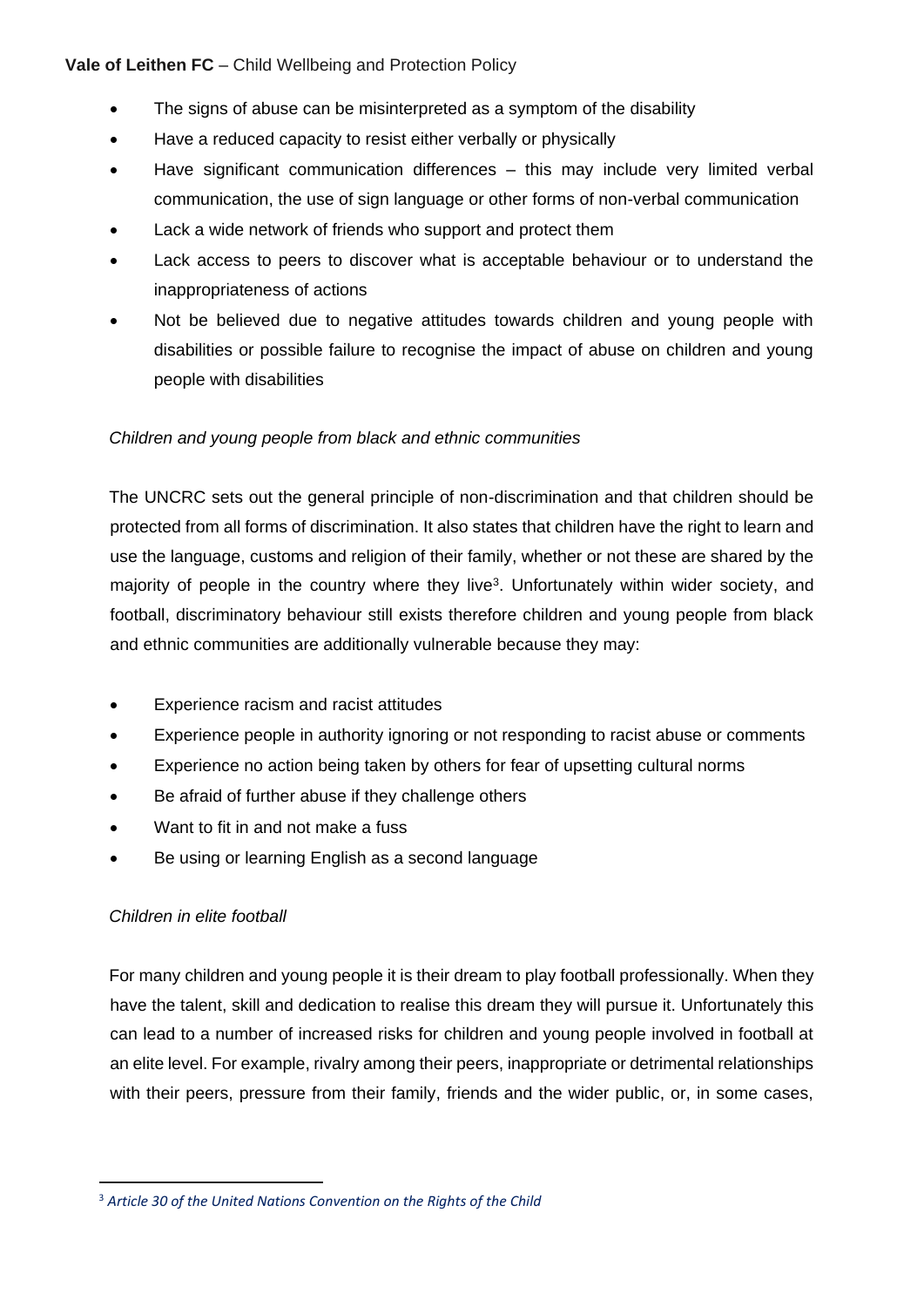- The signs of abuse can be misinterpreted as a symptom of the disability
- Have a reduced capacity to resist either verbally or physically
- Have significant communication differences – this may include very limited verbal communication, the use of sign language or other forms of non-verbal communication
- Lack a wide network of friends who support and protect them
- Lack access to peers to discover what is acceptable behaviour or to understand the inappropriateness of actions
- Not be believed due to negative attitudes towards children and young people with disabilities or possible failure to recognise the impact of abuse on children and young people with disabilities

*Children and young people from black and ethnic communities*

The UNCRC sets out the general principle of non-discrimination and that children should be protected from all forms of discrimination. It also states that children have the right to learn and use the language, customs and religion of their family, whether or not these are shared by the majority of people in the country where they live[3]. Unfortunately within wider society, and football, discriminatory behaviour still exists therefore children and young people from black and ethnic communities are additionally vulnerable because they may:

- Experience racism and racist attitudes
- Experience people in authority ignoring or not responding to racist abuse or comments
- Experience no action being taken by others for fear of upsetting cultural norms
- Be afraid of further abuse if they challenge others
- Want to fit in and not make a fuss
- Be using or learning English as a second language

*Children in elite football*

For many children and young people it is their dream to play football professionally. When they have the talent, skill and dedication to realise this dream they will pursue it. Unfortunately this can lead to a number of increased risks for children and young people involved in football at an elite level. For example, rivalry among their peers, inappropriate or detrimental relationships with their peers, pressure from their family, friends and the wider public, or, in some cases,

[3] *Article 30 of the United Nations Convention on the Rights of the Child*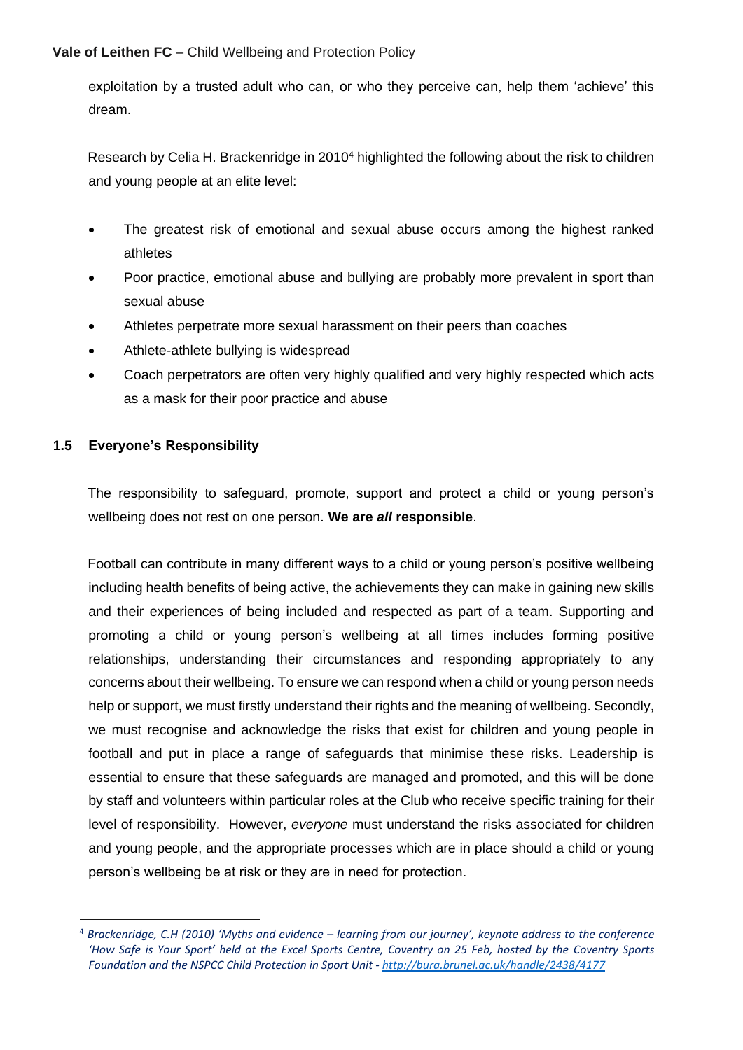exploitation by a trusted adult who can, or who they perceive can, help them 'achieve' this dream.

Research by Celia H. Brackenridge in 2010[4] highlighted the following about the risk to children and young people at an elite level:

- The greatest risk of emotional and sexual abuse occurs among the highest ranked athletes
- Poor practice, emotional abuse and bullying are probably more prevalent in sport than sexual abuse
- Athletes perpetrate more sexual harassment on their peers than coaches
- Athlete-athlete bullying is widespread
- Coach perpetrators are often very highly qualified and very highly respected which acts as a mask for their poor practice and abuse

### 1.5 Everyone's Responsibility

The responsibility to safeguard, promote, support and protect a child or young person's wellbeing does not rest on one person. **We are *all* responsible**.

Football can contribute in many different ways to a child or young person's positive wellbeing including health benefits of being active, the achievements they can make in gaining new skills and their experiences of being included and respected as part of a team. Supporting and promoting a child or young person's wellbeing at all times includes forming positive relationships, understanding their circumstances and responding appropriately to any concerns about their wellbeing. To ensure we can respond when a child or young person needs help or support, we must firstly understand their rights and the meaning of wellbeing. Secondly, we must recognise and acknowledge the risks that exist for children and young people in football and put in place a range of safeguards that minimise these risks. Leadership is essential to ensure that these safeguards are managed and promoted, and this will be done by staff and volunteers within particular roles at the Club who receive specific training for their level of responsibility. However, *everyone* must understand the risks associated for children and young people, and the appropriate processes which are in place should a child or young person's wellbeing be at risk or they are in need for protection.

---

[4] *Brackenridge, C.H (2010) 'Myths and evidence – learning from our journey', keynote address to the conference 'How Safe is Your Sport' held at the Excel Sports Centre, Coventry on 25 Feb, hosted by the Coventry Sports Foundation and the NSPCC Child Protection in Sport Unit - http://bura.brunel.ac.uk/handle/2438/4177*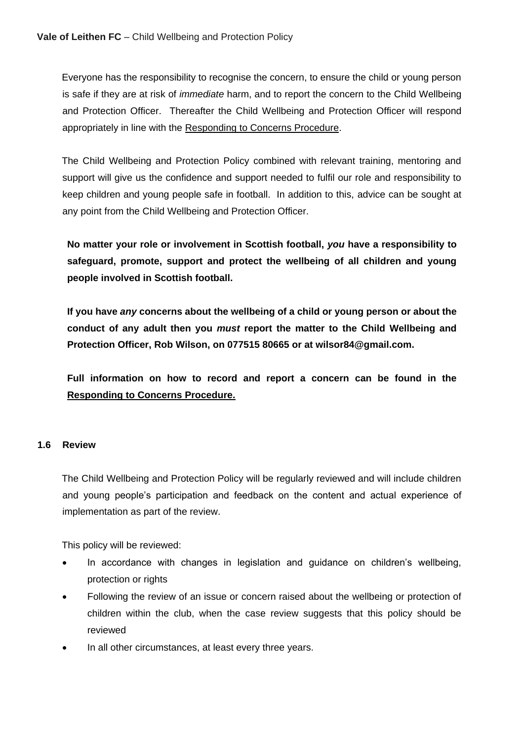Everyone has the responsibility to recognise the concern, to ensure the child or young person is safe if they are at risk of *immediate* harm, and to report the concern to the Child Wellbeing and Protection Officer. Thereafter the Child Wellbeing and Protection Officer will respond appropriately in line with the Responding to Concerns Procedure.

The Child Wellbeing and Protection Policy combined with relevant training, mentoring and support will give us the confidence and support needed to fulfil our role and responsibility to keep children and young people safe in football. In addition to this, advice can be sought at any point from the Child Wellbeing and Protection Officer.

**No matter your role or involvement in Scottish football, *you* have a responsibility to safeguard, promote, support and protect the wellbeing of all children and young people involved in Scottish football.**

**If you have *any* concerns about the wellbeing of a child or young person or about the conduct of any adult then you *must* report the matter to the Child Wellbeing and Protection Officer, Rob Wilson, on 077515 80665 or at wilsor84@gmail.com.**

**Full information on how to record and report a concern can be found in the Responding to Concerns Procedure.**

### 1.6 Review

The Child Wellbeing and Protection Policy will be regularly reviewed and will include children and young people's participation and feedback on the content and actual experience of implementation as part of the review.

This policy will be reviewed:

- In accordance with changes in legislation and guidance on children's wellbeing, protection or rights
- Following the review of an issue or concern raised about the wellbeing or protection of children within the club, when the case review suggests that this policy should be reviewed
- In all other circumstances, at least every three years.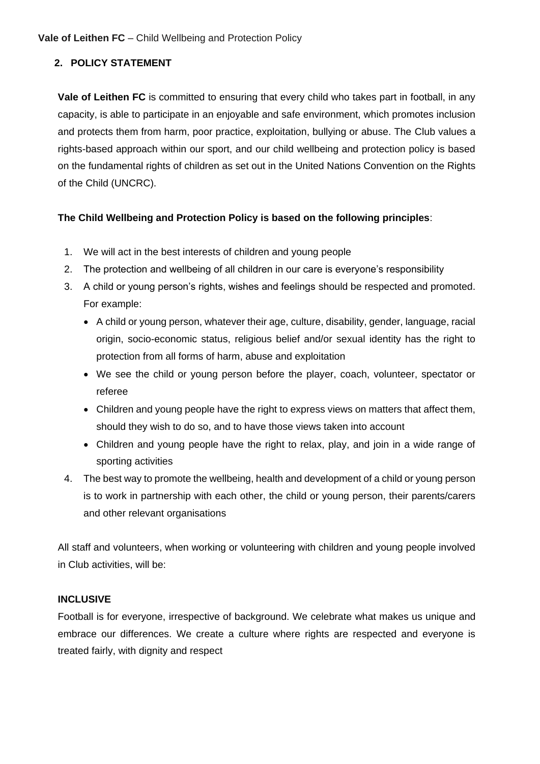## 2. POLICY STATEMENT

**Vale of Leithen FC** is committed to ensuring that every child who takes part in football, in any capacity, is able to participate in an enjoyable and safe environment, which promotes inclusion and protects them from harm, poor practice, exploitation, bullying or abuse. The Club values a rights-based approach within our sport, and our child wellbeing and protection policy is based on the fundamental rights of children as set out in the United Nations Convention on the Rights of the Child (UNCRC).

**The Child Wellbeing and Protection Policy is based on the following principles**:

1. We will act in the best interests of children and young people
2. The protection and wellbeing of all children in our care is everyone's responsibility
3. A child or young person's rights, wishes and feelings should be respected and promoted. For example:
   - A child or young person, whatever their age, culture, disability, gender, language, racial origin, socio-economic status, religious belief and/or sexual identity has the right to protection from all forms of harm, abuse and exploitation
   - We see the child or young person before the player, coach, volunteer, spectator or referee
   - Children and young people have the right to express views on matters that affect them, should they wish to do so, and to have those views taken into account
   - Children and young people have the right to relax, play, and join in a wide range of sporting activities
4. The best way to promote the wellbeing, health and development of a child or young person is to work in partnership with each other, the child or young person, their parents/carers and other relevant organisations

All staff and volunteers, when working or volunteering with children and young people involved in Club activities, will be:

**INCLUSIVE**

Football is for everyone, irrespective of background. We celebrate what makes us unique and embrace our differences. We create a culture where rights are respected and everyone is treated fairly, with dignity and respect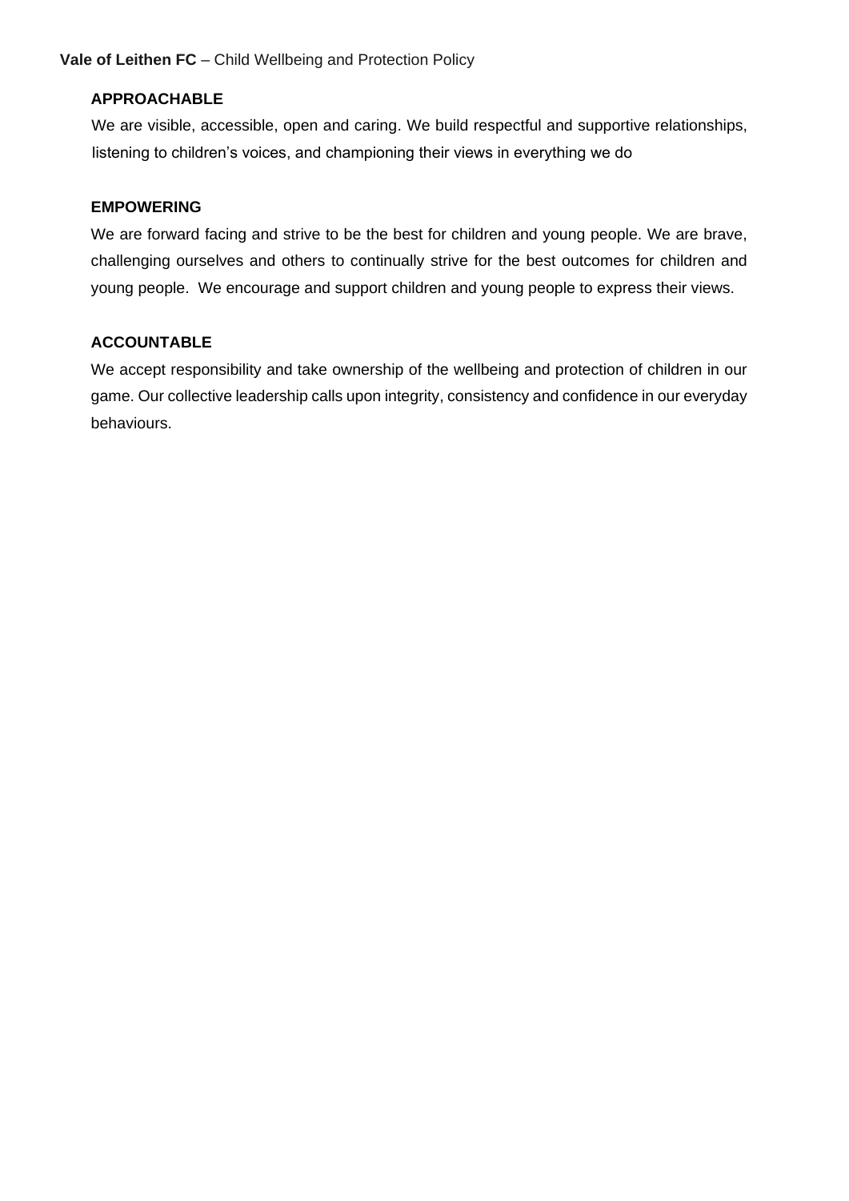**APPROACHABLE**

We are visible, accessible, open and caring. We build respectful and supportive relationships, listening to children's voices, and championing their views in everything we do

**EMPOWERING**

We are forward facing and strive to be the best for children and young people. We are brave, challenging ourselves and others to continually strive for the best outcomes for children and young people. We encourage and support children and young people to express their views.

**ACCOUNTABLE**

We accept responsibility and take ownership of the wellbeing and protection of children in our game. Our collective leadership calls upon integrity, consistency and confidence in our everyday behaviours.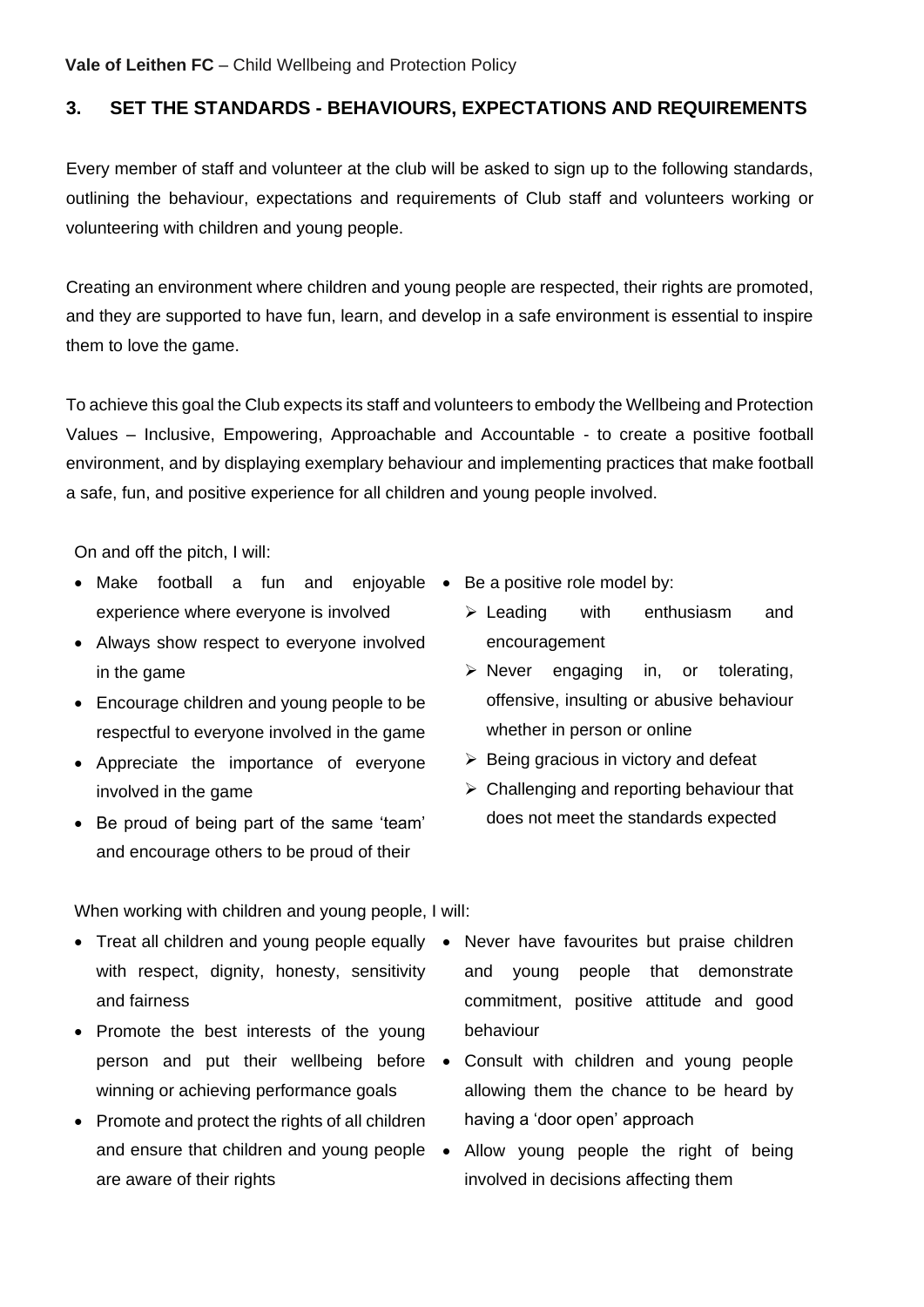## 3. SET THE STANDARDS - BEHAVIOURS, EXPECTATIONS AND REQUIREMENTS

Every member of staff and volunteer at the club will be asked to sign up to the following standards, outlining the behaviour, expectations and requirements of Club staff and volunteers working or volunteering with children and young people.

Creating an environment where children and young people are respected, their rights are promoted, and they are supported to have fun, learn, and develop in a safe environment is essential to inspire them to love the game.

To achieve this goal the Club expects its staff and volunteers to embody the Wellbeing and Protection Values – Inclusive, Empowering, Approachable and Accountable - to create a positive football environment, and by displaying exemplary behaviour and implementing practices that make football a safe, fun, and positive experience for all children and young people involved.

On and off the pitch, I will:

- Make football a fun and enjoyable experience where everyone is involved
- Always show respect to everyone involved in the game
- Encourage children and young people to be respectful to everyone involved in the game
- Appreciate the importance of everyone involved in the game
- Be proud of being part of the same 'team' and encourage others to be proud of their
- Be a positive role model by:
  - Leading with enthusiasm and encouragement
  - Never engaging in, or tolerating, offensive, insulting or abusive behaviour whether in person or online
  - Being gracious in victory and defeat
  - Challenging and reporting behaviour that does not meet the standards expected

When working with children and young people, I will:

- Treat all children and young people equally with respect, dignity, honesty, sensitivity and fairness
- Promote the best interests of the young person and put their wellbeing before winning or achieving performance goals
- Promote and protect the rights of all children and ensure that children and young people are aware of their rights
- Never have favourites but praise children and young people that demonstrate commitment, positive attitude and good behaviour
- Consult with children and young people allowing them the chance to be heard by having a 'door open' approach
- Allow young people the right of being involved in decisions affecting them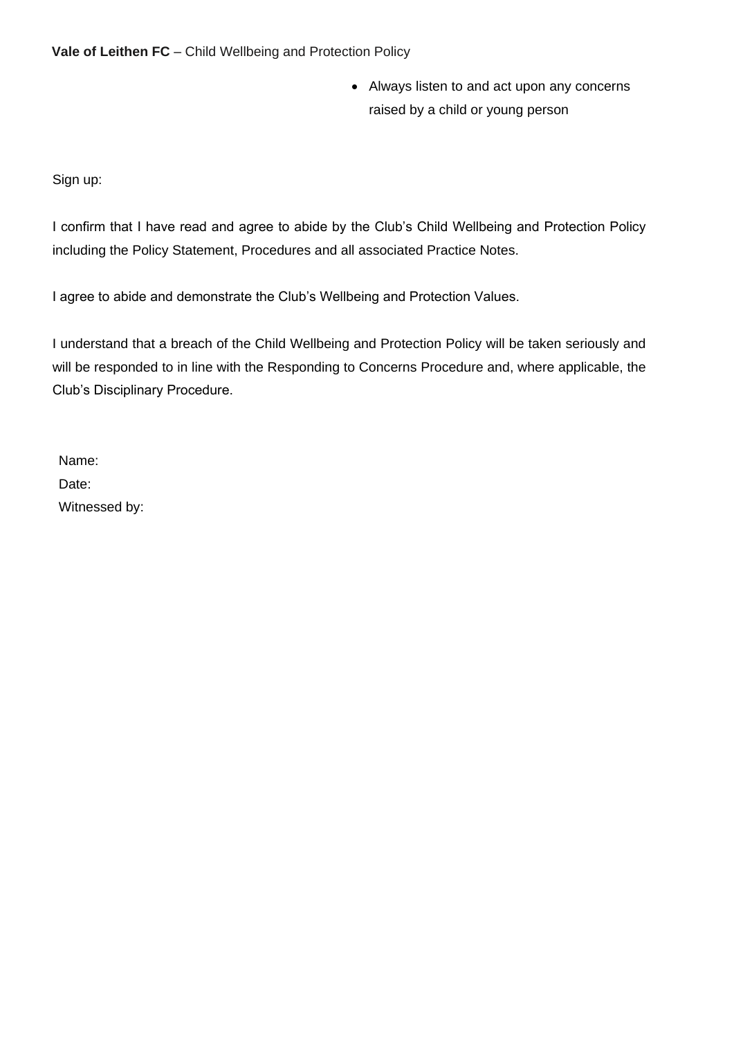- Always listen to and act upon any concerns raised by a child or young person

Sign up:

I confirm that I have read and agree to abide by the Club's Child Wellbeing and Protection Policy including the Policy Statement, Procedures and all associated Practice Notes.

I agree to abide and demonstrate the Club's Wellbeing and Protection Values.

I understand that a breach of the Child Wellbeing and Protection Policy will be taken seriously and will be responded to in line with the Responding to Concerns Procedure and, where applicable, the Club's Disciplinary Procedure.

Name:
Date:
Witnessed by: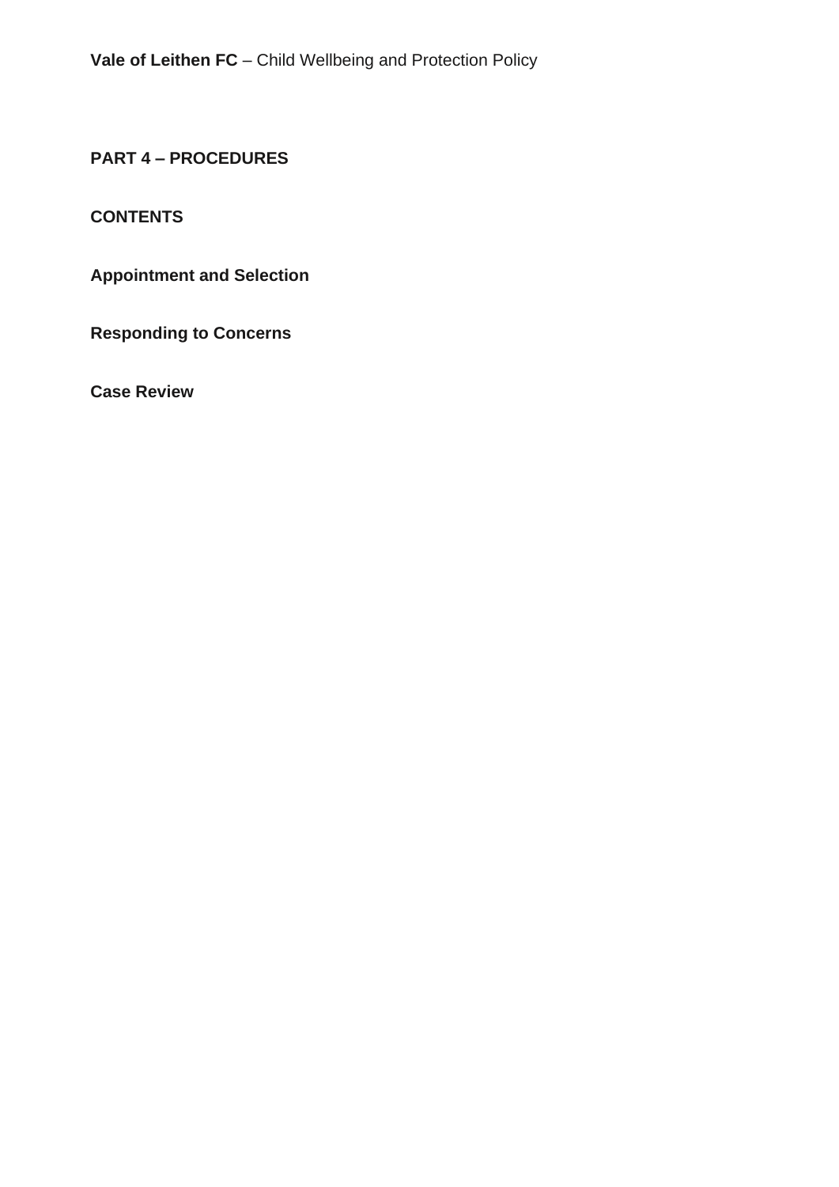# PART 4 – PROCEDURES

## CONTENTS

**Appointment and Selection**

**Responding to Concerns**

**Case Review**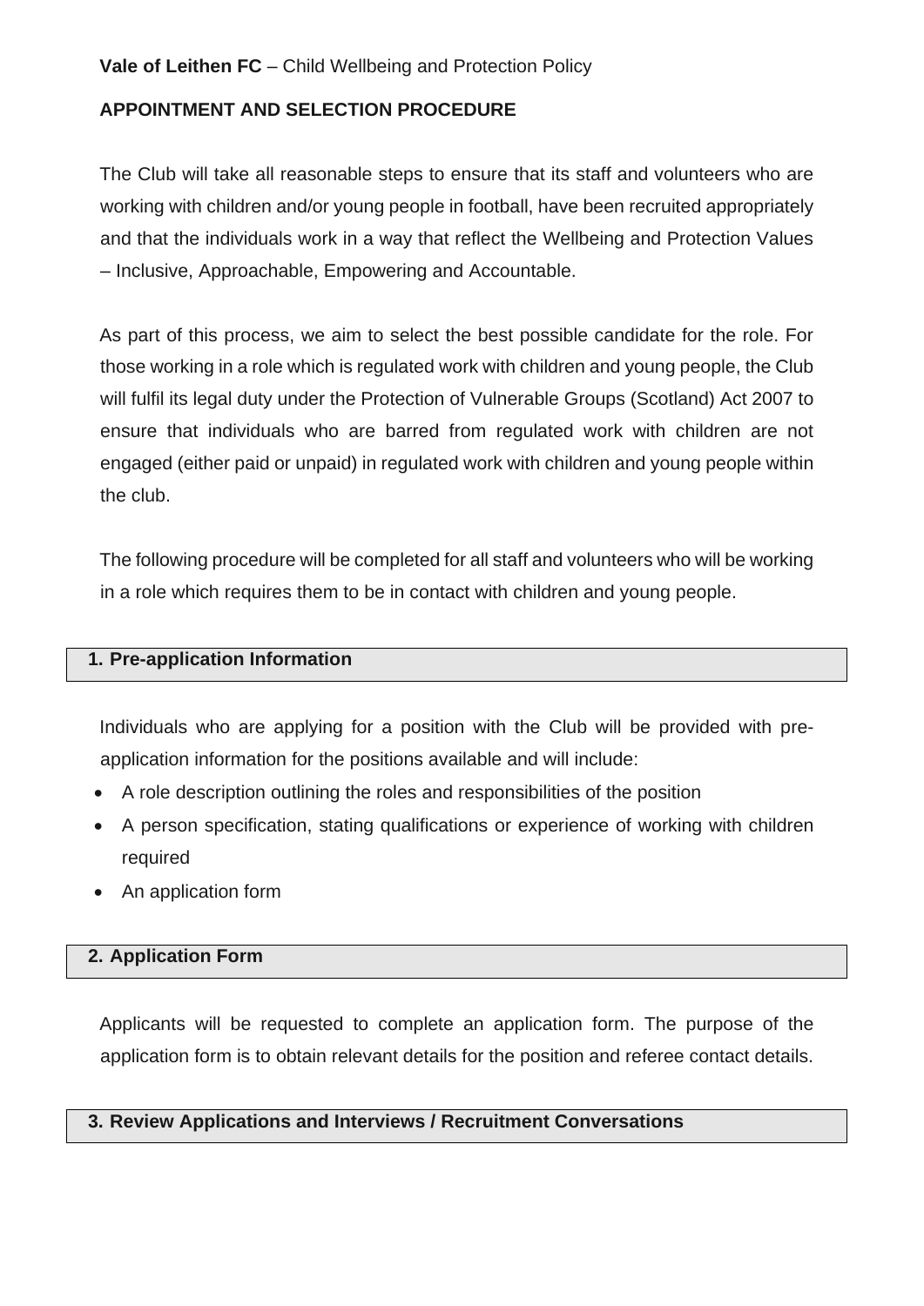**Vale of Leithen FC** – Child Wellbeing and Protection Policy

**APPOINTMENT AND SELECTION PROCEDURE**

The Club will take all reasonable steps to ensure that its staff and volunteers who are working with children and/or young people in football, have been recruited appropriately and that the individuals work in a way that reflect the Wellbeing and Protection Values – Inclusive, Approachable, Empowering and Accountable.

As part of this process, we aim to select the best possible candidate for the role. For those working in a role which is regulated work with children and young people, the Club will fulfil its legal duty under the Protection of Vulnerable Groups (Scotland) Act 2007 to ensure that individuals who are barred from regulated work with children are not engaged (either paid or unpaid) in regulated work with children and young people within the club.

The following procedure will be completed for all staff and volunteers who will be working in a role which requires them to be in contact with children and young people.

## 1. Pre-application Information

Individuals who are applying for a position with the Club will be provided with pre-application information for the positions available and will include:

- A role description outlining the roles and responsibilities of the position
- A person specification, stating qualifications or experience of working with children required
- An application form

## 2. Application Form

Applicants will be requested to complete an application form. The purpose of the application form is to obtain relevant details for the position and referee contact details.

## 3. Review Applications and Interviews / Recruitment Conversations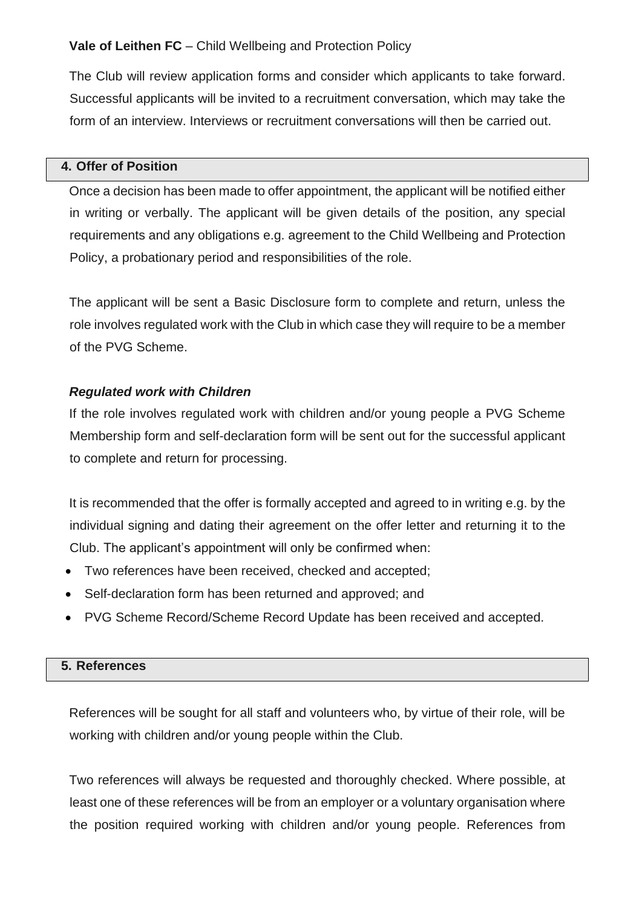The Club will review application forms and consider which applicants to take forward. Successful applicants will be invited to a recruitment conversation, which may take the form of an interview. Interviews or recruitment conversations will then be carried out.

## 4. Offer of Position

Once a decision has been made to offer appointment, the applicant will be notified either in writing or verbally. The applicant will be given details of the position, any special requirements and any obligations e.g. agreement to the Child Wellbeing and Protection Policy, a probationary period and responsibilities of the role.

The applicant will be sent a Basic Disclosure form to complete and return, unless the role involves regulated work with the Club in which case they will require to be a member of the PVG Scheme.

***Regulated work with Children***

If the role involves regulated work with children and/or young people a PVG Scheme Membership form and self-declaration form will be sent out for the successful applicant to complete and return for processing.

It is recommended that the offer is formally accepted and agreed to in writing e.g. by the individual signing and dating their agreement on the offer letter and returning it to the Club. The applicant's appointment will only be confirmed when:

- Two references have been received, checked and accepted;
- Self-declaration form has been returned and approved; and
- PVG Scheme Record/Scheme Record Update has been received and accepted.

## 5. References

References will be sought for all staff and volunteers who, by virtue of their role, will be working with children and/or young people within the Club.

Two references will always be requested and thoroughly checked. Where possible, at least one of these references will be from an employer or a voluntary organisation where the position required working with children and/or young people. References from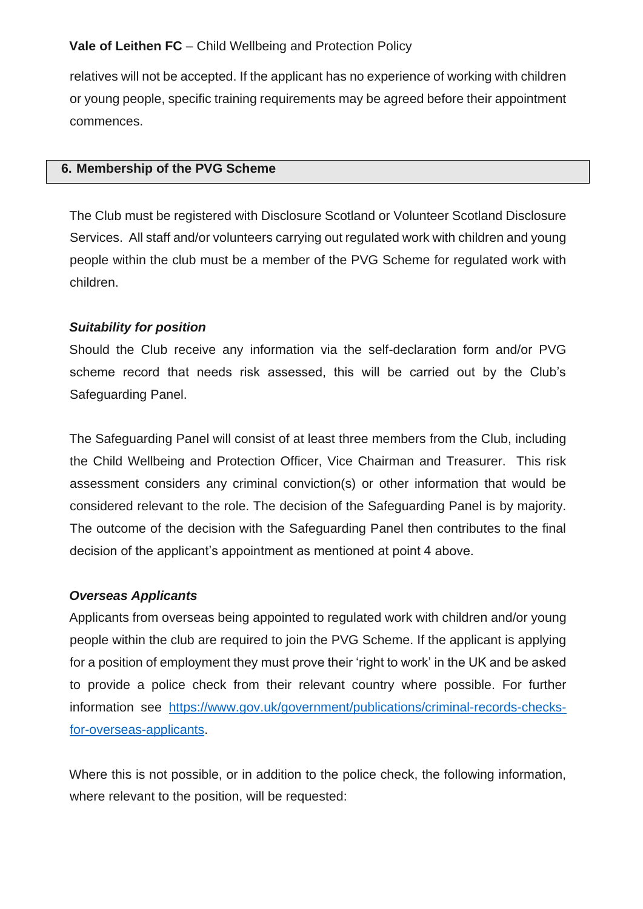relatives will not be accepted. If the applicant has no experience of working with children or young people, specific training requirements may be agreed before their appointment commences.

## 6. Membership of the PVG Scheme

The Club must be registered with Disclosure Scotland or Volunteer Scotland Disclosure Services. All staff and/or volunteers carrying out regulated work with children and young people within the club must be a member of the PVG Scheme for regulated work with children.

***Suitability for position***

Should the Club receive any information via the self-declaration form and/or PVG scheme record that needs risk assessed, this will be carried out by the Club's Safeguarding Panel.

The Safeguarding Panel will consist of at least three members from the Club, including the Child Wellbeing and Protection Officer, Vice Chairman and Treasurer. This risk assessment considers any criminal conviction(s) or other information that would be considered relevant to the role. The decision of the Safeguarding Panel is by majority. The outcome of the decision with the Safeguarding Panel then contributes to the final decision of the applicant's appointment as mentioned at point 4 above.

***Overseas Applicants***

Applicants from overseas being appointed to regulated work with children and/or young people within the club are required to join the PVG Scheme. If the applicant is applying for a position of employment they must prove their 'right to work' in the UK and be asked to provide a police check from their relevant country where possible. For further information see [https://www.gov.uk/government/publications/criminal-records-checks-for-overseas-applicants](https://www.gov.uk/government/publications/criminal-records-checks-for-overseas-applicants).

Where this is not possible, or in addition to the police check, the following information, where relevant to the position, will be requested: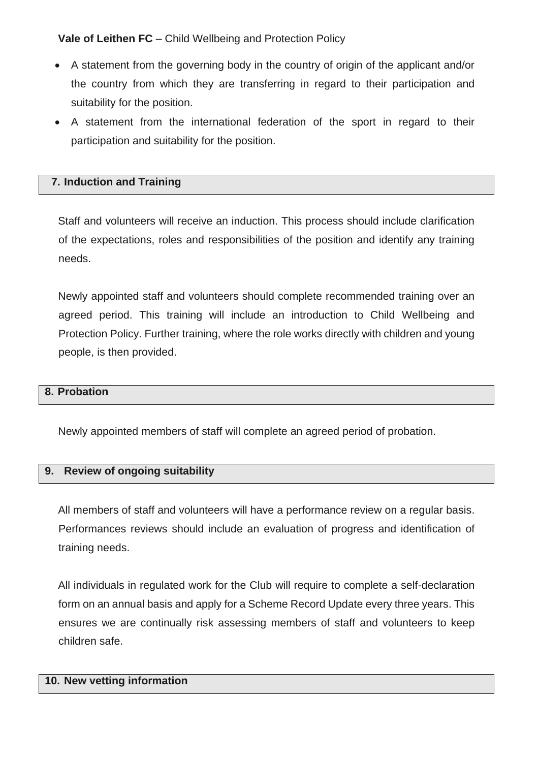- A statement from the governing body in the country of origin of the applicant and/or the country from which they are transferring in regard to their participation and suitability for the position.
- A statement from the international federation of the sport in regard to their participation and suitability for the position.

## 7. Induction and Training

Staff and volunteers will receive an induction. This process should include clarification of the expectations, roles and responsibilities of the position and identify any training needs.

Newly appointed staff and volunteers should complete recommended training over an agreed period. This training will include an introduction to Child Wellbeing and Protection Policy. Further training, where the role works directly with children and young people, is then provided.

## 8. Probation

Newly appointed members of staff will complete an agreed period of probation.

## 9. Review of ongoing suitability

All members of staff and volunteers will have a performance review on a regular basis. Performances reviews should include an evaluation of progress and identification of training needs.

All individuals in regulated work for the Club will require to complete a self-declaration form on an annual basis and apply for a Scheme Record Update every three years. This ensures we are continually risk assessing members of staff and volunteers to keep children safe.

## 10. New vetting information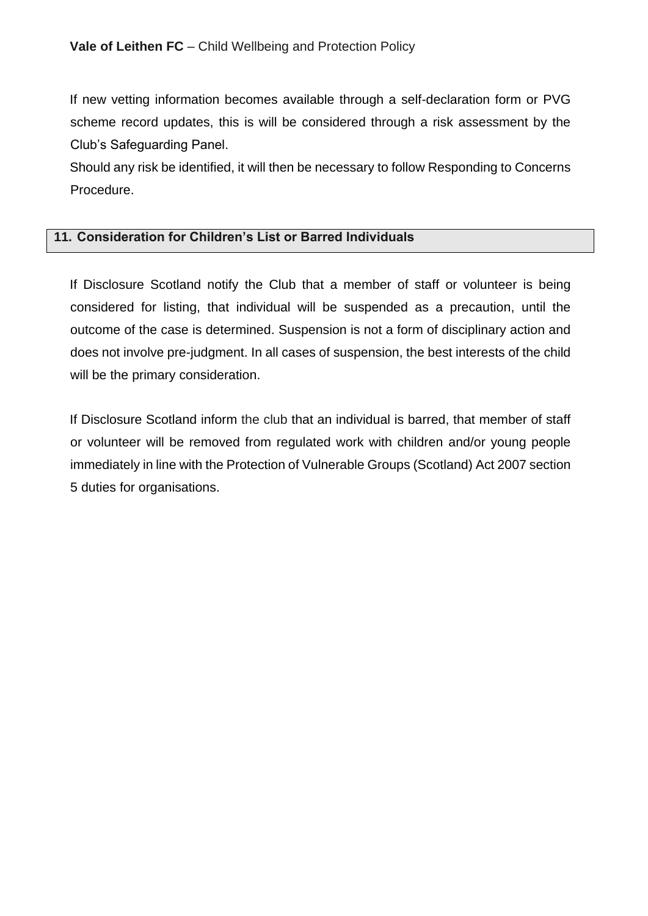If new vetting information becomes available through a self-declaration form or PVG scheme record updates, this is will be considered through a risk assessment by the Club's Safeguarding Panel.

Should any risk be identified, it will then be necessary to follow Responding to Concerns Procedure.

## 11. Consideration for Children's List or Barred Individuals

If Disclosure Scotland notify the Club that a member of staff or volunteer is being considered for listing, that individual will be suspended as a precaution, until the outcome of the case is determined. Suspension is not a form of disciplinary action and does not involve pre-judgment. In all cases of suspension, the best interests of the child will be the primary consideration.

If Disclosure Scotland inform the club that an individual is barred, that member of staff or volunteer will be removed from regulated work with children and/or young people immediately in line with the Protection of Vulnerable Groups (Scotland) Act 2007 section 5 duties for organisations.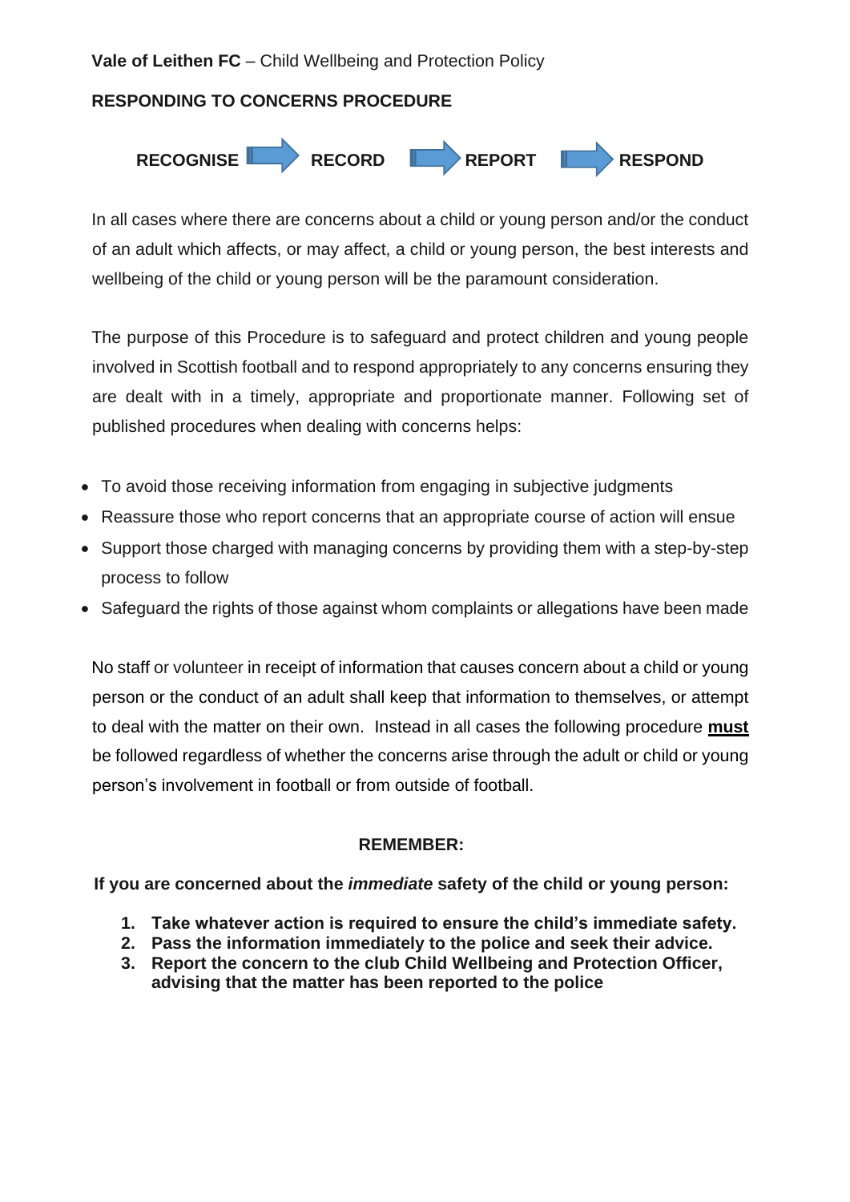**Vale of Leithen FC** – Child Wellbeing and Protection Policy

## RESPONDING TO CONCERNS PROCEDURE

**RECOGNISE** → **RECORD** → **REPORT** → **RESPOND**

In all cases where there are concerns about a child or young person and/or the conduct of an adult which affects, or may affect, a child or young person, the best interests and wellbeing of the child or young person will be the paramount consideration.

The purpose of this Procedure is to safeguard and protect children and young people involved in Scottish football and to respond appropriately to any concerns ensuring they are dealt with in a timely, appropriate and proportionate manner. Following set of published procedures when dealing with concerns helps:

- To avoid those receiving information from engaging in subjective judgments
- Reassure those who report concerns that an appropriate course of action will ensue
- Support those charged with managing concerns by providing them with a step-by-step process to follow
- Safeguard the rights of those against whom complaints or allegations have been made

No staff or volunteer in receipt of information that causes concern about a child or young person or the conduct of an adult shall keep that information to themselves, or attempt to deal with the matter on their own. Instead in all cases the following procedure **<u>must</u>** be followed regardless of whether the concerns arise through the adult or child or young person's involvement in football or from outside of football.

**REMEMBER:**

**If you are concerned about the *immediate* safety of the child or young person:**

1. **Take whatever action is required to ensure the child's immediate safety.**
2. **Pass the information immediately to the police and seek their advice.**
3. **Report the concern to the club Child Wellbeing and Protection Officer, advising that the matter has been reported to the police**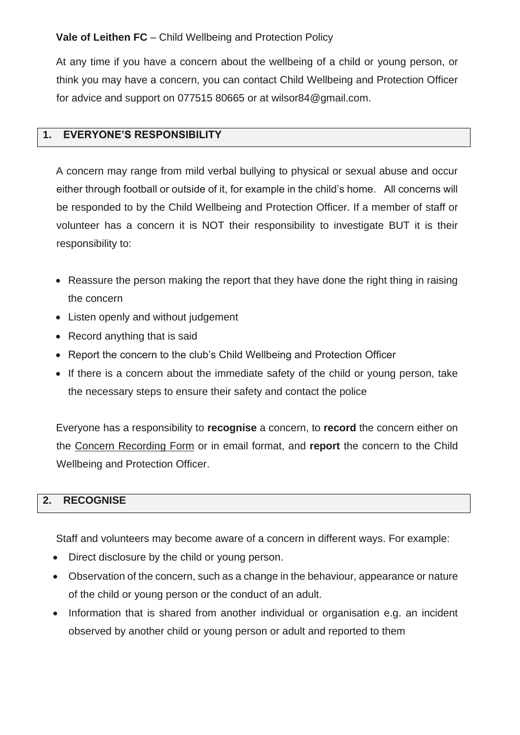**Vale of Leithen FC** – Child Wellbeing and Protection Policy

At any time if you have a concern about the wellbeing of a child or young person, or think you may have a concern, you can contact Child Wellbeing and Protection Officer for advice and support on 077515 80665 or at wilsor84@gmail.com.

## 1. EVERYONE'S RESPONSIBILITY

A concern may range from mild verbal bullying to physical or sexual abuse and occur either through football or outside of it, for example in the child's home. All concerns will be responded to by the Child Wellbeing and Protection Officer. If a member of staff or volunteer has a concern it is NOT their responsibility to investigate BUT it is their responsibility to:

- Reassure the person making the report that they have done the right thing in raising the concern
- Listen openly and without judgement
- Record anything that is said
- Report the concern to the club's Child Wellbeing and Protection Officer
- If there is a concern about the immediate safety of the child or young person, take the necessary steps to ensure their safety and contact the police

Everyone has a responsibility to **recognise** a concern, to **record** the concern either on the Concern Recording Form or in email format, and **report** the concern to the Child Wellbeing and Protection Officer.

## 2. RECOGNISE

Staff and volunteers may become aware of a concern in different ways. For example:

- Direct disclosure by the child or young person.
- Observation of the concern, such as a change in the behaviour, appearance or nature of the child or young person or the conduct of an adult.
- Information that is shared from another individual or organisation e.g. an incident observed by another child or young person or adult and reported to them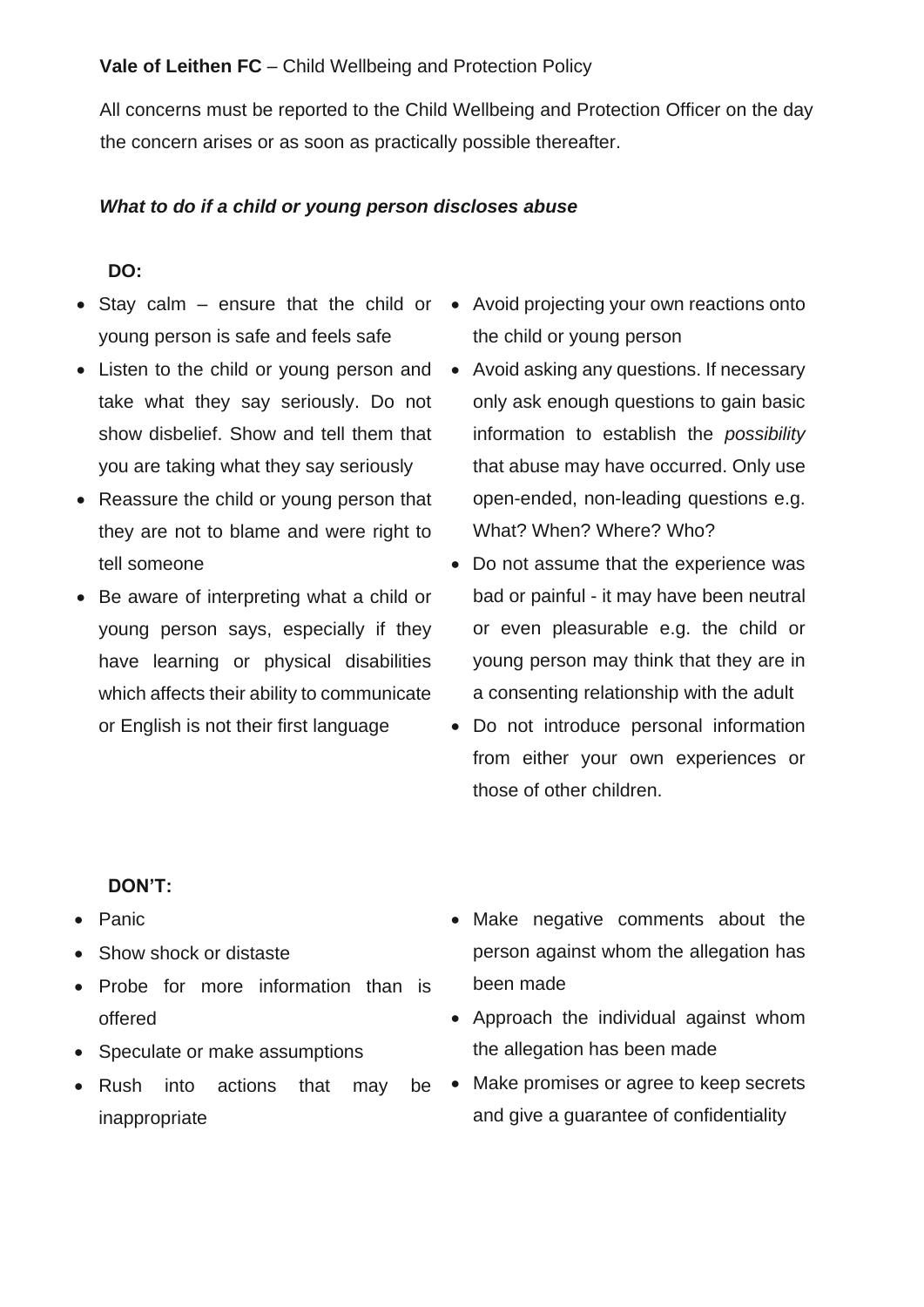**Vale of Leithen FC** – Child Wellbeing and Protection Policy

All concerns must be reported to the Child Wellbeing and Protection Officer on the day the concern arises or as soon as practically possible thereafter.

***What to do if a child or young person discloses abuse***

**DO:**

- Stay calm – ensure that the child or young person is safe and feels safe
- Listen to the child or young person and take what they say seriously. Do not show disbelief. Show and tell them that you are taking what they say seriously
- Reassure the child or young person that they are not to blame and were right to tell someone
- Be aware of interpreting what a child or young person says, especially if they have learning or physical disabilities which affects their ability to communicate or English is not their first language
- Avoid projecting your own reactions onto the child or young person
- Avoid asking any questions. If necessary only ask enough questions to gain basic information to establish the *possibility* that abuse may have occurred. Only use open-ended, non-leading questions e.g. What? When? Where? Who?
- Do not assume that the experience was bad or painful - it may have been neutral or even pleasurable e.g. the child or young person may think that they are in a consenting relationship with the adult
- Do not introduce personal information from either your own experiences or those of other children.

**DON'T:**

- Panic
- Show shock or distaste
- Probe for more information than is offered
- Speculate or make assumptions
- Rush into actions that may be inappropriate
- Make negative comments about the person against whom the allegation has been made
- Approach the individual against whom the allegation has been made
- Make promises or agree to keep secrets and give a guarantee of confidentiality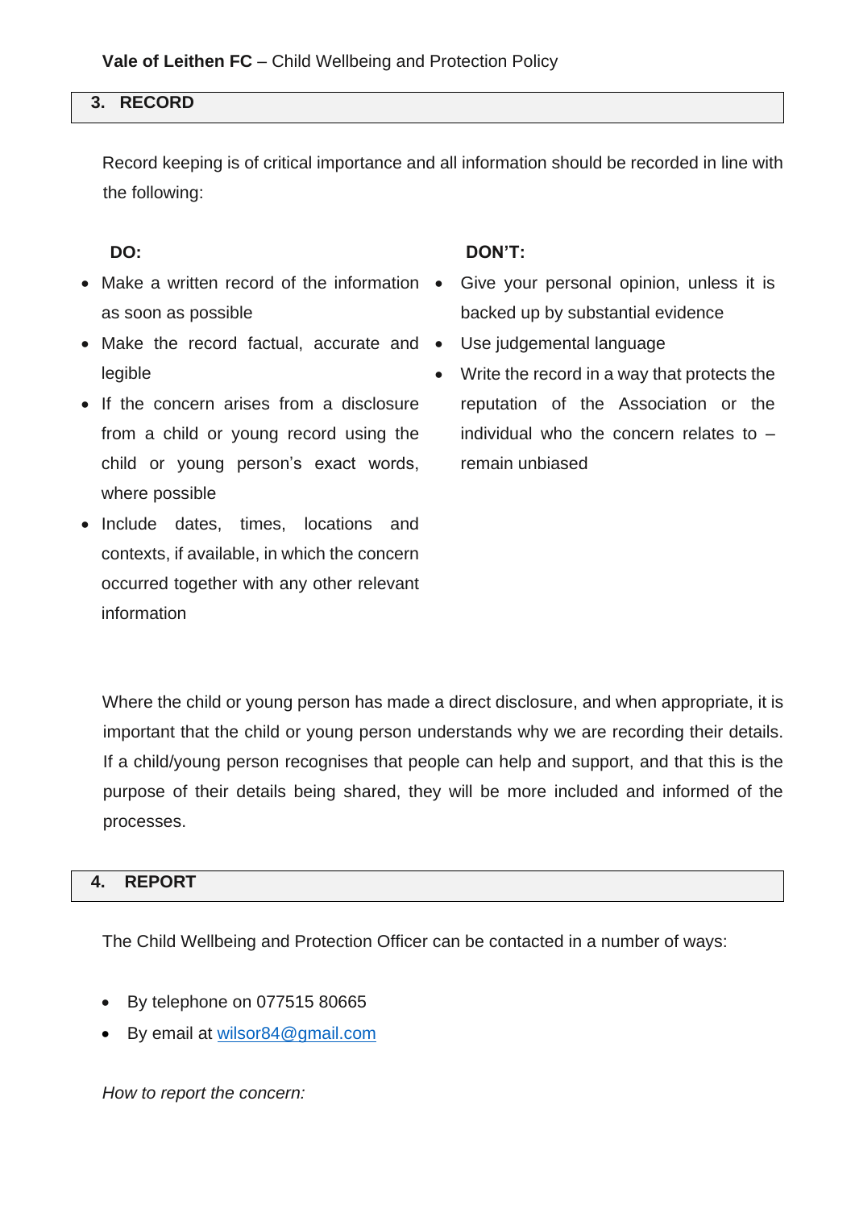## 3. RECORD

Record keeping is of critical importance and all information should be recorded in line with the following:

**DO:**

- Make a written record of the information as soon as possible
- Make the record factual, accurate and legible
- If the concern arises from a disclosure from a child or young record using the child or young person's exact words, where possible
- Include dates, times, locations and contexts, if available, in which the concern occurred together with any other relevant information

**DON'T:**

- Give your personal opinion, unless it is backed up by substantial evidence
- Use judgemental language
- Write the record in a way that protects the reputation of the Association or the individual who the concern relates to – remain unbiased

Where the child or young person has made a direct disclosure, and when appropriate, it is important that the child or young person understands why we are recording their details. If a child/young person recognises that people can help and support, and that this is the purpose of their details being shared, they will be more included and informed of the processes.

## 4. REPORT

The Child Wellbeing and Protection Officer can be contacted in a number of ways:

- By telephone on 077515 80665
- By email at [wilsor84@gmail.com](mailto:wilsor84@gmail.com)

*How to report the concern:*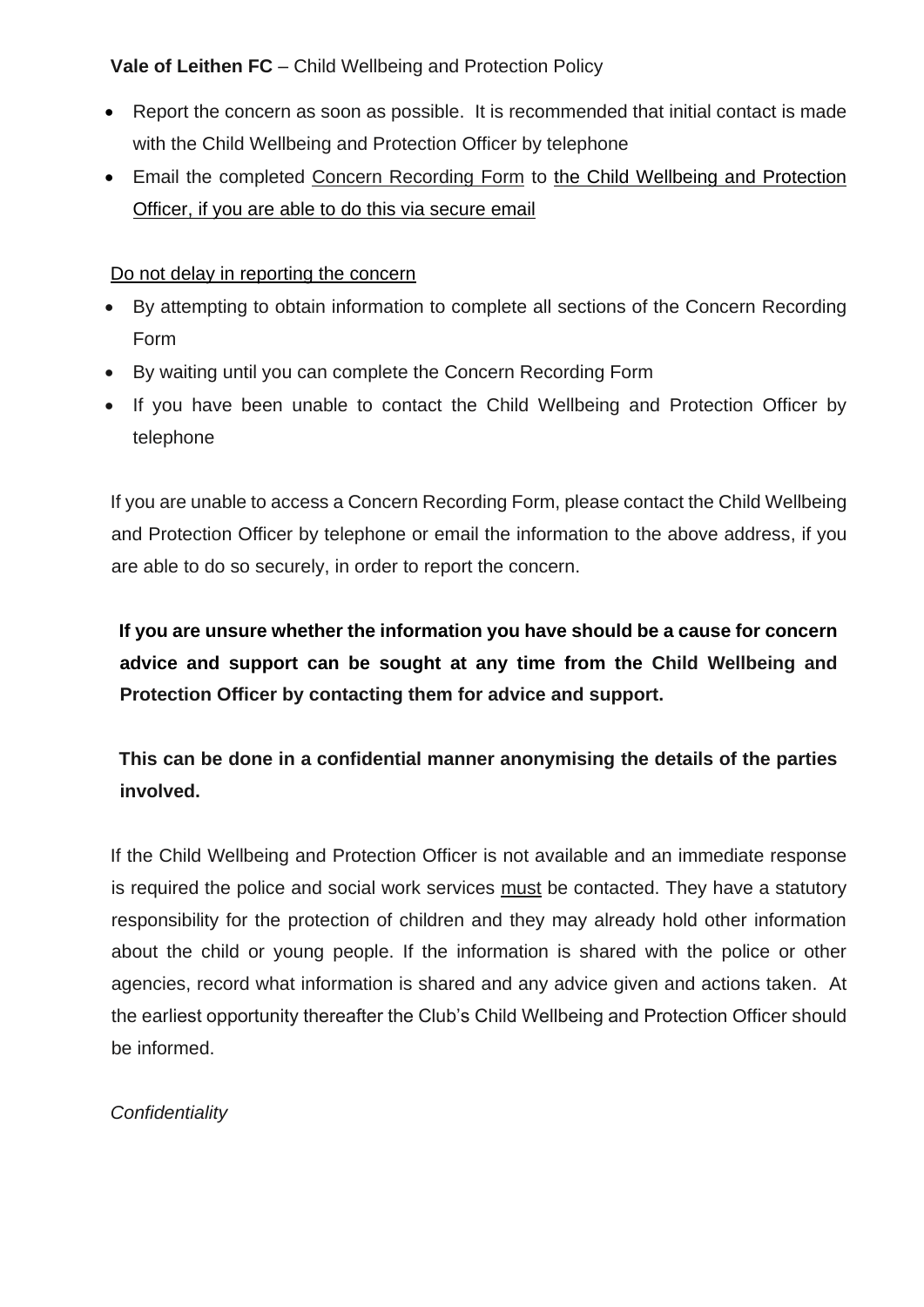- Report the concern as soon as possible. It is recommended that initial contact is made with the Child Wellbeing and Protection Officer by telephone
- Email the completed <u>Concern Recording Form</u> to <u>the Child Wellbeing and Protection Officer, if you are able to do this via secure email</u>

<u>Do not delay in reporting the concern</u>

- By attempting to obtain information to complete all sections of the Concern Recording Form
- By waiting until you can complete the Concern Recording Form
- If you have been unable to contact the Child Wellbeing and Protection Officer by telephone

If you are unable to access a Concern Recording Form, please contact the Child Wellbeing and Protection Officer by telephone or email the information to the above address, if you are able to do so securely, in order to report the concern.

**If you are unsure whether the information you have should be a cause for concern advice and support can be sought at any time from the Child Wellbeing and Protection Officer by contacting them for advice and support.**

**This can be done in a confidential manner anonymising the details of the parties involved.**

If the Child Wellbeing and Protection Officer is not available and an immediate response is required the police and social work services <u>must</u> be contacted. They have a statutory responsibility for the protection of children and they may already hold other information about the child or young people. If the information is shared with the police or other agencies, record what information is shared and any advice given and actions taken. At the earliest opportunity thereafter the Club's Child Wellbeing and Protection Officer should be informed.

*Confidentiality*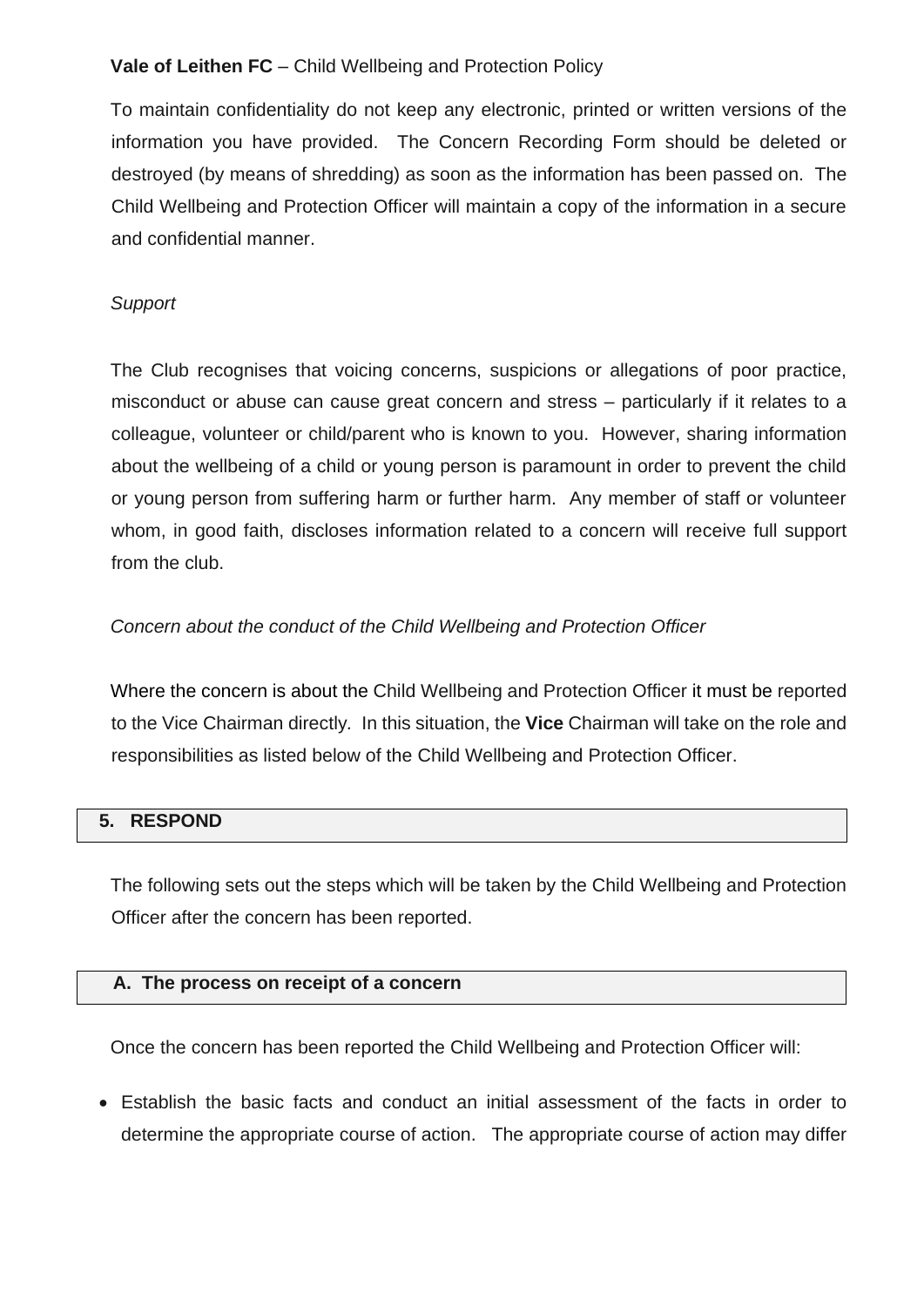To maintain confidentiality do not keep any electronic, printed or written versions of the information you have provided. The Concern Recording Form should be deleted or destroyed (by means of shredding) as soon as the information has been passed on. The Child Wellbeing and Protection Officer will maintain a copy of the information in a secure and confidential manner.

*Support*

The Club recognises that voicing concerns, suspicions or allegations of poor practice, misconduct or abuse can cause great concern and stress – particularly if it relates to a colleague, volunteer or child/parent who is known to you. However, sharing information about the wellbeing of a child or young person is paramount in order to prevent the child or young person from suffering harm or further harm. Any member of staff or volunteer whom, in good faith, discloses information related to a concern will receive full support from the club.

*Concern about the conduct of the Child Wellbeing and Protection Officer*

Where the concern is about the Child Wellbeing and Protection Officer it must be reported to the Vice Chairman directly. In this situation, the **Vice** Chairman will take on the role and responsibilities as listed below of the Child Wellbeing and Protection Officer.

## 5. RESPOND

The following sets out the steps which will be taken by the Child Wellbeing and Protection Officer after the concern has been reported.

### A. The process on receipt of a concern

Once the concern has been reported the Child Wellbeing and Protection Officer will:

- Establish the basic facts and conduct an initial assessment of the facts in order to determine the appropriate course of action. The appropriate course of action may differ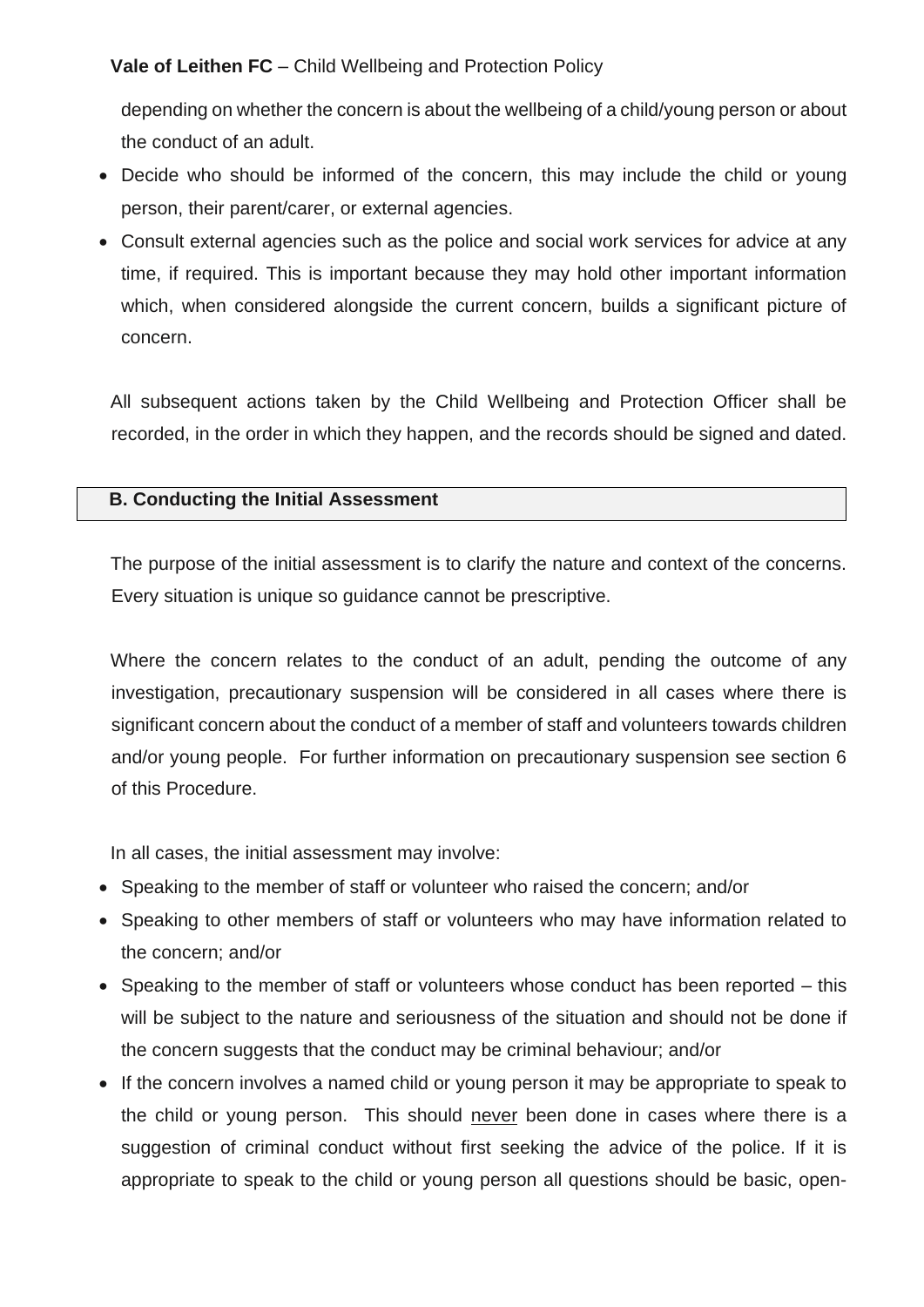depending on whether the concern is about the wellbeing of a child/young person or about the conduct of an adult.

- Decide who should be informed of the concern, this may include the child or young person, their parent/carer, or external agencies.
- Consult external agencies such as the police and social work services for advice at any time, if required. This is important because they may hold other important information which, when considered alongside the current concern, builds a significant picture of concern.

All subsequent actions taken by the Child Wellbeing and Protection Officer shall be recorded, in the order in which they happen, and the records should be signed and dated.

### B. Conducting the Initial Assessment

The purpose of the initial assessment is to clarify the nature and context of the concerns. Every situation is unique so guidance cannot be prescriptive.

Where the concern relates to the conduct of an adult, pending the outcome of any investigation, precautionary suspension will be considered in all cases where there is significant concern about the conduct of a member of staff and volunteers towards children and/or young people. For further information on precautionary suspension see section 6 of this Procedure.

In all cases, the initial assessment may involve:

- Speaking to the member of staff or volunteer who raised the concern; and/or
- Speaking to other members of staff or volunteers who may have information related to the concern; and/or
- Speaking to the member of staff or volunteers whose conduct has been reported – this will be subject to the nature and seriousness of the situation and should not be done if the concern suggests that the conduct may be criminal behaviour; and/or
- If the concern involves a named child or young person it may be appropriate to speak to the child or young person. This should never been done in cases where there is a suggestion of criminal conduct without first seeking the advice of the police. If it is appropriate to speak to the child or young person all questions should be basic, open-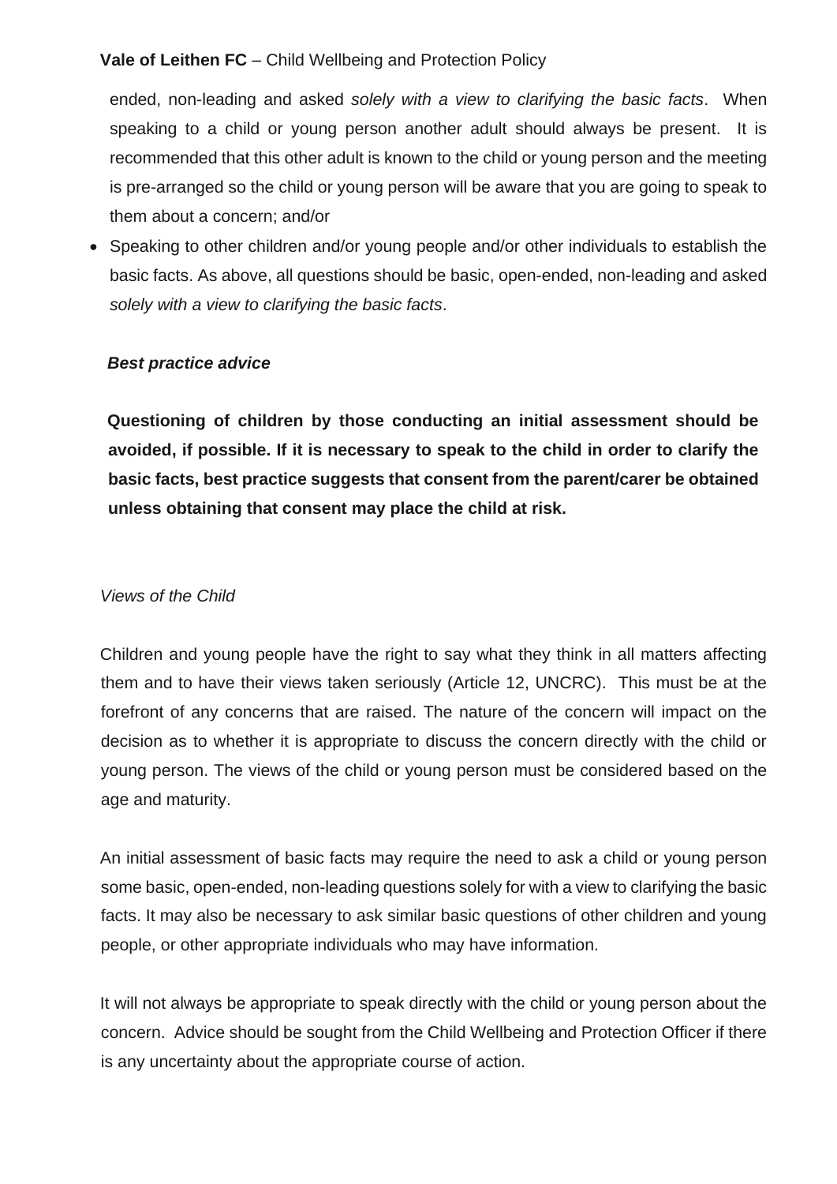ended, non-leading and asked *solely with a view to clarifying the basic facts*. When speaking to a child or young person another adult should always be present. It is recommended that this other adult is known to the child or young person and the meeting is pre-arranged so the child or young person will be aware that you are going to speak to them about a concern; and/or

- Speaking to other children and/or young people and/or other individuals to establish the basic facts. As above, all questions should be basic, open-ended, non-leading and asked *solely with a view to clarifying the basic facts*.

***Best practice advice***

**Questioning of children by those conducting an initial assessment should be avoided, if possible. If it is necessary to speak to the child in order to clarify the basic facts, best practice suggests that consent from the parent/carer be obtained unless obtaining that consent may place the child at risk.**

*Views of the Child*

Children and young people have the right to say what they think in all matters affecting them and to have their views taken seriously (Article 12, UNCRC). This must be at the forefront of any concerns that are raised. The nature of the concern will impact on the decision as to whether it is appropriate to discuss the concern directly with the child or young person. The views of the child or young person must be considered based on the age and maturity.

An initial assessment of basic facts may require the need to ask a child or young person some basic, open-ended, non-leading questions solely for with a view to clarifying the basic facts. It may also be necessary to ask similar basic questions of other children and young people, or other appropriate individuals who may have information.

It will not always be appropriate to speak directly with the child or young person about the concern. Advice should be sought from the Child Wellbeing and Protection Officer if there is any uncertainty about the appropriate course of action.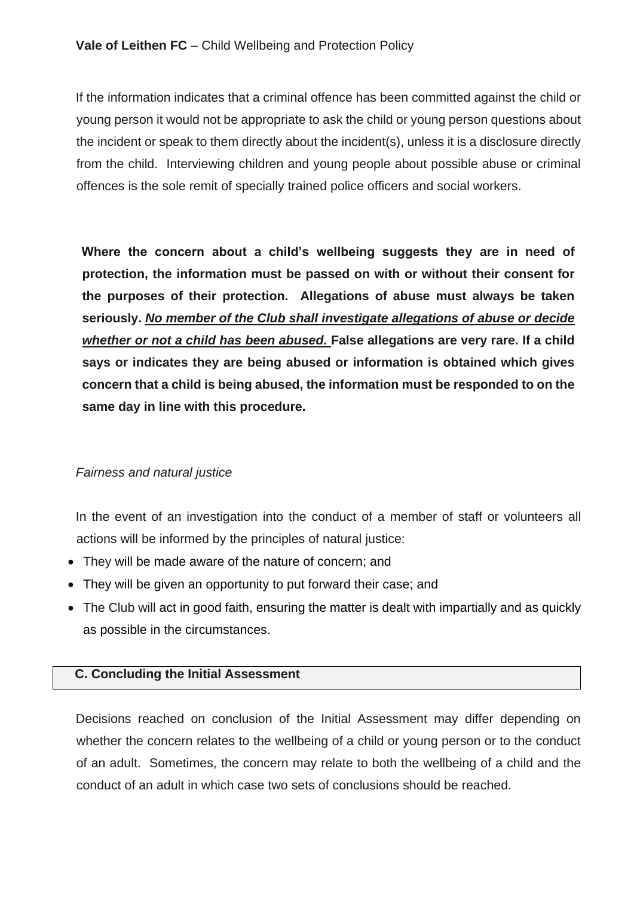If the information indicates that a criminal offence has been committed against the child or young person it would not be appropriate to ask the child or young person questions about the incident or speak to them directly about the incident(s), unless it is a disclosure directly from the child. Interviewing children and young people about possible abuse or criminal offences is the sole remit of specially trained police officers and social workers.

**Where the concern about a child's wellbeing suggests they are in need of protection, the information must be passed on with or without their consent for the purposes of their protection. Allegations of abuse must always be taken seriously. *<u>No member of the Club shall investigate allegations of abuse or decide whether or not a child has been abused.</u>* False allegations are very rare. If a child says or indicates they are being abused or information is obtained which gives concern that a child is being abused, the information must be responded to on the same day in line with this procedure.**

*Fairness and natural justice*

In the event of an investigation into the conduct of a member of staff or volunteers all actions will be informed by the principles of natural justice:

- They will be made aware of the nature of concern; and
- They will be given an opportunity to put forward their case; and
- The Club will act in good faith, ensuring the matter is dealt with impartially and as quickly as possible in the circumstances.

### C. Concluding the Initial Assessment

Decisions reached on conclusion of the Initial Assessment may differ depending on whether the concern relates to the wellbeing of a child or young person or to the conduct of an adult. Sometimes, the concern may relate to both the wellbeing of a child and the conduct of an adult in which case two sets of conclusions should be reached.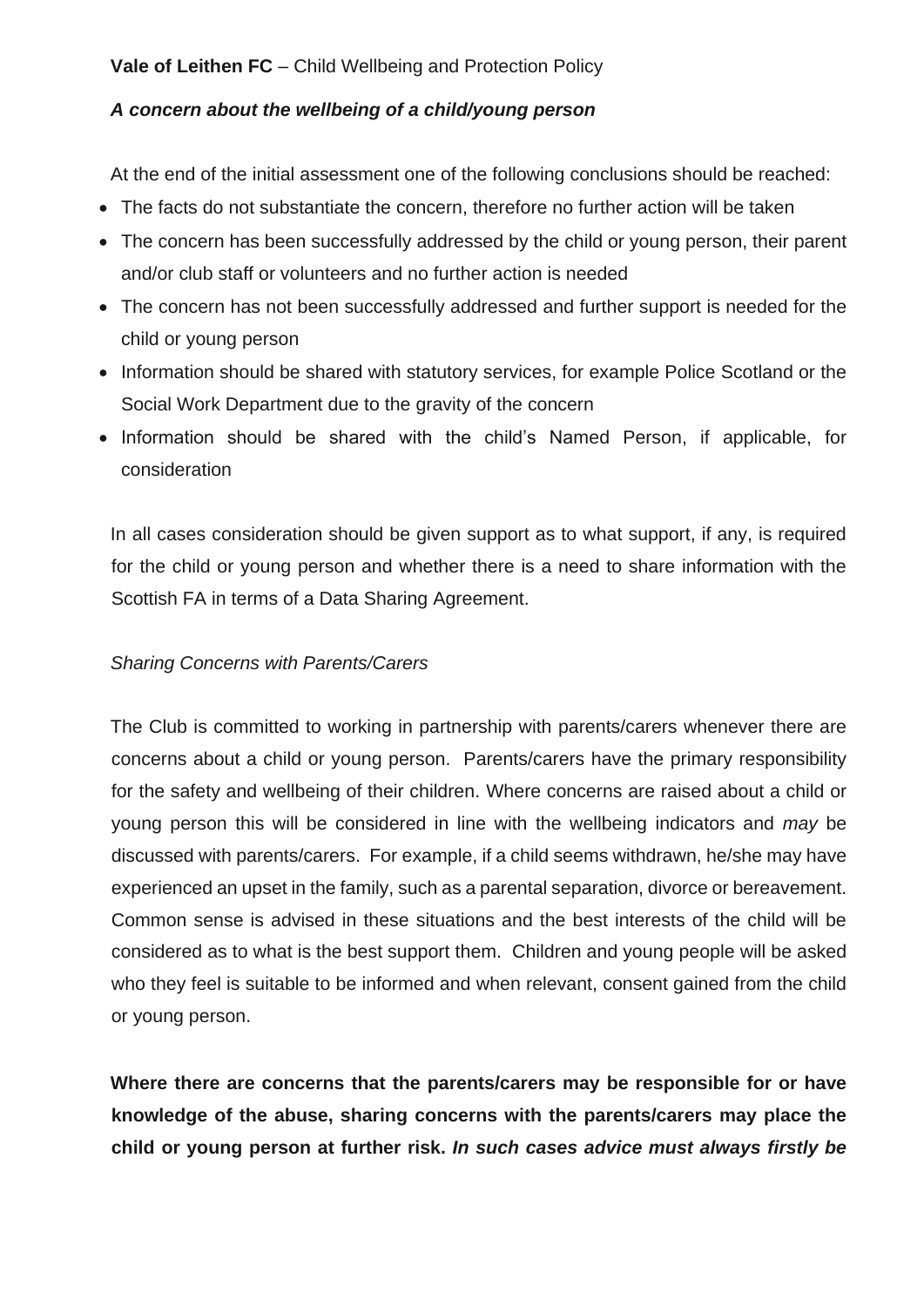**Vale of Leithen FC** – Child Wellbeing and Protection Policy

***A concern about the wellbeing of a child/young person***

At the end of the initial assessment one of the following conclusions should be reached:

- The facts do not substantiate the concern, therefore no further action will be taken
- The concern has been successfully addressed by the child or young person, their parent and/or club staff or volunteers and no further action is needed
- The concern has not been successfully addressed and further support is needed for the child or young person
- Information should be shared with statutory services, for example Police Scotland or the Social Work Department due to the gravity of the concern
- Information should be shared with the child's Named Person, if applicable, for consideration

In all cases consideration should be given support as to what support, if any, is required for the child or young person and whether there is a need to share information with the Scottish FA in terms of a Data Sharing Agreement.

*Sharing Concerns with Parents/Carers*

The Club is committed to working in partnership with parents/carers whenever there are concerns about a child or young person. Parents/carers have the primary responsibility for the safety and wellbeing of their children. Where concerns are raised about a child or young person this will be considered in line with the wellbeing indicators and *may* be discussed with parents/carers. For example, if a child seems withdrawn, he/she may have experienced an upset in the family, such as a parental separation, divorce or bereavement. Common sense is advised in these situations and the best interests of the child will be considered as to what is the best support them. Children and young people will be asked who they feel is suitable to be informed and when relevant, consent gained from the child or young person.

**Where there are concerns that the parents/carers may be responsible for or have knowledge of the abuse, sharing concerns with the parents/carers may place the child or young person at further risk. *In such cases advice must always firstly be***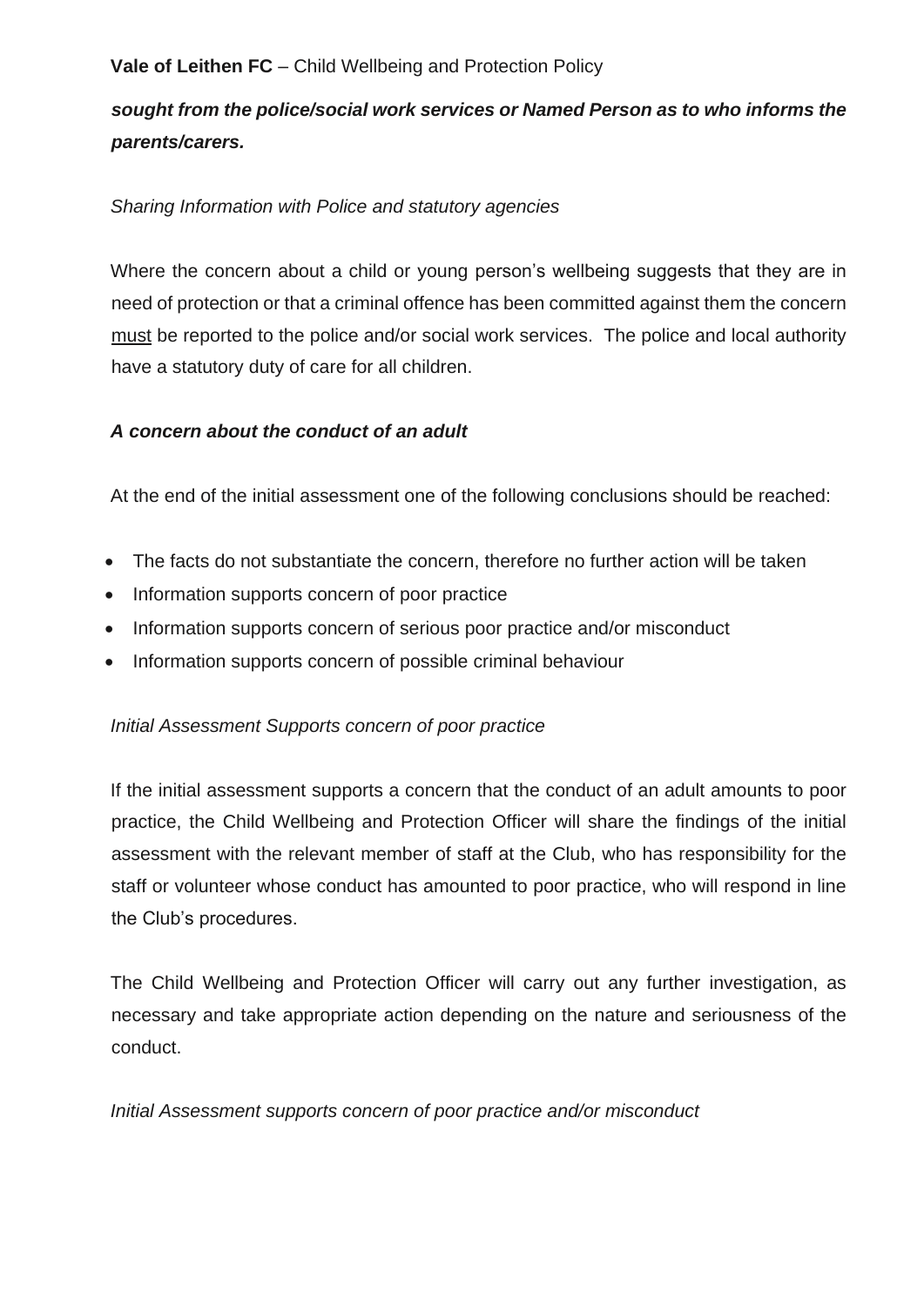***sought from the police/social work services or Named Person as to who informs the parents/carers.***

*Sharing Information with Police and statutory agencies*

Where the concern about a child or young person's wellbeing suggests that they are in need of protection or that a criminal offence has been committed against them the concern <u>must</u> be reported to the police and/or social work services. The police and local authority have a statutory duty of care for all children.

***A concern about the conduct of an adult***

At the end of the initial assessment one of the following conclusions should be reached:

- The facts do not substantiate the concern, therefore no further action will be taken
- Information supports concern of poor practice
- Information supports concern of serious poor practice and/or misconduct
- Information supports concern of possible criminal behaviour

*Initial Assessment Supports concern of poor practice*

If the initial assessment supports a concern that the conduct of an adult amounts to poor practice, the Child Wellbeing and Protection Officer will share the findings of the initial assessment with the relevant member of staff at the Club, who has responsibility for the staff or volunteer whose conduct has amounted to poor practice, who will respond in line the Club's procedures.

The Child Wellbeing and Protection Officer will carry out any further investigation, as necessary and take appropriate action depending on the nature and seriousness of the conduct.

*Initial Assessment supports concern of poor practice and/or misconduct*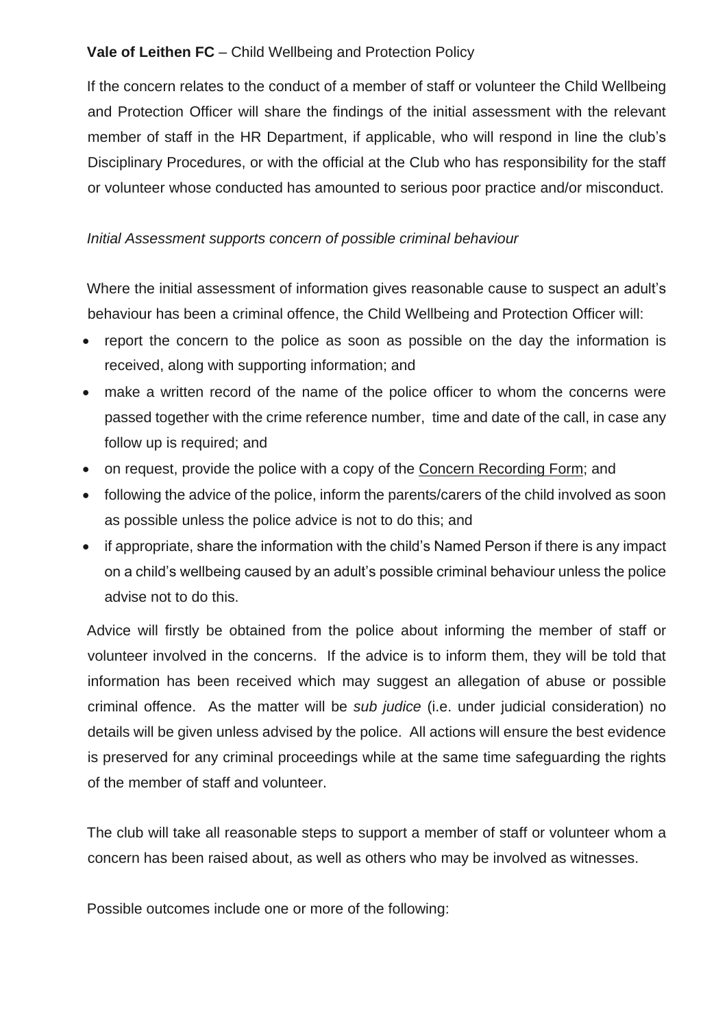If the concern relates to the conduct of a member of staff or volunteer the Child Wellbeing and Protection Officer will share the findings of the initial assessment with the relevant member of staff in the HR Department, if applicable, who will respond in line the club's Disciplinary Procedures, or with the official at the Club who has responsibility for the staff or volunteer whose conducted has amounted to serious poor practice and/or misconduct.

*Initial Assessment supports concern of possible criminal behaviour*

Where the initial assessment of information gives reasonable cause to suspect an adult's behaviour has been a criminal offence, the Child Wellbeing and Protection Officer will:

- report the concern to the police as soon as possible on the day the information is received, along with supporting information; and
- make a written record of the name of the police officer to whom the concerns were passed together with the crime reference number, time and date of the call, in case any follow up is required; and
- on request, provide the police with a copy of the Concern Recording Form; and
- following the advice of the police, inform the parents/carers of the child involved as soon as possible unless the police advice is not to do this; and
- if appropriate, share the information with the child's Named Person if there is any impact on a child's wellbeing caused by an adult's possible criminal behaviour unless the police advise not to do this.

Advice will firstly be obtained from the police about informing the member of staff or volunteer involved in the concerns. If the advice is to inform them, they will be told that information has been received which may suggest an allegation of abuse or possible criminal offence. As the matter will be *sub judice* (i.e. under judicial consideration) no details will be given unless advised by the police. All actions will ensure the best evidence is preserved for any criminal proceedings while at the same time safeguarding the rights of the member of staff and volunteer.

The club will take all reasonable steps to support a member of staff or volunteer whom a concern has been raised about, as well as others who may be involved as witnesses.

Possible outcomes include one or more of the following: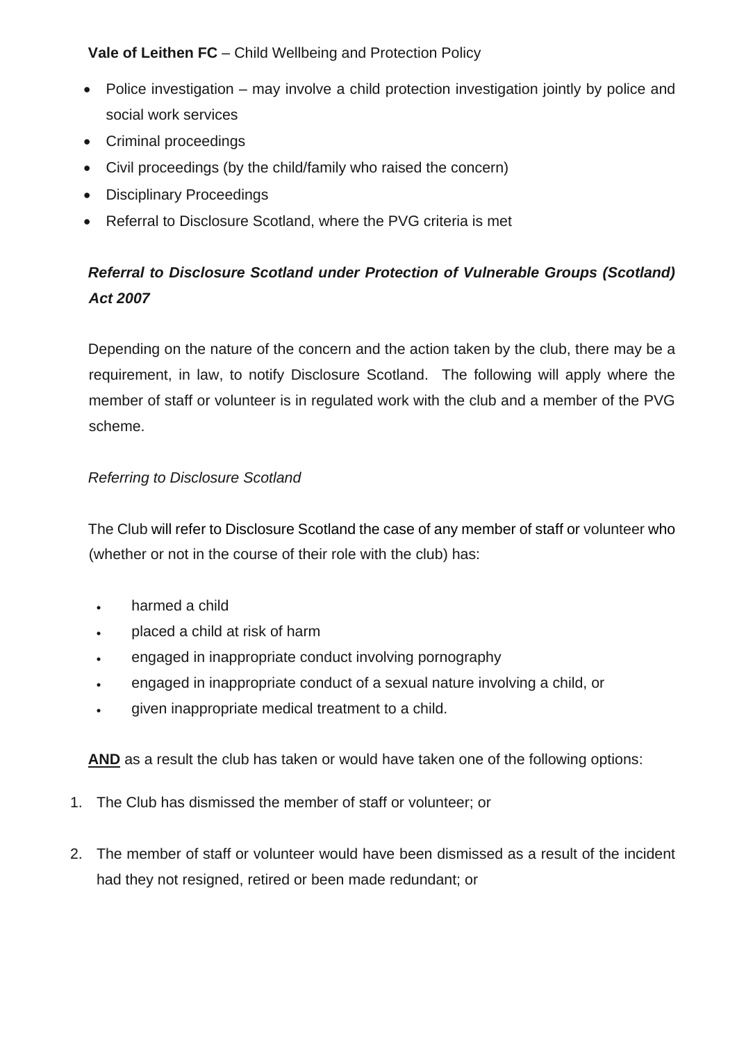- Police investigation – may involve a child protection investigation jointly by police and social work services
- Criminal proceedings
- Civil proceedings (by the child/family who raised the concern)
- Disciplinary Proceedings
- Referral to Disclosure Scotland, where the PVG criteria is met

***Referral to Disclosure Scotland under Protection of Vulnerable Groups (Scotland) Act 2007***

Depending on the nature of the concern and the action taken by the club, there may be a requirement, in law, to notify Disclosure Scotland. The following will apply where the member of staff or volunteer is in regulated work with the club and a member of the PVG scheme.

*Referring to Disclosure Scotland*

The Club will refer to Disclosure Scotland the case of any member of staff or volunteer who (whether or not in the course of their role with the club) has:

- harmed a child
- placed a child at risk of harm
- engaged in inappropriate conduct involving pornography
- engaged in inappropriate conduct of a sexual nature involving a child, or
- given inappropriate medical treatment to a child.

**AND** as a result the club has taken or would have taken one of the following options:

1. The Club has dismissed the member of staff or volunteer; or
2. The member of staff or volunteer would have been dismissed as a result of the incident had they not resigned, retired or been made redundant; or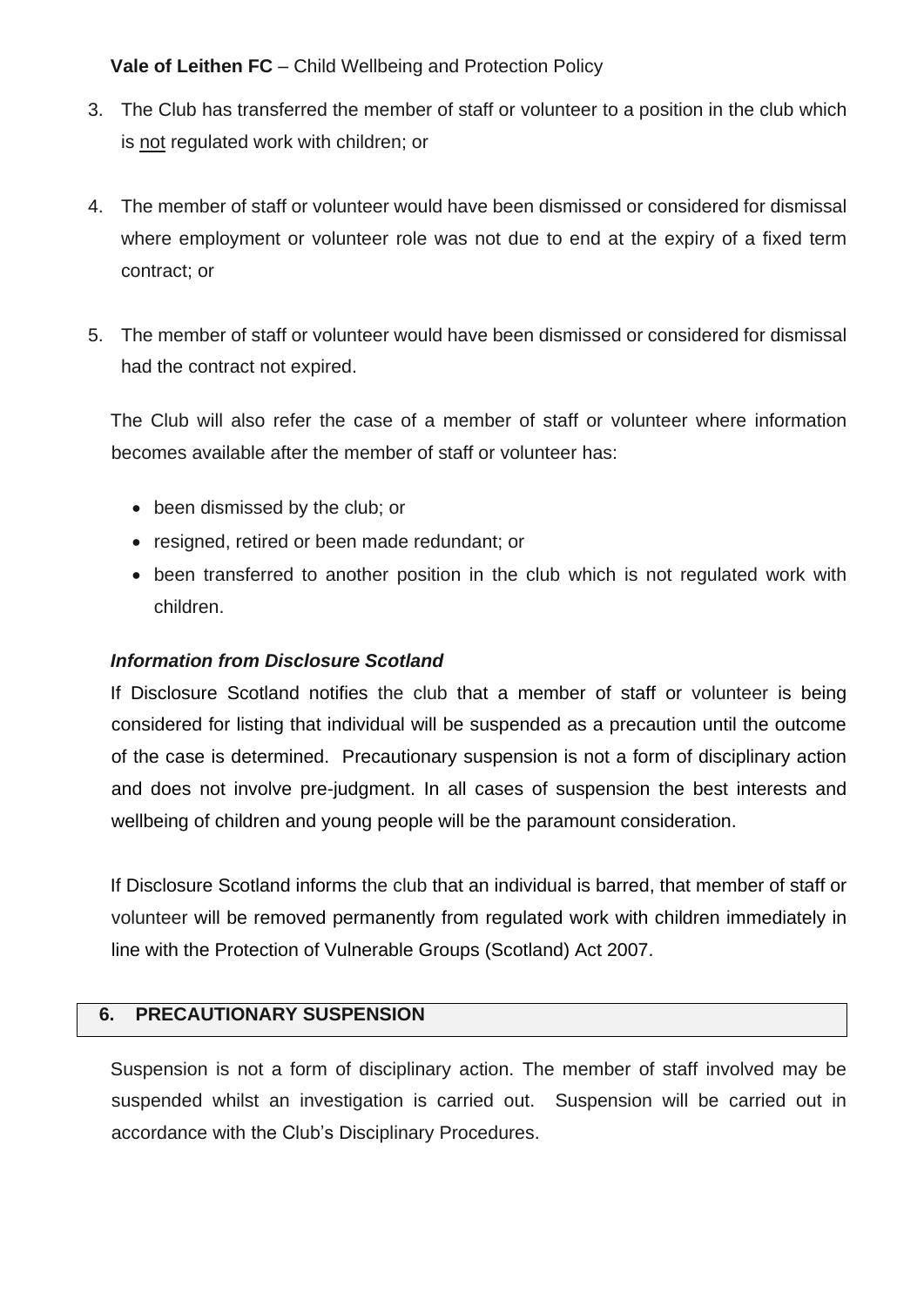3. The Club has transferred the member of staff or volunteer to a position in the club which is not regulated work with children; or

4. The member of staff or volunteer would have been dismissed or considered for dismissal where employment or volunteer role was not due to end at the expiry of a fixed term contract; or

5. The member of staff or volunteer would have been dismissed or considered for dismissal had the contract not expired.

The Club will also refer the case of a member of staff or volunteer where information becomes available after the member of staff or volunteer has:

- been dismissed by the club; or
- resigned, retired or been made redundant; or
- been transferred to another position in the club which is not regulated work with children.

***Information from Disclosure Scotland***

If Disclosure Scotland notifies the club that a member of staff or volunteer is being considered for listing that individual will be suspended as a precaution until the outcome of the case is determined. Precautionary suspension is not a form of disciplinary action and does not involve pre-judgment. In all cases of suspension the best interests and wellbeing of children and young people will be the paramount consideration.

If Disclosure Scotland informs the club that an individual is barred, that member of staff or volunteer will be removed permanently from regulated work with children immediately in line with the Protection of Vulnerable Groups (Scotland) Act 2007.

## 6. PRECAUTIONARY SUSPENSION

Suspension is not a form of disciplinary action. The member of staff involved may be suspended whilst an investigation is carried out. Suspension will be carried out in accordance with the Club's Disciplinary Procedures.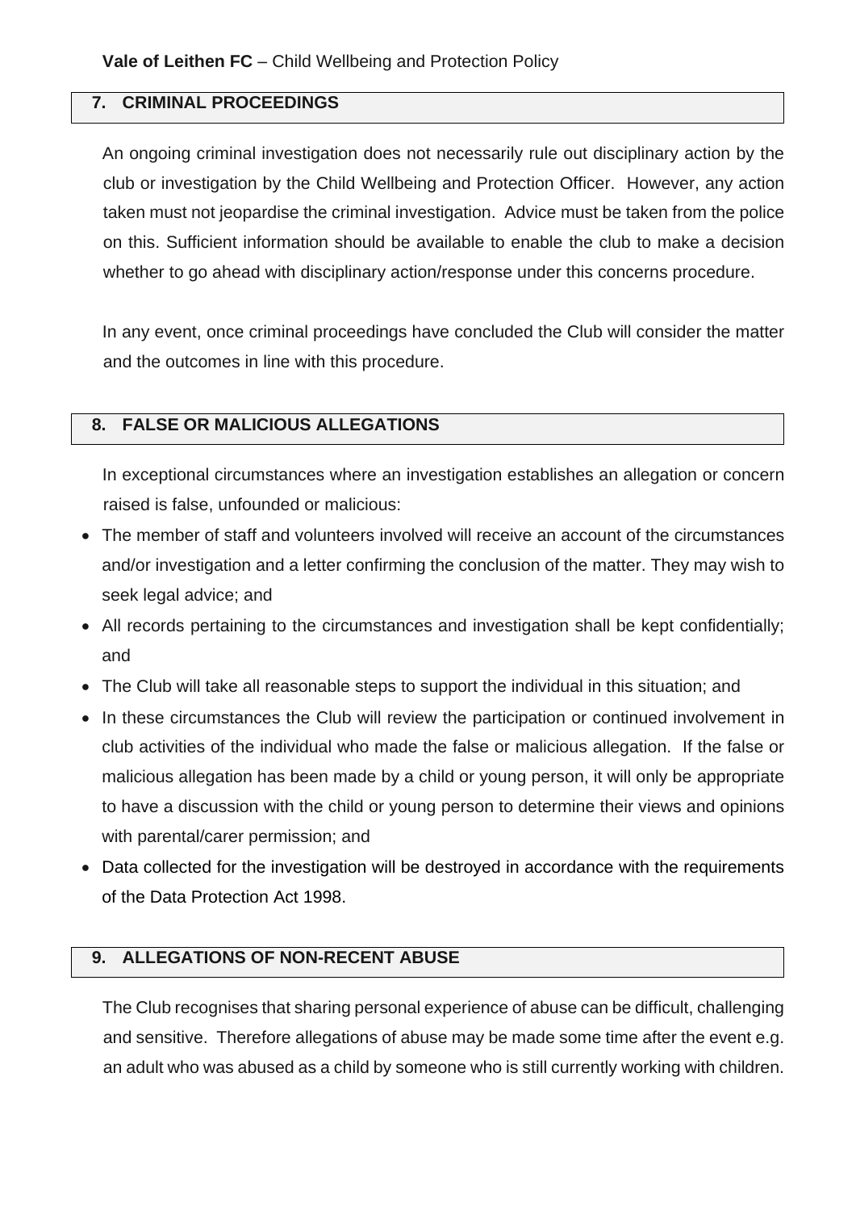## 7. CRIMINAL PROCEEDINGS

An ongoing criminal investigation does not necessarily rule out disciplinary action by the club or investigation by the Child Wellbeing and Protection Officer. However, any action taken must not jeopardise the criminal investigation. Advice must be taken from the police on this. Sufficient information should be available to enable the club to make a decision whether to go ahead with disciplinary action/response under this concerns procedure.

In any event, once criminal proceedings have concluded the Club will consider the matter and the outcomes in line with this procedure.

## 8. FALSE OR MALICIOUS ALLEGATIONS

In exceptional circumstances where an investigation establishes an allegation or concern raised is false, unfounded or malicious:

- The member of staff and volunteers involved will receive an account of the circumstances and/or investigation and a letter confirming the conclusion of the matter. They may wish to seek legal advice; and
- All records pertaining to the circumstances and investigation shall be kept confidentially; and
- The Club will take all reasonable steps to support the individual in this situation; and
- In these circumstances the Club will review the participation or continued involvement in club activities of the individual who made the false or malicious allegation. If the false or malicious allegation has been made by a child or young person, it will only be appropriate to have a discussion with the child or young person to determine their views and opinions with parental/carer permission; and
- Data collected for the investigation will be destroyed in accordance with the requirements of the Data Protection Act 1998.

## 9. ALLEGATIONS OF NON-RECENT ABUSE

The Club recognises that sharing personal experience of abuse can be difficult, challenging and sensitive. Therefore allegations of abuse may be made some time after the event e.g. an adult who was abused as a child by someone who is still currently working with children.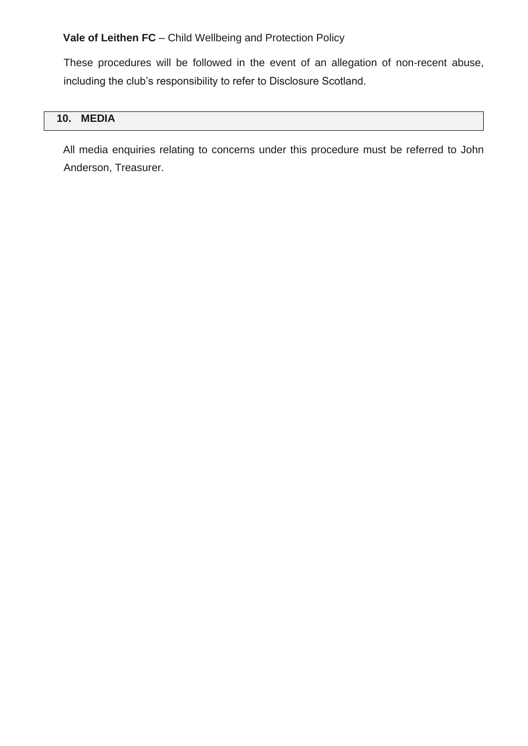These procedures will be followed in the event of an allegation of non-recent abuse, including the club's responsibility to refer to Disclosure Scotland.

## 10. MEDIA

All media enquiries relating to concerns under this procedure must be referred to John Anderson, Treasurer.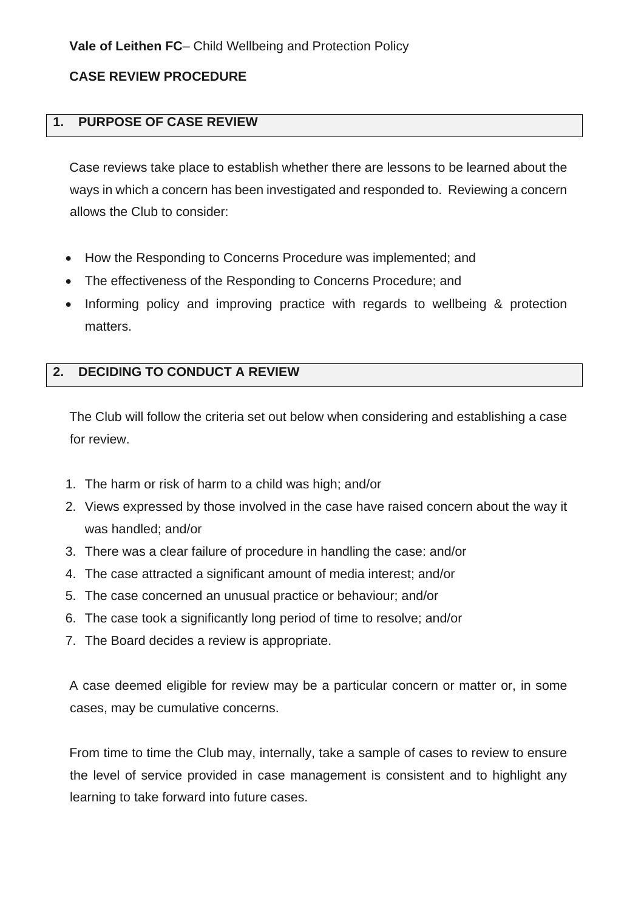**Vale of Leithen FC**– Child Wellbeing and Protection Policy

**CASE REVIEW PROCEDURE**

## 1. PURPOSE OF CASE REVIEW

Case reviews take place to establish whether there are lessons to be learned about the ways in which a concern has been investigated and responded to. Reviewing a concern allows the Club to consider:

- How the Responding to Concerns Procedure was implemented; and
- The effectiveness of the Responding to Concerns Procedure; and
- Informing policy and improving practice with regards to wellbeing & protection matters.

## 2. DECIDING TO CONDUCT A REVIEW

The Club will follow the criteria set out below when considering and establishing a case for review.

1. The harm or risk of harm to a child was high; and/or
2. Views expressed by those involved in the case have raised concern about the way it was handled; and/or
3. There was a clear failure of procedure in handling the case: and/or
4. The case attracted a significant amount of media interest; and/or
5. The case concerned an unusual practice or behaviour; and/or
6. The case took a significantly long period of time to resolve; and/or
7. The Board decides a review is appropriate.

A case deemed eligible for review may be a particular concern or matter or, in some cases, may be cumulative concerns.

From time to time the Club may, internally, take a sample of cases to review to ensure the level of service provided in case management is consistent and to highlight any learning to take forward into future cases.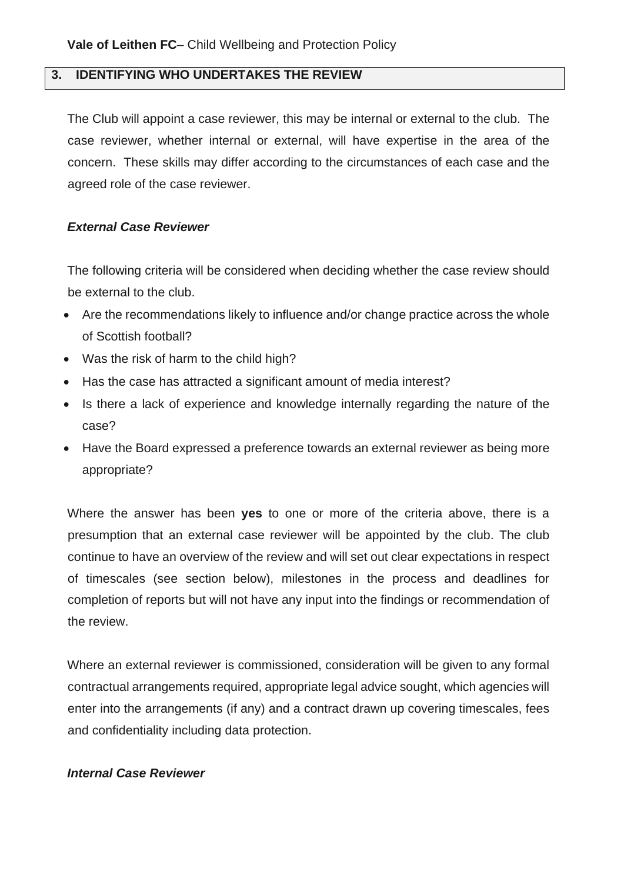## 3. IDENTIFYING WHO UNDERTAKES THE REVIEW

The Club will appoint a case reviewer, this may be internal or external to the club. The case reviewer, whether internal or external, will have expertise in the area of the concern. These skills may differ according to the circumstances of each case and the agreed role of the case reviewer.

***External Case Reviewer***

The following criteria will be considered when deciding whether the case review should be external to the club.

- Are the recommendations likely to influence and/or change practice across the whole of Scottish football?
- Was the risk of harm to the child high?
- Has the case has attracted a significant amount of media interest?
- Is there a lack of experience and knowledge internally regarding the nature of the case?
- Have the Board expressed a preference towards an external reviewer as being more appropriate?

Where the answer has been **yes** to one or more of the criteria above, there is a presumption that an external case reviewer will be appointed by the club. The club continue to have an overview of the review and will set out clear expectations in respect of timescales (see section below), milestones in the process and deadlines for completion of reports but will not have any input into the findings or recommendation of the review.

Where an external reviewer is commissioned, consideration will be given to any formal contractual arrangements required, appropriate legal advice sought, which agencies will enter into the arrangements (if any) and a contract drawn up covering timescales, fees and confidentiality including data protection.

***Internal Case Reviewer***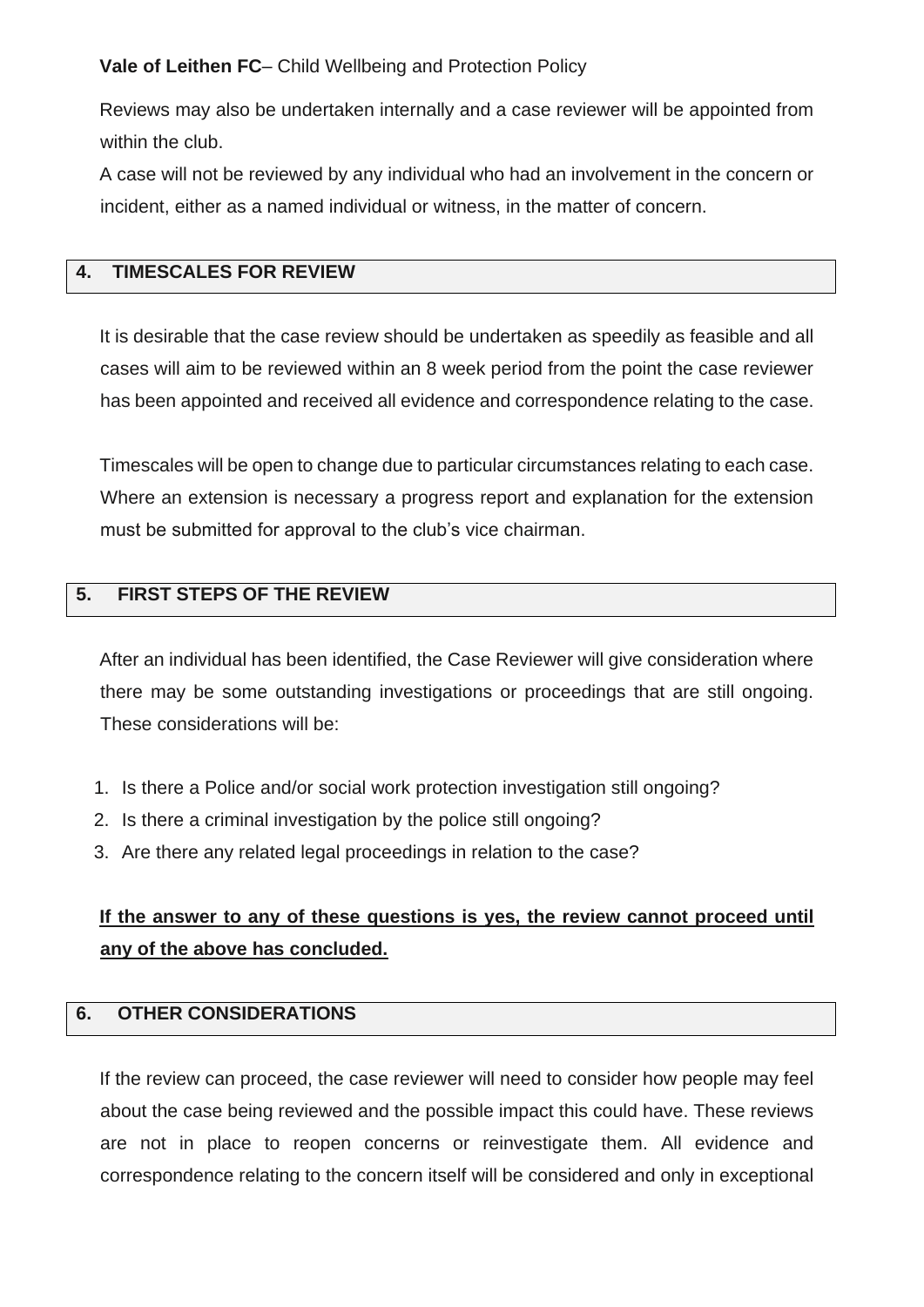Reviews may also be undertaken internally and a case reviewer will be appointed from within the club.

A case will not be reviewed by any individual who had an involvement in the concern or incident, either as a named individual or witness, in the matter of concern.

## 4. TIMESCALES FOR REVIEW

It is desirable that the case review should be undertaken as speedily as feasible and all cases will aim to be reviewed within an 8 week period from the point the case reviewer has been appointed and received all evidence and correspondence relating to the case.

Timescales will be open to change due to particular circumstances relating to each case. Where an extension is necessary a progress report and explanation for the extension must be submitted for approval to the club's vice chairman.

## 5. FIRST STEPS OF THE REVIEW

After an individual has been identified, the Case Reviewer will give consideration where there may be some outstanding investigations or proceedings that are still ongoing. These considerations will be:

1. Is there a Police and/or social work protection investigation still ongoing?
2. Is there a criminal investigation by the police still ongoing?
3. Are there any related legal proceedings in relation to the case?

**If the answer to any of these questions is yes, the review cannot proceed until any of the above has concluded.**

## 6. OTHER CONSIDERATIONS

If the review can proceed, the case reviewer will need to consider how people may feel about the case being reviewed and the possible impact this could have. These reviews are not in place to reopen concerns or reinvestigate them. All evidence and correspondence relating to the concern itself will be considered and only in exceptional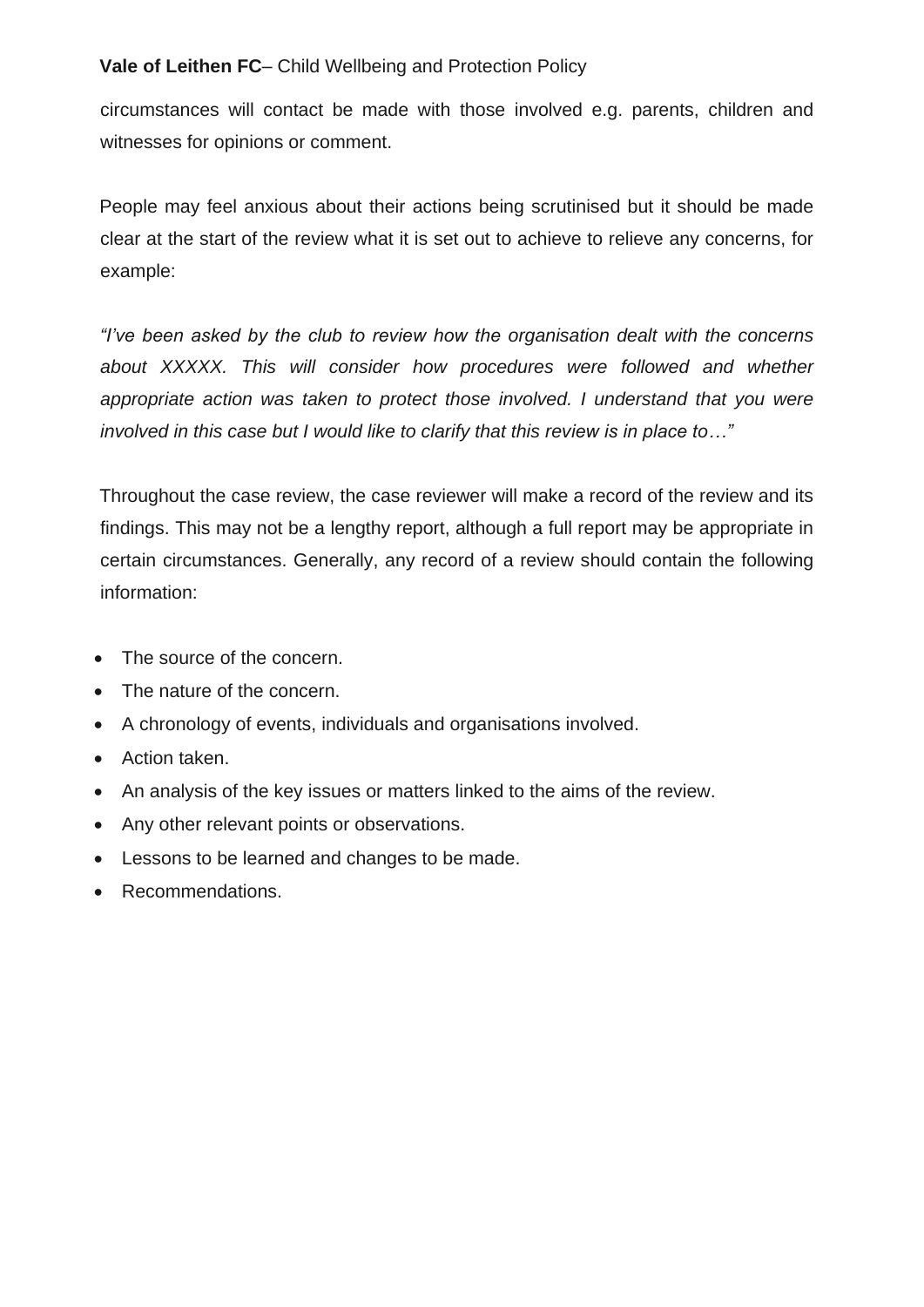circumstances will contact be made with those involved e.g. parents, children and witnesses for opinions or comment.

People may feel anxious about their actions being scrutinised but it should be made clear at the start of the review what it is set out to achieve to relieve any concerns, for example:

*"I've been asked by the club to review how the organisation dealt with the concerns about XXXXX. This will consider how procedures were followed and whether appropriate action was taken to protect those involved. I understand that you were involved in this case but I would like to clarify that this review is in place to…"*

Throughout the case review, the case reviewer will make a record of the review and its findings. This may not be a lengthy report, although a full report may be appropriate in certain circumstances. Generally, any record of a review should contain the following information:

- The source of the concern.
- The nature of the concern.
- A chronology of events, individuals and organisations involved.
- Action taken.
- An analysis of the key issues or matters linked to the aims of the review.
- Any other relevant points or observations.
- Lessons to be learned and changes to be made.
- Recommendations.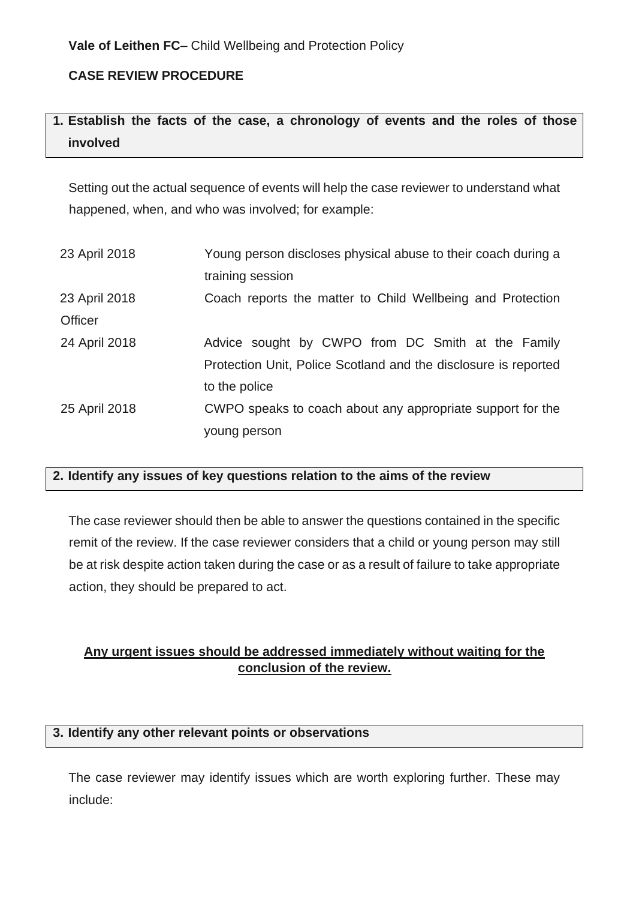**Vale of Leithen FC**– Child Wellbeing and Protection Policy

**CASE REVIEW PROCEDURE**

## 1. Establish the facts of the case, a chronology of events and the roles of those involved

Setting out the actual sequence of events will help the case reviewer to understand what happened, when, and who was involved; for example:

| | |
|---|---|
| 23 April 2018 | Young person discloses physical abuse to their coach during a training session |
| 23 April 2018 | Coach reports the matter to Child Wellbeing and Protection Officer |
| 24 April 2018 | Advice sought by CWPO from DC Smith at the Family Protection Unit, Police Scotland and the disclosure is reported to the police |
| 25 April 2018 | CWPO speaks to coach about any appropriate support for the young person |

## 2. Identify any issues of key questions relation to the aims of the review

The case reviewer should then be able to answer the questions contained in the specific remit of the review. If the case reviewer considers that a child or young person may still be at risk despite action taken during the case or as a result of failure to take appropriate action, they should be prepared to act.

**Any urgent issues should be addressed immediately without waiting for the conclusion of the review.**

## 3. Identify any other relevant points or observations

The case reviewer may identify issues which are worth exploring further. These may include: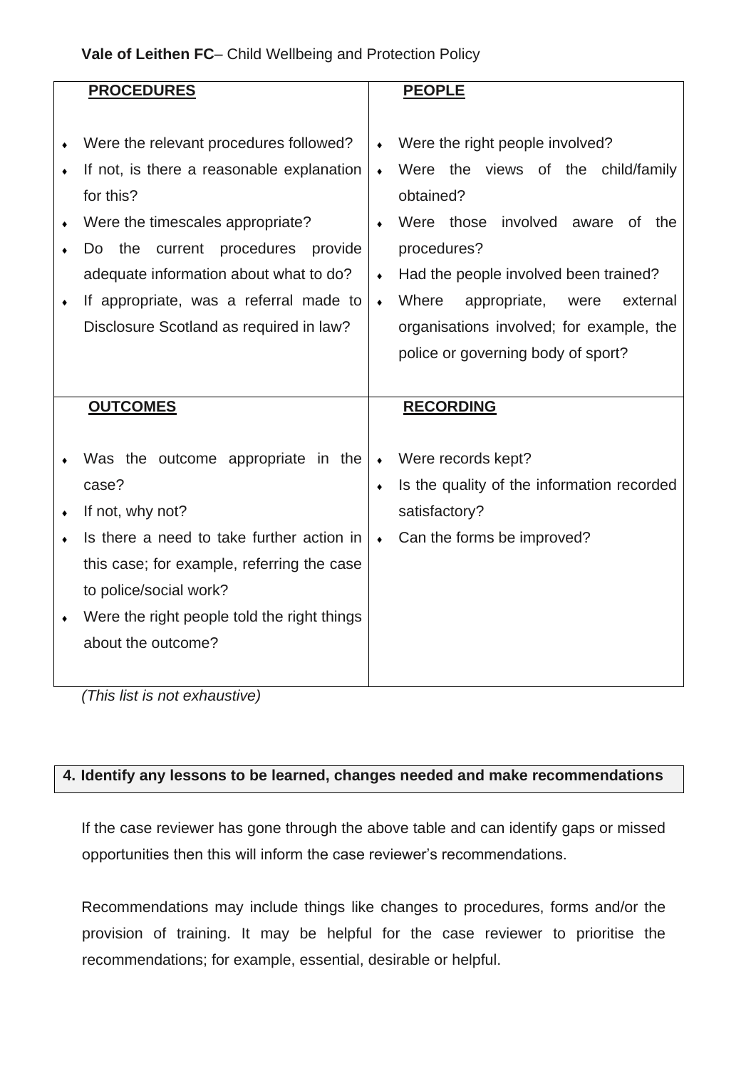| PROCEDURES | PEOPLE |
| --- | --- |
| • Were the relevant procedures followed?<br>• If not, is there a reasonable explanation for this?<br>• Were the timescales appropriate?<br>• Do the current procedures provide adequate information about what to do?<br>• If appropriate, was a referral made to Disclosure Scotland as required in law? | • Were the right people involved?<br>• Were the views of the child/family obtained?<br>• Were those involved aware of the procedures?<br>• Had the people involved been trained?<br>• Where appropriate, were external organisations involved; for example, the police or governing body of sport? |
| **OUTCOMES** | **RECORDING** |
| • Was the outcome appropriate in the case?<br>• If not, why not?<br>• Is there a need to take further action in this case; for example, referring the case to police/social work?<br>• Were the right people told the right things about the outcome? | • Were records kept?<br>• Is the quality of the information recorded satisfactory?<br>• Can the forms be improved? |

*(This list is not exhaustive)*

## 4. Identify any lessons to be learned, changes needed and make recommendations

If the case reviewer has gone through the above table and can identify gaps or missed opportunities then this will inform the case reviewer's recommendations.

Recommendations may include things like changes to procedures, forms and/or the provision of training. It may be helpful for the case reviewer to prioritise the recommendations; for example, essential, desirable or helpful.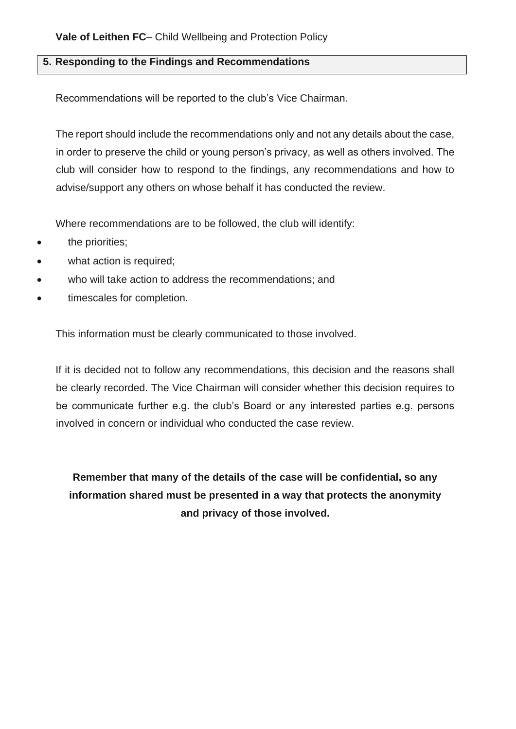## 5. Responding to the Findings and Recommendations

Recommendations will be reported to the club's Vice Chairman.

The report should include the recommendations only and not any details about the case, in order to preserve the child or young person's privacy, as well as others involved. The club will consider how to respond to the findings, any recommendations and how to advise/support any others on whose behalf it has conducted the review.

Where recommendations are to be followed, the club will identify:

- the priorities;
- what action is required;
- who will take action to address the recommendations; and
- timescales for completion.

This information must be clearly communicated to those involved.

If it is decided not to follow any recommendations, this decision and the reasons shall be clearly recorded. The Vice Chairman will consider whether this decision requires to be communicate further e.g. the club's Board or any interested parties e.g. persons involved in concern or individual who conducted the case review.

**Remember that many of the details of the case will be confidential, so any information shared must be presented in a way that protects the anonymity and privacy of those involved.**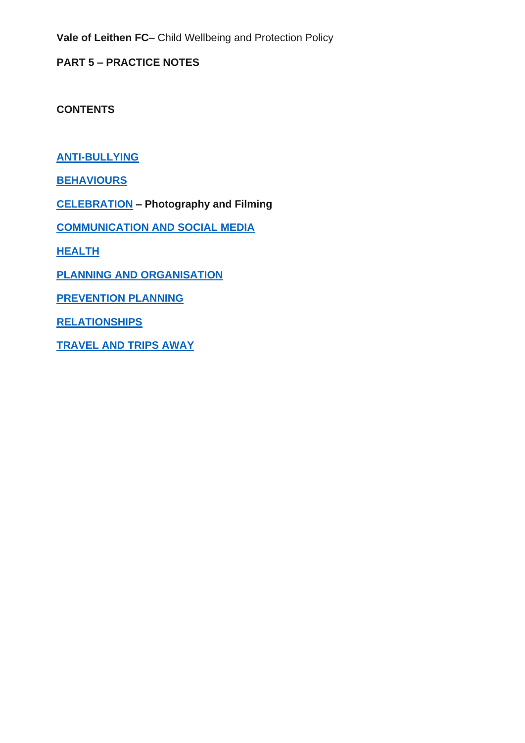**Vale of Leithen FC**– Child Wellbeing and Protection Policy

## PART 5 – PRACTICE NOTES

### CONTENTS

**ANTI-BULLYING**

**BEHAVIOURS**

**CELEBRATION – Photography and Filming**

**COMMUNICATION AND SOCIAL MEDIA**

**HEALTH**

**PLANNING AND ORGANISATION**

**PREVENTION PLANNING**

**RELATIONSHIPS**

**TRAVEL AND TRIPS AWAY**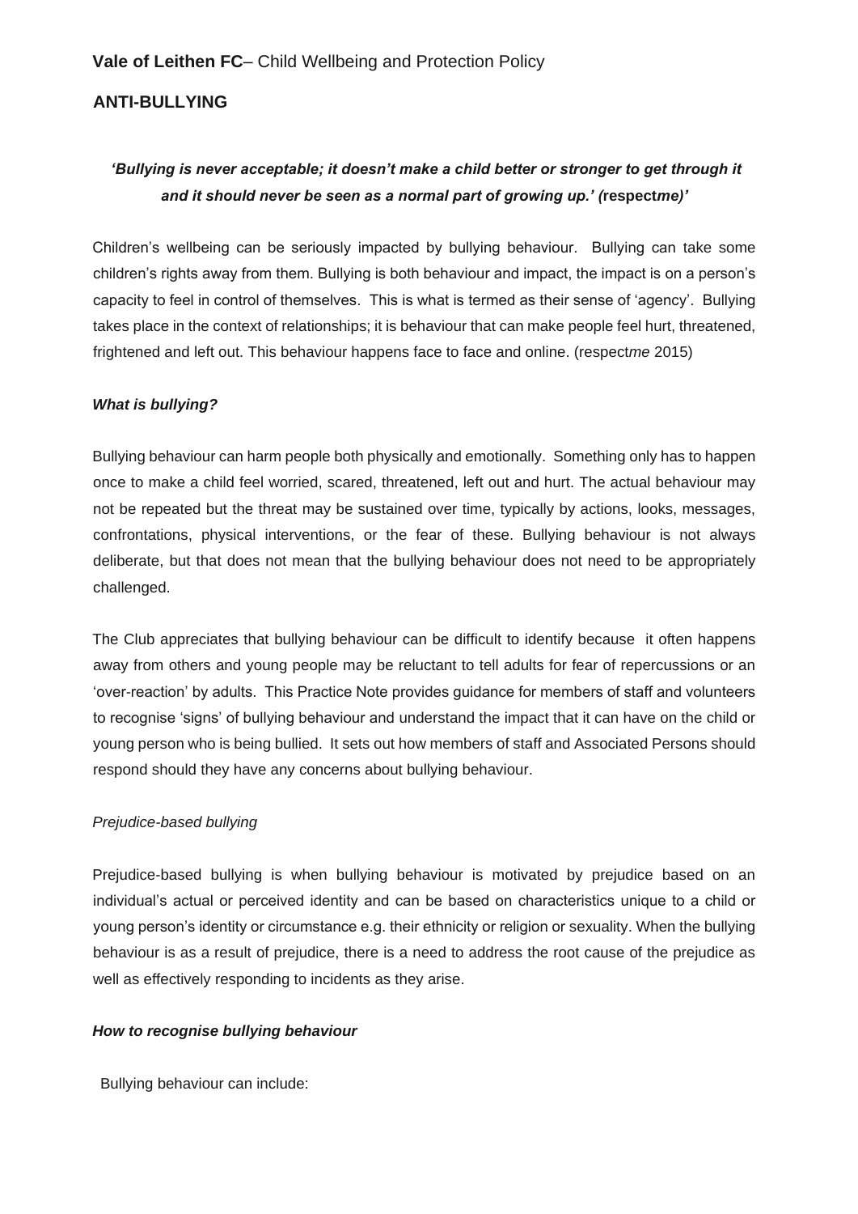**Vale of Leithen FC**– Child Wellbeing and Protection Policy

## ANTI-BULLYING

***'Bullying is never acceptable; it doesn't make a child better or stronger to get through it and it should never be seen as a normal part of growing up.' (*****respect*****me)'***

Children's wellbeing can be seriously impacted by bullying behaviour. Bullying can take some children's rights away from them. Bullying is both behaviour and impact, the impact is on a person's capacity to feel in control of themselves. This is what is termed as their sense of 'agency'. Bullying takes place in the context of relationships; it is behaviour that can make people feel hurt, threatened, frightened and left out. This behaviour happens face to face and online. (respect*me* 2015)

### *What is bullying?*

Bullying behaviour can harm people both physically and emotionally. Something only has to happen once to make a child feel worried, scared, threatened, left out and hurt. The actual behaviour may not be repeated but the threat may be sustained over time, typically by actions, looks, messages, confrontations, physical interventions, or the fear of these. Bullying behaviour is not always deliberate, but that does not mean that the bullying behaviour does not need to be appropriately challenged.

The Club appreciates that bullying behaviour can be difficult to identify because it often happens away from others and young people may be reluctant to tell adults for fear of repercussions or an 'over-reaction' by adults. This Practice Note provides guidance for members of staff and volunteers to recognise 'signs' of bullying behaviour and understand the impact that it can have on the child or young person who is being bullied. It sets out how members of staff and Associated Persons should respond should they have any concerns about bullying behaviour.

*Prejudice-based bullying*

Prejudice-based bullying is when bullying behaviour is motivated by prejudice based on an individual's actual or perceived identity and can be based on characteristics unique to a child or young person's identity or circumstance e.g. their ethnicity or religion or sexuality. When the bullying behaviour is as a result of prejudice, there is a need to address the root cause of the prejudice as well as effectively responding to incidents as they arise.

### *How to recognise bullying behaviour*

Bullying behaviour can include: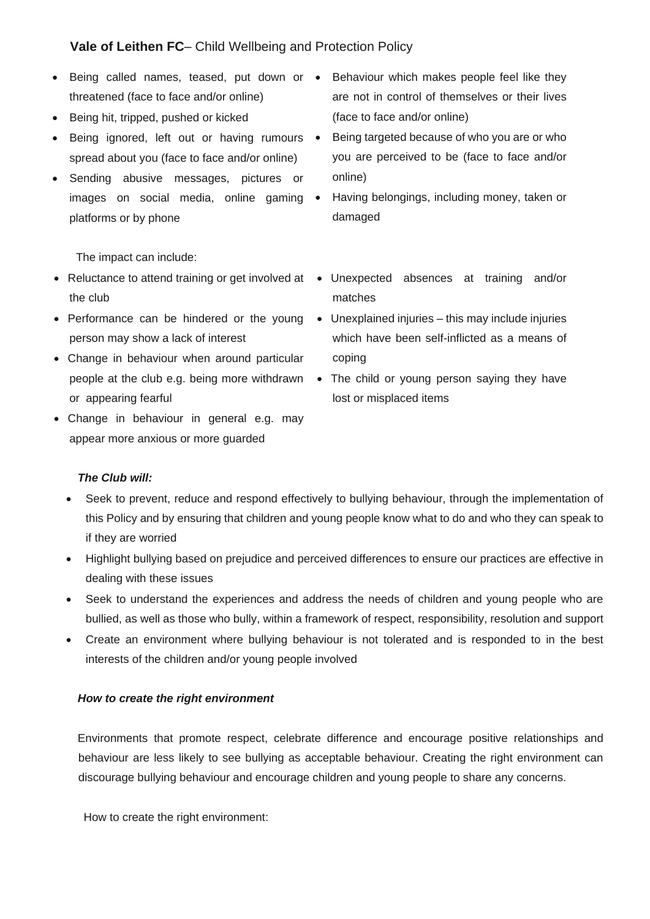- Being called names, teased, put down or threatened (face to face and/or online)
- Being hit, tripped, pushed or kicked
- Being ignored, left out or having rumours spread about you (face to face and/or online)
- Sending abusive messages, pictures or images on social media, online gaming platforms or by phone
- Behaviour which makes people feel like they are not in control of themselves or their lives (face to face and/or online)
- Being targeted because of who you are or who you are perceived to be (face to face and/or online)
- Having belongings, including money, taken or damaged

The impact can include:

- Reluctance to attend training or get involved at the club
- Performance can be hindered or the young person may show a lack of interest
- Change in behaviour when around particular people at the club e.g. being more withdrawn or appearing fearful
- Change in behaviour in general e.g. may appear more anxious or more guarded
- Unexpected absences at training and/or matches
- Unexplained injuries – this may include injuries which have been self-inflicted as a means of coping
- The child or young person saying they have lost or misplaced items

***The Club will:***

- Seek to prevent, reduce and respond effectively to bullying behaviour, through the implementation of this Policy and by ensuring that children and young people know what to do and who they can speak to if they are worried
- Highlight bullying based on prejudice and perceived differences to ensure our practices are effective in dealing with these issues
- Seek to understand the experiences and address the needs of children and young people who are bullied, as well as those who bully, within a framework of respect, responsibility, resolution and support
- Create an environment where bullying behaviour is not tolerated and is responded to in the best interests of the children and/or young people involved

***How to create the right environment***

Environments that promote respect, celebrate difference and encourage positive relationships and behaviour are less likely to see bullying as acceptable behaviour. Creating the right environment can discourage bullying behaviour and encourage children and young people to share any concerns.

How to create the right environment: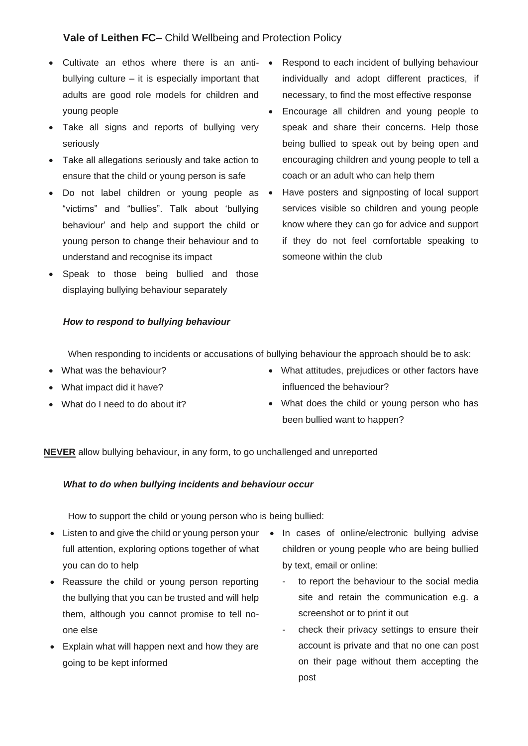- Cultivate an ethos where there is an anti-bullying culture – it is especially important that adults are good role models for children and young people
- Take all signs and reports of bullying very seriously
- Take all allegations seriously and take action to ensure that the child or young person is safe
- Do not label children or young people as “victims” and “bullies”. Talk about ‘bullying behaviour’ and help and support the child or young person to change their behaviour and to understand and recognise its impact
- Speak to those being bullied and those displaying bullying behaviour separately
- Respond to each incident of bullying behaviour individually and adopt different practices, if necessary, to find the most effective response
- Encourage all children and young people to speak and share their concerns. Help those being bullied to speak out by being open and encouraging children and young people to tell a coach or an adult who can help them
- Have posters and signposting of local support services visible so children and young people know where they can go for advice and support if they do not feel comfortable speaking to someone within the club

***How to respond to bullying behaviour***

When responding to incidents or accusations of bullying behaviour the approach should be to ask:

- What was the behaviour?
- What impact did it have?
- What do I need to do about it?
- What attitudes, prejudices or other factors have influenced the behaviour?
- What does the child or young person who has been bullied want to happen?

**NEVER** allow bullying behaviour, in any form, to go unchallenged and unreported

***What to do when bullying incidents and behaviour occur***

How to support the child or young person who is being bullied:

- Listen to and give the child or young person your full attention, exploring options together of what you can do to help
- Reassure the child or young person reporting the bullying that you can be trusted and will help them, although you cannot promise to tell no-one else
- Explain what will happen next and how they are going to be kept informed
- In cases of online/electronic bullying advise children or young people who are being bullied by text, email or online:
  - to report the behaviour to the social media site and retain the communication e.g. a screenshot or to print it out
  - check their privacy settings to ensure their account is private and that no one can post on their page without them accepting the post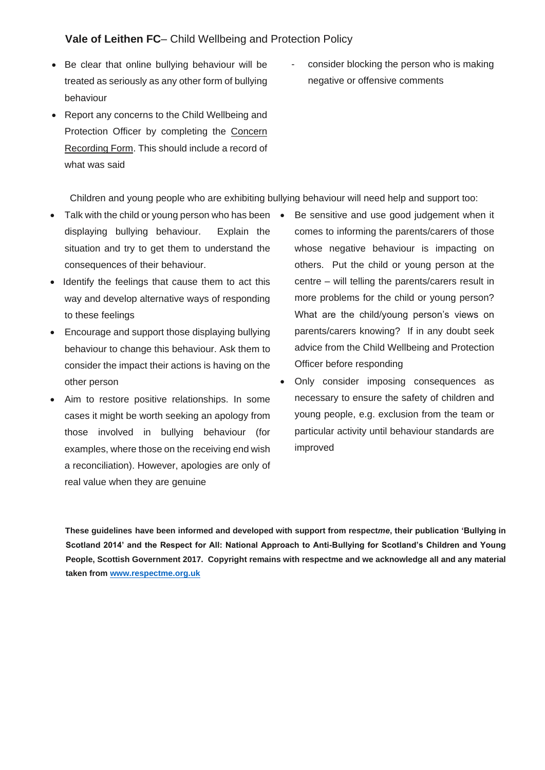- Be clear that online bullying behaviour will be treated as seriously as any other form of bullying behaviour
- Report any concerns to the Child Wellbeing and Protection Officer by completing the Concern Recording Form. This should include a record of what was said

- consider blocking the person who is making negative or offensive comments

Children and young people who are exhibiting bullying behaviour will need help and support too:

- Talk with the child or young person who has been displaying bullying behaviour. Explain the situation and try to get them to understand the consequences of their behaviour.
- Identify the feelings that cause them to act this way and develop alternative ways of responding to these feelings
- Encourage and support those displaying bullying behaviour to change this behaviour. Ask them to consider the impact their actions is having on the other person
- Aim to restore positive relationships. In some cases it might be worth seeking an apology from those involved in bullying behaviour (for examples, where those on the receiving end wish a reconciliation). However, apologies are only of real value when they are genuine
- Be sensitive and use good judgement when it comes to informing the parents/carers of those whose negative behaviour is impacting on others. Put the child or young person at the centre – will telling the parents/carers result in more problems for the child or young person? What are the child/young person's views on parents/carers knowing? If in any doubt seek advice from the Child Wellbeing and Protection Officer before responding
- Only consider imposing consequences as necessary to ensure the safety of children and young people, e.g. exclusion from the team or particular activity until behaviour standards are improved

**These guidelines have been informed and developed with support from respect*me*, their publication 'Bullying in Scotland 2014' and the Respect for All: National Approach to Anti-Bullying for Scotland's Children and Young People, Scottish Government 2017. Copyright remains with respectme and we acknowledge all and any material taken from www.respectme.org.uk**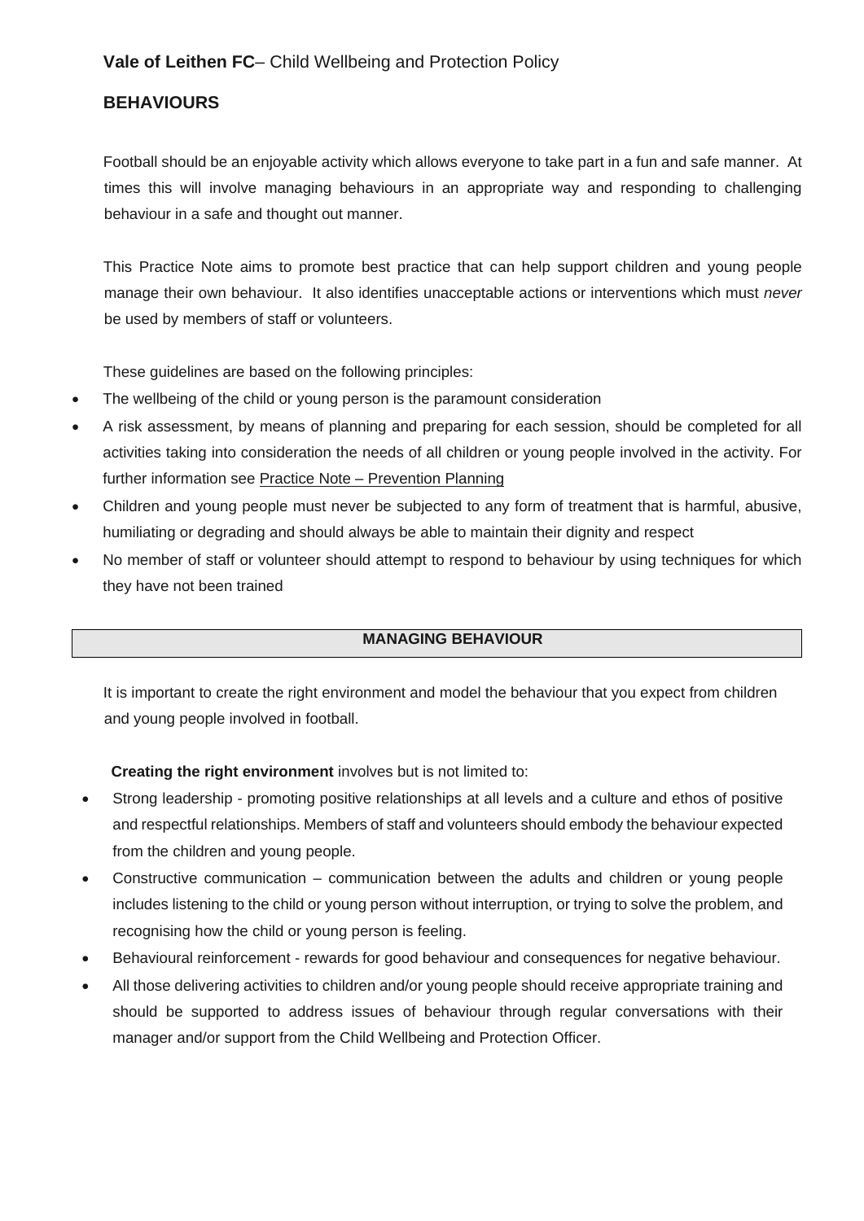**Vale of Leithen FC**– Child Wellbeing and Protection Policy

## BEHAVIOURS

Football should be an enjoyable activity which allows everyone to take part in a fun and safe manner. At times this will involve managing behaviours in an appropriate way and responding to challenging behaviour in a safe and thought out manner.

This Practice Note aims to promote best practice that can help support children and young people manage their own behaviour. It also identifies unacceptable actions or interventions which must *never* be used by members of staff or volunteers.

These guidelines are based on the following principles:

- The wellbeing of the child or young person is the paramount consideration
- A risk assessment, by means of planning and preparing for each session, should be completed for all activities taking into consideration the needs of all children or young people involved in the activity. For further information see Practice Note – Prevention Planning
- Children and young people must never be subjected to any form of treatment that is harmful, abusive, humiliating or degrading and should always be able to maintain their dignity and respect
- No member of staff or volunteer should attempt to respond to behaviour by using techniques for which they have not been trained

### MANAGING BEHAVIOUR

It is important to create the right environment and model the behaviour that you expect from children and young people involved in football.

**Creating the right environment** involves but is not limited to:

- Strong leadership - promoting positive relationships at all levels and a culture and ethos of positive and respectful relationships. Members of staff and volunteers should embody the behaviour expected from the children and young people.
- Constructive communication – communication between the adults and children or young people includes listening to the child or young person without interruption, or trying to solve the problem, and recognising how the child or young person is feeling.
- Behavioural reinforcement - rewards for good behaviour and consequences for negative behaviour.
- All those delivering activities to children and/or young people should receive appropriate training and should be supported to address issues of behaviour through regular conversations with their manager and/or support from the Child Wellbeing and Protection Officer.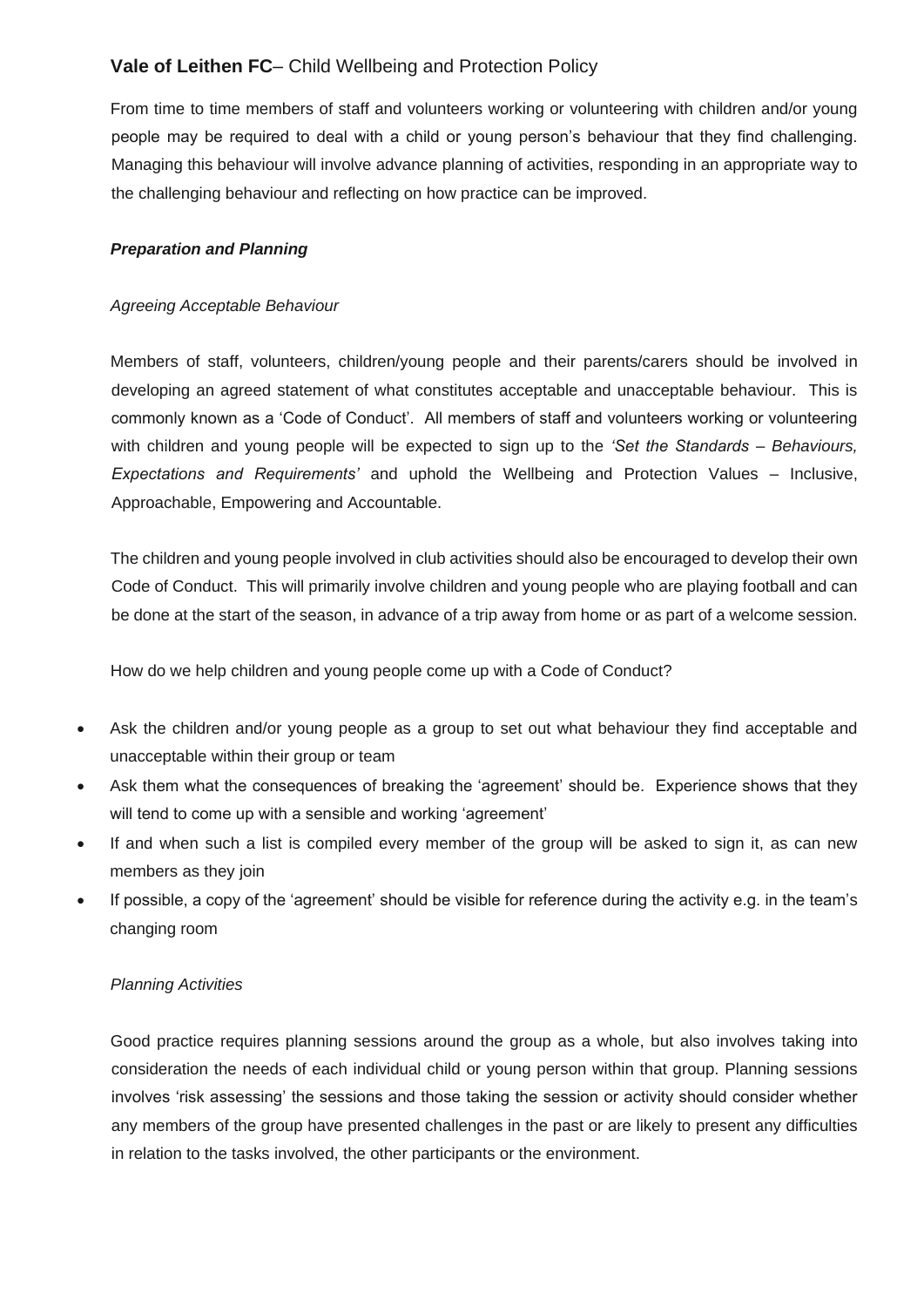**Vale of Leithen FC**– Child Wellbeing and Protection Policy

From time to time members of staff and volunteers working or volunteering with children and/or young people may be required to deal with a child or young person's behaviour that they find challenging. Managing this behaviour will involve advance planning of activities, responding in an appropriate way to the challenging behaviour and reflecting on how practice can be improved.

***Preparation and Planning***

*Agreeing Acceptable Behaviour*

Members of staff, volunteers, children/young people and their parents/carers should be involved in developing an agreed statement of what constitutes acceptable and unacceptable behaviour. This is commonly known as a 'Code of Conduct'. All members of staff and volunteers working or volunteering with children and young people will be expected to sign up to the *'Set the Standards – Behaviours, Expectations and Requirements'* and uphold the Wellbeing and Protection Values – Inclusive, Approachable, Empowering and Accountable.

The children and young people involved in club activities should also be encouraged to develop their own Code of Conduct. This will primarily involve children and young people who are playing football and can be done at the start of the season, in advance of a trip away from home or as part of a welcome session.

How do we help children and young people come up with a Code of Conduct?

- Ask the children and/or young people as a group to set out what behaviour they find acceptable and unacceptable within their group or team
- Ask them what the consequences of breaking the 'agreement' should be. Experience shows that they will tend to come up with a sensible and working 'agreement'
- If and when such a list is compiled every member of the group will be asked to sign it, as can new members as they join
- If possible, a copy of the 'agreement' should be visible for reference during the activity e.g. in the team's changing room

*Planning Activities*

Good practice requires planning sessions around the group as a whole, but also involves taking into consideration the needs of each individual child or young person within that group. Planning sessions involves 'risk assessing' the sessions and those taking the session or activity should consider whether any members of the group have presented challenges in the past or are likely to present any difficulties in relation to the tasks involved, the other participants or the environment.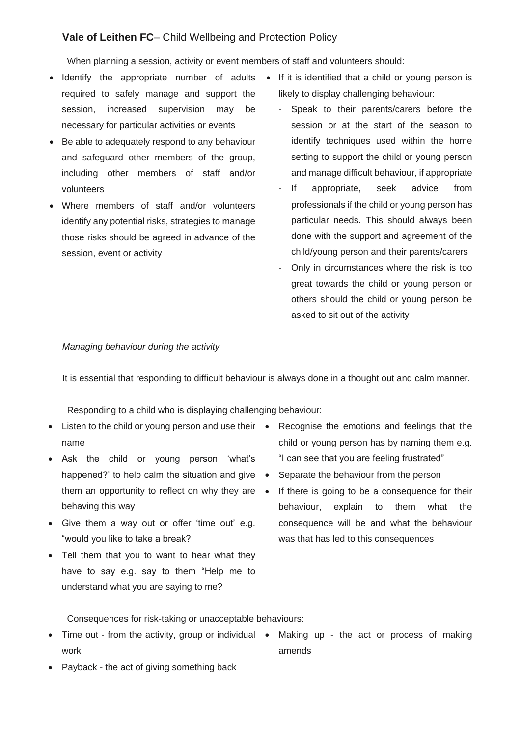When planning a session, activity or event members of staff and volunteers should:

- Identify the appropriate number of adults required to safely manage and support the session, increased supervision may be necessary for particular activities or events
- Be able to adequately respond to any behaviour and safeguard other members of the group, including other members of staff and/or volunteers
- Where members of staff and/or volunteers identify any potential risks, strategies to manage those risks should be agreed in advance of the session, event or activity
- If it is identified that a child or young person is likely to display challenging behaviour:
  - Speak to their parents/carers before the session or at the start of the season to identify techniques used within the home setting to support the child or young person and manage difficult behaviour, if appropriate
  - If appropriate, seek advice from professionals if the child or young person has particular needs. This should always been done with the support and agreement of the child/young person and their parents/carers
  - Only in circumstances where the risk is too great towards the child or young person or others should the child or young person be asked to sit out of the activity

*Managing behaviour during the activity*

It is essential that responding to difficult behaviour is always done in a thought out and calm manner.

Responding to a child who is displaying challenging behaviour:

- Listen to the child or young person and use their name
- Ask the child or young person 'what's happened?' to help calm the situation and give them an opportunity to reflect on why they are behaving this way
- Give them a way out or offer 'time out' e.g. "would you like to take a break?
- Tell them that you to want to hear what they have to say e.g. say to them "Help me to understand what you are saying to me?
- Recognise the emotions and feelings that the child or young person has by naming them e.g. "I can see that you are feeling frustrated"
- Separate the behaviour from the person
- If there is going to be a consequence for their behaviour, explain to them what the consequence will be and what the behaviour was that has led to this consequences

Consequences for risk-taking or unacceptable behaviours:

- Time out - from the activity, group or individual work
- Payback - the act of giving something back
- Making up - the act or process of making amends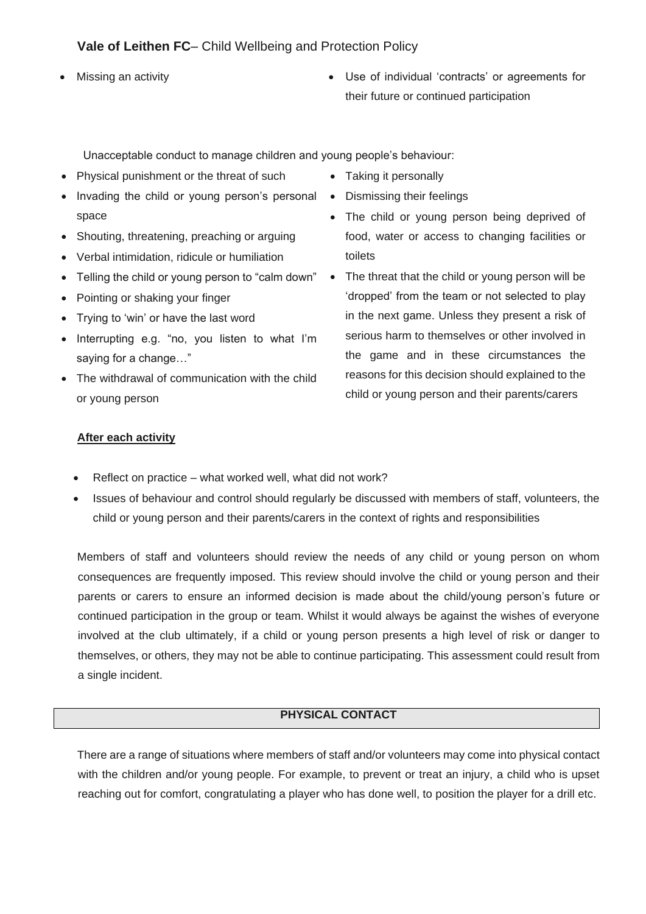- Missing an activity
- Use of individual 'contracts' or agreements for their future or continued participation

Unacceptable conduct to manage children and young people's behaviour:

- Physical punishment or the threat of such
- Invading the child or young person's personal space
- Shouting, threatening, preaching or arguing
- Verbal intimidation, ridicule or humiliation
- Telling the child or young person to "calm down"
- Pointing or shaking your finger
- Trying to 'win' or have the last word
- Interrupting e.g. "no, you listen to what I'm saying for a change…"
- The withdrawal of communication with the child or young person
- Taking it personally
- Dismissing their feelings
- The child or young person being deprived of food, water or access to changing facilities or toilets
- The threat that the child or young person will be 'dropped' from the team or not selected to play in the next game. Unless they present a risk of serious harm to themselves or other involved in the game and in these circumstances the reasons for this decision should explained to the child or young person and their parents/carers

**After each activity**

- Reflect on practice – what worked well, what did not work?
- Issues of behaviour and control should regularly be discussed with members of staff, volunteers, the child or young person and their parents/carers in the context of rights and responsibilities

Members of staff and volunteers should review the needs of any child or young person on whom consequences are frequently imposed. This review should involve the child or young person and their parents or carers to ensure an informed decision is made about the child/young person's future or continued participation in the group or team. Whilst it would always be against the wishes of everyone involved at the club ultimately, if a child or young person presents a high level of risk or danger to themselves, or others, they may not be able to continue participating. This assessment could result from a single incident.

## PHYSICAL CONTACT

There are a range of situations where members of staff and/or volunteers may come into physical contact with the children and/or young people. For example, to prevent or treat an injury, a child who is upset reaching out for comfort, congratulating a player who has done well, to position the player for a drill etc.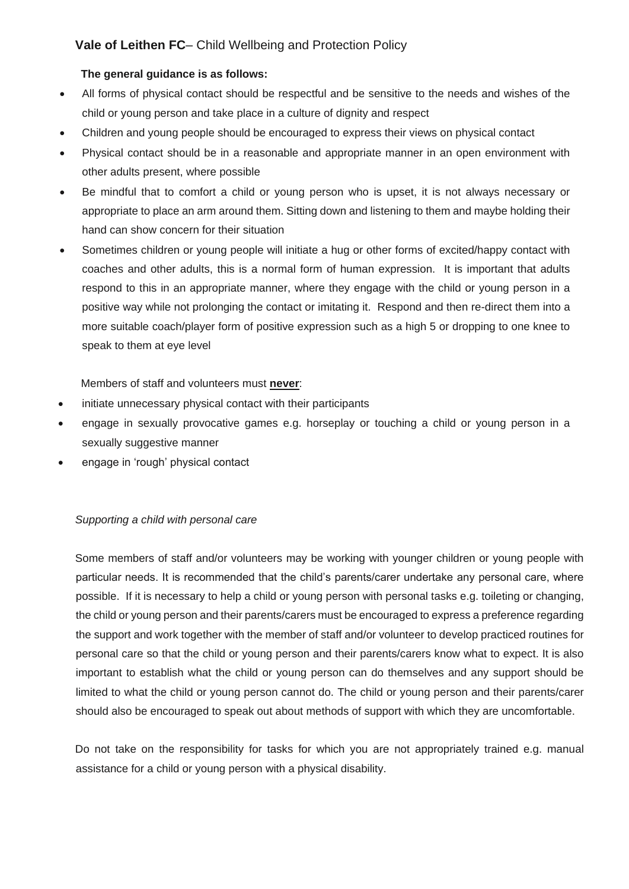**The general guidance is as follows:**

- All forms of physical contact should be respectful and be sensitive to the needs and wishes of the child or young person and take place in a culture of dignity and respect
- Children and young people should be encouraged to express their views on physical contact
- Physical contact should be in a reasonable and appropriate manner in an open environment with other adults present, where possible
- Be mindful that to comfort a child or young person who is upset, it is not always necessary or appropriate to place an arm around them. Sitting down and listening to them and maybe holding their hand can show concern for their situation
- Sometimes children or young people will initiate a hug or other forms of excited/happy contact with coaches and other adults, this is a normal form of human expression. It is important that adults respond to this in an appropriate manner, where they engage with the child or young person in a positive way while not prolonging the contact or imitating it. Respond and then re-direct them into a more suitable coach/player form of positive expression such as a high 5 or dropping to one knee to speak to them at eye level

Members of staff and volunteers must **never**:

- initiate unnecessary physical contact with their participants
- engage in sexually provocative games e.g. horseplay or touching a child or young person in a sexually suggestive manner
- engage in 'rough' physical contact

*Supporting a child with personal care*

Some members of staff and/or volunteers may be working with younger children or young people with particular needs. It is recommended that the child's parents/carer undertake any personal care, where possible. If it is necessary to help a child or young person with personal tasks e.g. toileting or changing, the child or young person and their parents/carers must be encouraged to express a preference regarding the support and work together with the member of staff and/or volunteer to develop practiced routines for personal care so that the child or young person and their parents/carers know what to expect. It is also important to establish what the child or young person can do themselves and any support should be limited to what the child or young person cannot do. The child or young person and their parents/carer should also be encouraged to speak out about methods of support with which they are uncomfortable.

Do not take on the responsibility for tasks for which you are not appropriately trained e.g. manual assistance for a child or young person with a physical disability.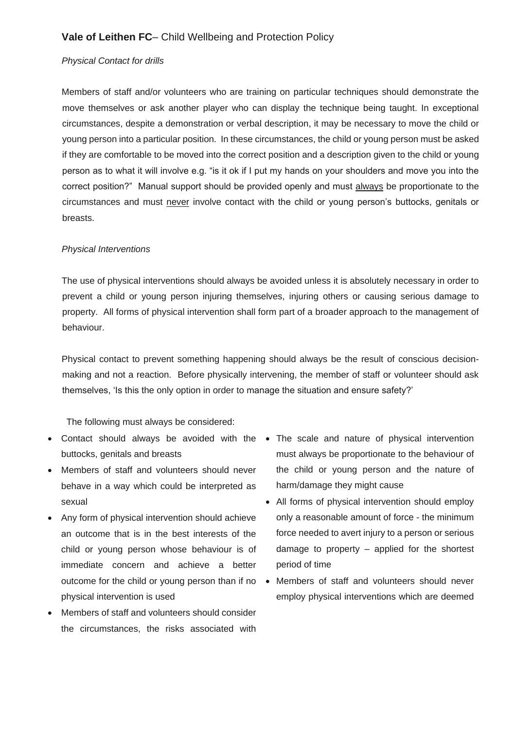*Physical Contact for drills*

Members of staff and/or volunteers who are training on particular techniques should demonstrate the move themselves or ask another player who can display the technique being taught. In exceptional circumstances, despite a demonstration or verbal description, it may be necessary to move the child or young person into a particular position. In these circumstances, the child or young person must be asked if they are comfortable to be moved into the correct position and a description given to the child or young person as to what it will involve e.g. "is it ok if I put my hands on your shoulders and move you into the correct position?" Manual support should be provided openly and must <u>always</u> be proportionate to the circumstances and must <u>never</u> involve contact with the child or young person's buttocks, genitals or breasts.

*Physical Interventions*

The use of physical interventions should always be avoided unless it is absolutely necessary in order to prevent a child or young person injuring themselves, injuring others or causing serious damage to property. All forms of physical intervention shall form part of a broader approach to the management of behaviour.

Physical contact to prevent something happening should always be the result of conscious decision-making and not a reaction. Before physically intervening, the member of staff or volunteer should ask themselves, 'Is this the only option in order to manage the situation and ensure safety?'

The following must always be considered:

- Contact should always be avoided with the buttocks, genitals and breasts
- Members of staff and volunteers should never behave in a way which could be interpreted as sexual
- Any form of physical intervention should achieve an outcome that is in the best interests of the child or young person whose behaviour is of immediate concern and achieve a better outcome for the child or young person than if no physical intervention is used
- Members of staff and volunteers should consider the circumstances, the risks associated with
- The scale and nature of physical intervention must always be proportionate to the behaviour of the child or young person and the nature of harm/damage they might cause
- All forms of physical intervention should employ only a reasonable amount of force - the minimum force needed to avert injury to a person or serious damage to property – applied for the shortest period of time
- Members of staff and volunteers should never employ physical interventions which are deemed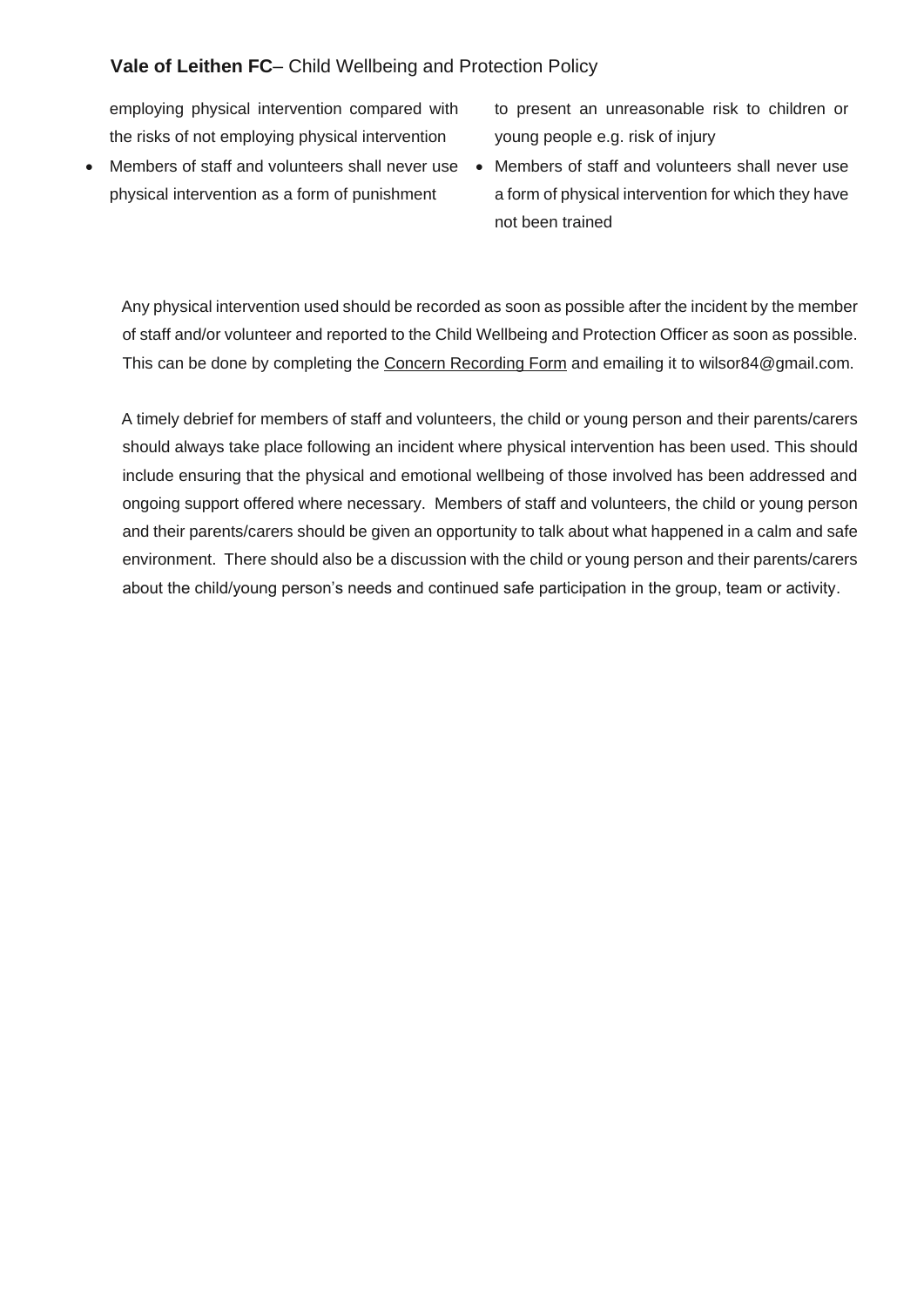employing physical intervention compared with the risks of not employing physical intervention

- Members of staff and volunteers shall never use physical intervention as a form of punishment

to present an unreasonable risk to children or young people e.g. risk of injury

- Members of staff and volunteers shall never use a form of physical intervention for which they have not been trained

Any physical intervention used should be recorded as soon as possible after the incident by the member of staff and/or volunteer and reported to the Child Wellbeing and Protection Officer as soon as possible. This can be done by completing the Concern Recording Form and emailing it to wilsor84@gmail.com.

A timely debrief for members of staff and volunteers, the child or young person and their parents/carers should always take place following an incident where physical intervention has been used. This should include ensuring that the physical and emotional wellbeing of those involved has been addressed and ongoing support offered where necessary. Members of staff and volunteers, the child or young person and their parents/carers should be given an opportunity to talk about what happened in a calm and safe environment. There should also be a discussion with the child or young person and their parents/carers about the child/young person's needs and continued safe participation in the group, team or activity.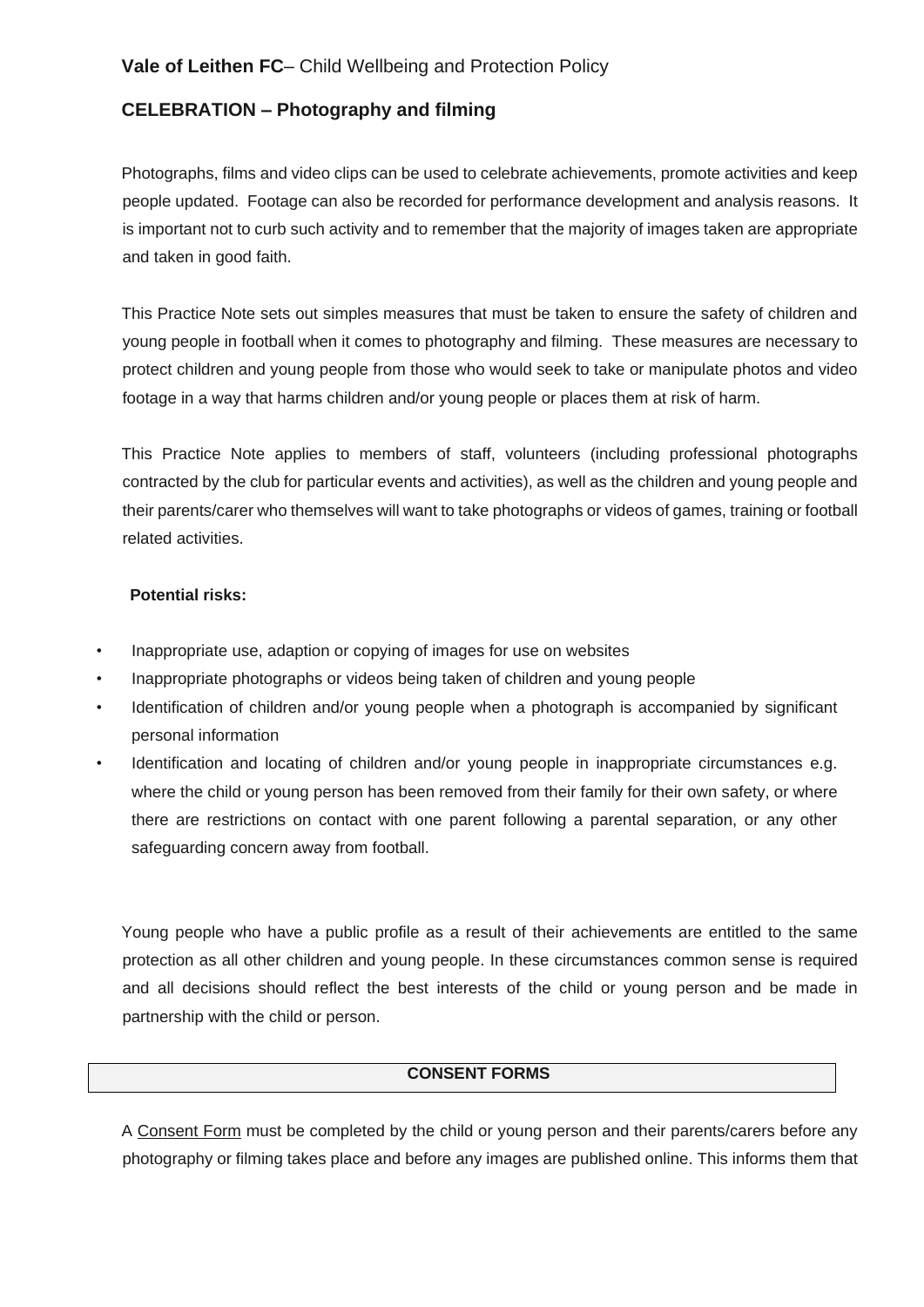**Vale of Leithen FC**– Child Wellbeing and Protection Policy

## CELEBRATION – Photography and filming

Photographs, films and video clips can be used to celebrate achievements, promote activities and keep people updated. Footage can also be recorded for performance development and analysis reasons. It is important not to curb such activity and to remember that the majority of images taken are appropriate and taken in good faith.

This Practice Note sets out simples measures that must be taken to ensure the safety of children and young people in football when it comes to photography and filming. These measures are necessary to protect children and young people from those who would seek to take or manipulate photos and video footage in a way that harms children and/or young people or places them at risk of harm.

This Practice Note applies to members of staff, volunteers (including professional photographs contracted by the club for particular events and activities), as well as the children and young people and their parents/carer who themselves will want to take photographs or videos of games, training or football related activities.

**Potential risks:**

- Inappropriate use, adaption or copying of images for use on websites
- Inappropriate photographs or videos being taken of children and young people
- Identification of children and/or young people when a photograph is accompanied by significant personal information
- Identification and locating of children and/or young people in inappropriate circumstances e.g. where the child or young person has been removed from their family for their own safety, or where there are restrictions on contact with one parent following a parental separation, or any other safeguarding concern away from football.

Young people who have a public profile as a result of their achievements are entitled to the same protection as all other children and young people. In these circumstances common sense is required and all decisions should reflect the best interests of the child or young person and be made in partnership with the child or person.

### CONSENT FORMS

A Consent Form must be completed by the child or young person and their parents/carers before any photography or filming takes place and before any images are published online. This informs them that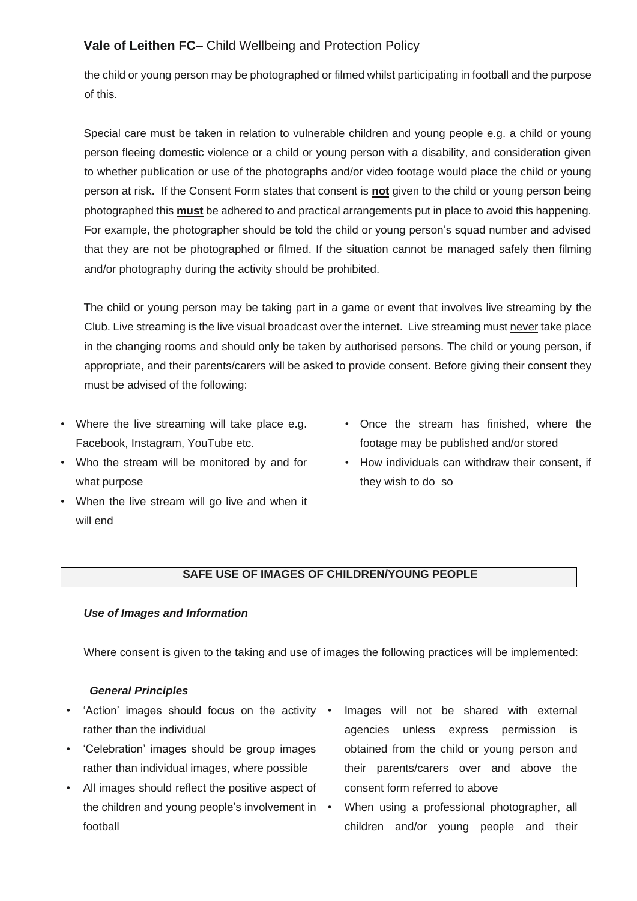the child or young person may be photographed or filmed whilst participating in football and the purpose of this.

Special care must be taken in relation to vulnerable children and young people e.g. a child or young person fleeing domestic violence or a child or young person with a disability, and consideration given to whether publication or use of the photographs and/or video footage would place the child or young person at risk. If the Consent Form states that consent is **not** given to the child or young person being photographed this **must** be adhered to and practical arrangements put in place to avoid this happening. For example, the photographer should be told the child or young person's squad number and advised that they are not be photographed or filmed. If the situation cannot be managed safely then filming and/or photography during the activity should be prohibited.

The child or young person may be taking part in a game or event that involves live streaming by the Club. Live streaming is the live visual broadcast over the internet. Live streaming must never take place in the changing rooms and should only be taken by authorised persons. The child or young person, if appropriate, and their parents/carers will be asked to provide consent. Before giving their consent they must be advised of the following:

- Where the live streaming will take place e.g. Facebook, Instagram, YouTube etc.
- Who the stream will be monitored by and for what purpose
- When the live stream will go live and when it will end
- Once the stream has finished, where the footage may be published and/or stored
- How individuals can withdraw their consent, if they wish to do so

## SAFE USE OF IMAGES OF CHILDREN/YOUNG PEOPLE

***Use of Images and Information***

Where consent is given to the taking and use of images the following practices will be implemented:

***General Principles***

- 'Action' images should focus on the activity rather than the individual
- 'Celebration' images should be group images rather than individual images, where possible
- All images should reflect the positive aspect of the children and young people's involvement in football
- Images will not be shared with external agencies unless express permission is obtained from the child or young person and their parents/carers over and above the consent form referred to above
- When using a professional photographer, all children and/or young people and their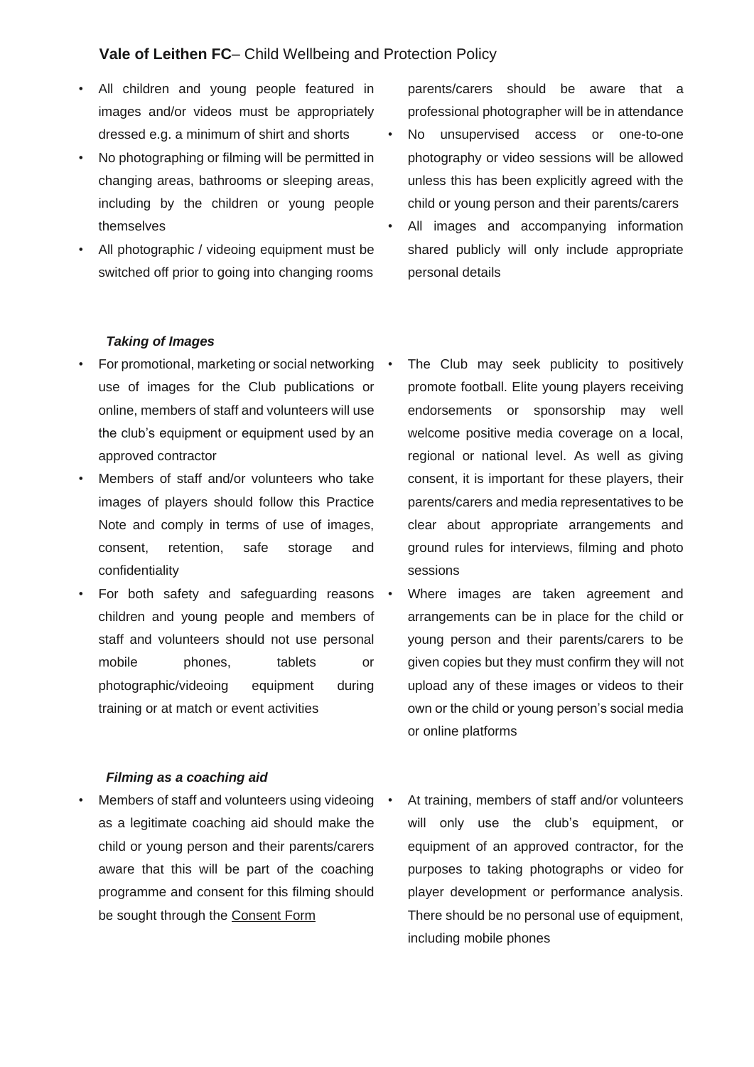- All children and young people featured in images and/or videos must be appropriately dressed e.g. a minimum of shirt and shorts
- No photographing or filming will be permitted in changing areas, bathrooms or sleeping areas, including by the children or young people themselves
- All photographic / videoing equipment must be switched off prior to going into changing rooms parents/carers should be aware that a professional photographer will be in attendance
- No unsupervised access or one-to-one photography or video sessions will be allowed unless this has been explicitly agreed with the child or young person and their parents/carers
- All images and accompanying information shared publicly will only include appropriate personal details

***Taking of Images***

- For promotional, marketing or social networking use of images for the Club publications or online, members of staff and volunteers will use the club's equipment or equipment used by an approved contractor
- Members of staff and/or volunteers who take images of players should follow this Practice Note and comply in terms of use of images, consent, retention, safe storage and confidentiality
- For both safety and safeguarding reasons children and young people and members of staff and volunteers should not use personal mobile phones, tablets or photographic/videoing equipment during training or at match or event activities
- The Club may seek publicity to positively promote football. Elite young players receiving endorsements or sponsorship may well welcome positive media coverage on a local, regional or national level. As well as giving consent, it is important for these players, their parents/carers and media representatives to be clear about appropriate arrangements and ground rules for interviews, filming and photo sessions
- Where images are taken agreement and arrangements can be in place for the child or young person and their parents/carers to be given copies but they must confirm they will not upload any of these images or videos to their own or the child or young person's social media or online platforms

***Filming as a coaching aid***

- Members of staff and volunteers using videoing as a legitimate coaching aid should make the child or young person and their parents/carers aware that this will be part of the coaching programme and consent for this filming should be sought through the Consent Form
- At training, members of staff and/or volunteers will only use the club's equipment, or equipment of an approved contractor, for the purposes to taking photographs or video for player development or performance analysis. There should be no personal use of equipment, including mobile phones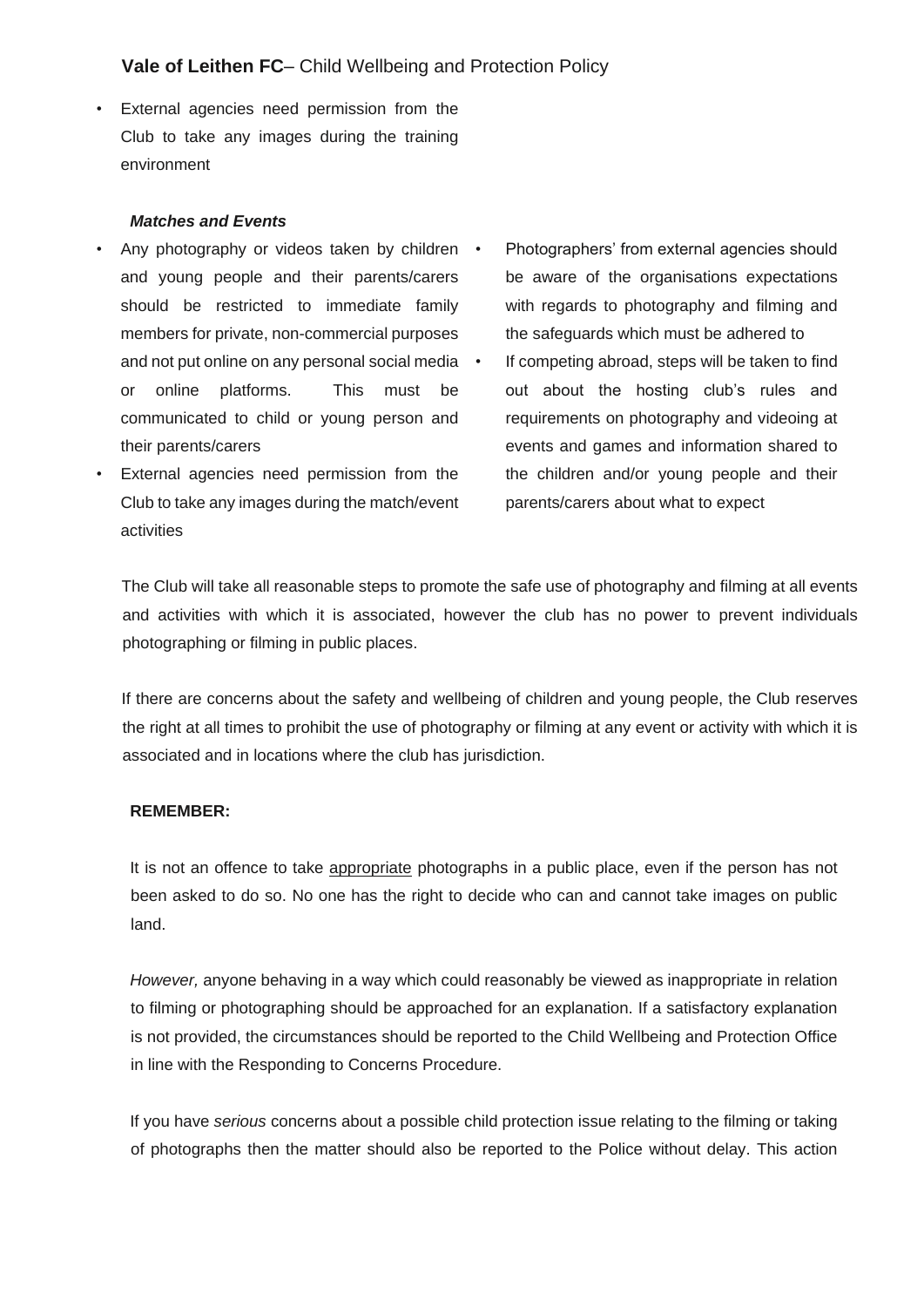- External agencies need permission from the Club to take any images during the training environment

***Matches and Events***

- Any photography or videos taken by children and young people and their parents/carers should be restricted to immediate family members for private, non-commercial purposes and not put online on any personal social media or online platforms. This must be communicated to child or young person and their parents/carers
- External agencies need permission from the Club to take any images during the match/event activities
- Photographers' from external agencies should be aware of the organisations expectations with regards to photography and filming and the safeguards which must be adhered to
- If competing abroad, steps will be taken to find out about the hosting club's rules and requirements on photography and videoing at events and games and information shared to the children and/or young people and their parents/carers about what to expect

The Club will take all reasonable steps to promote the safe use of photography and filming at all events and activities with which it is associated, however the club has no power to prevent individuals photographing or filming in public places.

If there are concerns about the safety and wellbeing of children and young people, the Club reserves the right at all times to prohibit the use of photography or filming at any event or activity with which it is associated and in locations where the club has jurisdiction.

**REMEMBER:**

It is not an offence to take appropriate photographs in a public place, even if the person has not been asked to do so. No one has the right to decide who can and cannot take images on public land.

*However,* anyone behaving in a way which could reasonably be viewed as inappropriate in relation to filming or photographing should be approached for an explanation. If a satisfactory explanation is not provided, the circumstances should be reported to the Child Wellbeing and Protection Office in line with the Responding to Concerns Procedure.

If you have *serious* concerns about a possible child protection issue relating to the filming or taking of photographs then the matter should also be reported to the Police without delay. This action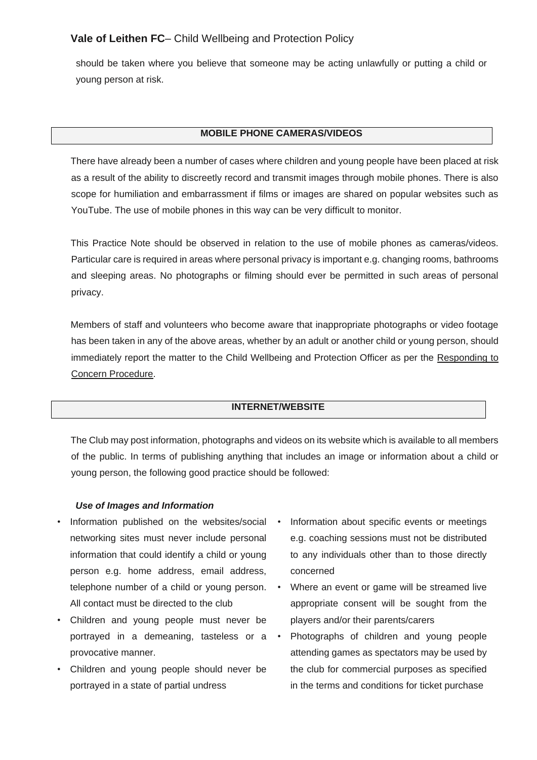should be taken where you believe that someone may be acting unlawfully or putting a child or young person at risk.

## MOBILE PHONE CAMERAS/VIDEOS

There have already been a number of cases where children and young people have been placed at risk as a result of the ability to discreetly record and transmit images through mobile phones. There is also scope for humiliation and embarrassment if films or images are shared on popular websites such as YouTube. The use of mobile phones in this way can be very difficult to monitor.

This Practice Note should be observed in relation to the use of mobile phones as cameras/videos. Particular care is required in areas where personal privacy is important e.g. changing rooms, bathrooms and sleeping areas. No photographs or filming should ever be permitted in such areas of personal privacy.

Members of staff and volunteers who become aware that inappropriate photographs or video footage has been taken in any of the above areas, whether by an adult or another child or young person, should immediately report the matter to the Child Wellbeing and Protection Officer as per the Responding to Concern Procedure.

## INTERNET/WEBSITE

The Club may post information, photographs and videos on its website which is available to all members of the public. In terms of publishing anything that includes an image or information about a child or young person, the following good practice should be followed:

***Use of Images and Information***

- Information published on the websites/social networking sites must never include personal information that could identify a child or young person e.g. home address, email address, telephone number of a child or young person. All contact must be directed to the club
- Children and young people must never be portrayed in a demeaning, tasteless or a provocative manner.
- Children and young people should never be portrayed in a state of partial undress
- Information about specific events or meetings e.g. coaching sessions must not be distributed to any individuals other than to those directly concerned
- Where an event or game will be streamed live appropriate consent will be sought from the players and/or their parents/carers
- Photographs of children and young people attending games as spectators may be used by the club for commercial purposes as specified in the terms and conditions for ticket purchase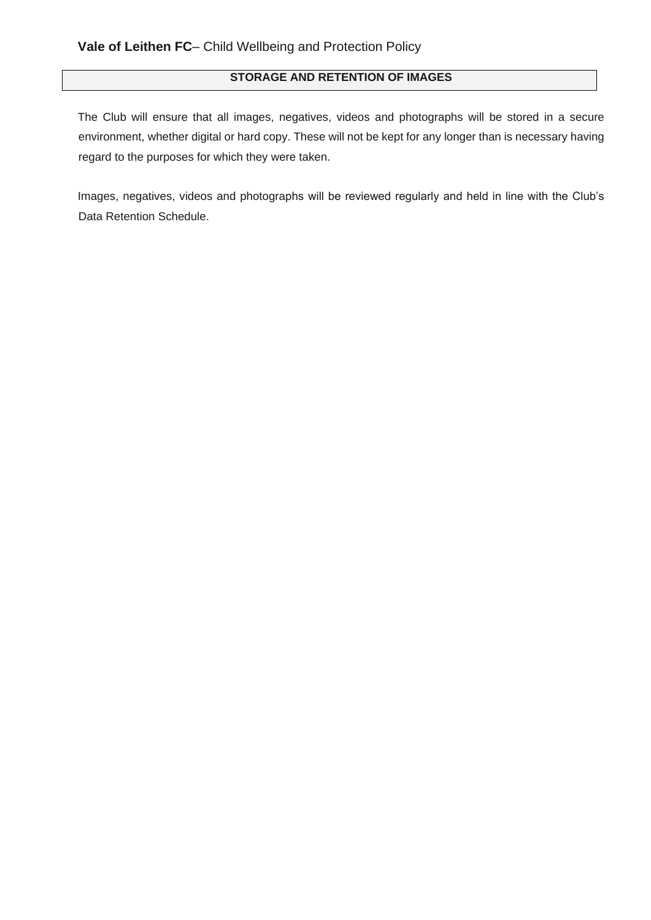## STORAGE AND RETENTION OF IMAGES

The Club will ensure that all images, negatives, videos and photographs will be stored in a secure environment, whether digital or hard copy. These will not be kept for any longer than is necessary having regard to the purposes for which they were taken.

Images, negatives, videos and photographs will be reviewed regularly and held in line with the Club's Data Retention Schedule.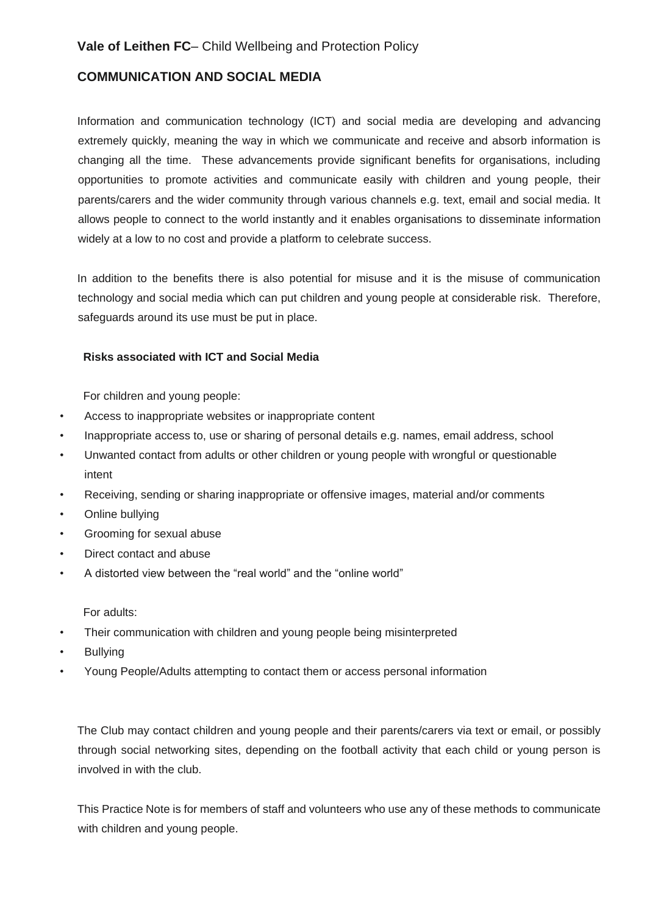**Vale of Leithen FC**– Child Wellbeing and Protection Policy

## COMMUNICATION AND SOCIAL MEDIA

Information and communication technology (ICT) and social media are developing and advancing extremely quickly, meaning the way in which we communicate and receive and absorb information is changing all the time. These advancements provide significant benefits for organisations, including opportunities to promote activities and communicate easily with children and young people, their parents/carers and the wider community through various channels e.g. text, email and social media. It allows people to connect to the world instantly and it enables organisations to disseminate information widely at a low to no cost and provide a platform to celebrate success.

In addition to the benefits there is also potential for misuse and it is the misuse of communication technology and social media which can put children and young people at considerable risk. Therefore, safeguards around its use must be put in place.

### Risks associated with ICT and Social Media

For children and young people:

- Access to inappropriate websites or inappropriate content
- Inappropriate access to, use or sharing of personal details e.g. names, email address, school
- Unwanted contact from adults or other children or young people with wrongful or questionable intent
- Receiving, sending or sharing inappropriate or offensive images, material and/or comments
- Online bullying
- Grooming for sexual abuse
- Direct contact and abuse
- A distorted view between the "real world" and the "online world"

For adults:

- Their communication with children and young people being misinterpreted
- Bullying
- Young People/Adults attempting to contact them or access personal information

The Club may contact children and young people and their parents/carers via text or email, or possibly through social networking sites, depending on the football activity that each child or young person is involved in with the club.

This Practice Note is for members of staff and volunteers who use any of these methods to communicate with children and young people.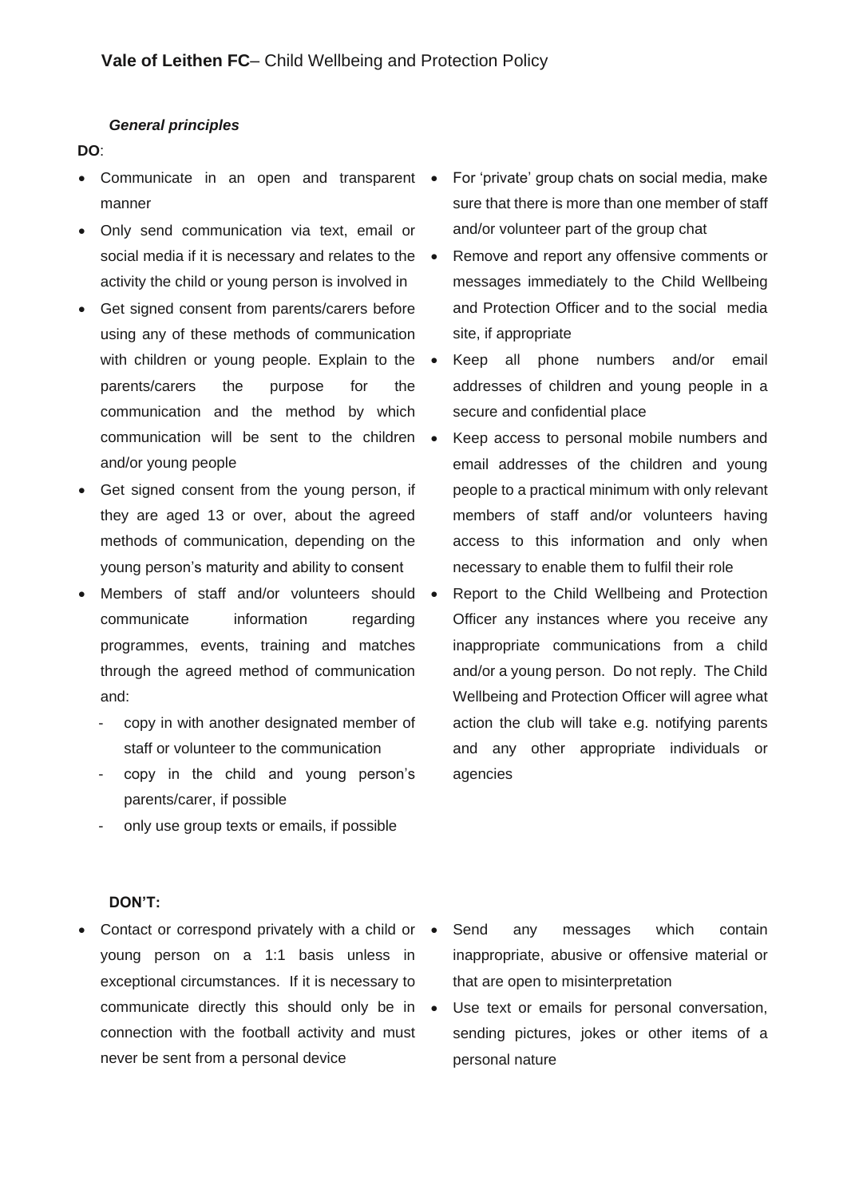***General principles***

**DO**:

- Communicate in an open and transparent manner
- Only send communication via text, email or social media if it is necessary and relates to the activity the child or young person is involved in
- Get signed consent from parents/carers before using any of these methods of communication with children or young people. Explain to the parents/carers the purpose for the communication and the method by which communication will be sent to the children and/or young people
- Get signed consent from the young person, if they are aged 13 or over, about the agreed methods of communication, depending on the young person's maturity and ability to consent
- Members of staff and/or volunteers should communicate information regarding programmes, events, training and matches through the agreed method of communication and:
  - copy in with another designated member of staff or volunteer to the communication
  - copy in the child and young person's parents/carer, if possible
  - only use group texts or emails, if possible
- For 'private' group chats on social media, make sure that there is more than one member of staff and/or volunteer part of the group chat
- Remove and report any offensive comments or messages immediately to the Child Wellbeing and Protection Officer and to the social media site, if appropriate
- Keep all phone numbers and/or email addresses of children and young people in a secure and confidential place
- Keep access to personal mobile numbers and email addresses of the children and young people to a practical minimum with only relevant members of staff and/or volunteers having access to this information and only when necessary to enable them to fulfil their role
- Report to the Child Wellbeing and Protection Officer any instances where you receive any inappropriate communications from a child and/or a young person. Do not reply. The Child Wellbeing and Protection Officer will agree what action the club will take e.g. notifying parents and any other appropriate individuals or agencies

**DON'T:**

- Contact or correspond privately with a child or young person on a 1:1 basis unless in exceptional circumstances. If it is necessary to communicate directly this should only be in connection with the football activity and must never be sent from a personal device
- Send any messages which contain inappropriate, abusive or offensive material or that are open to misinterpretation
- Use text or emails for personal conversation, sending pictures, jokes or other items of a personal nature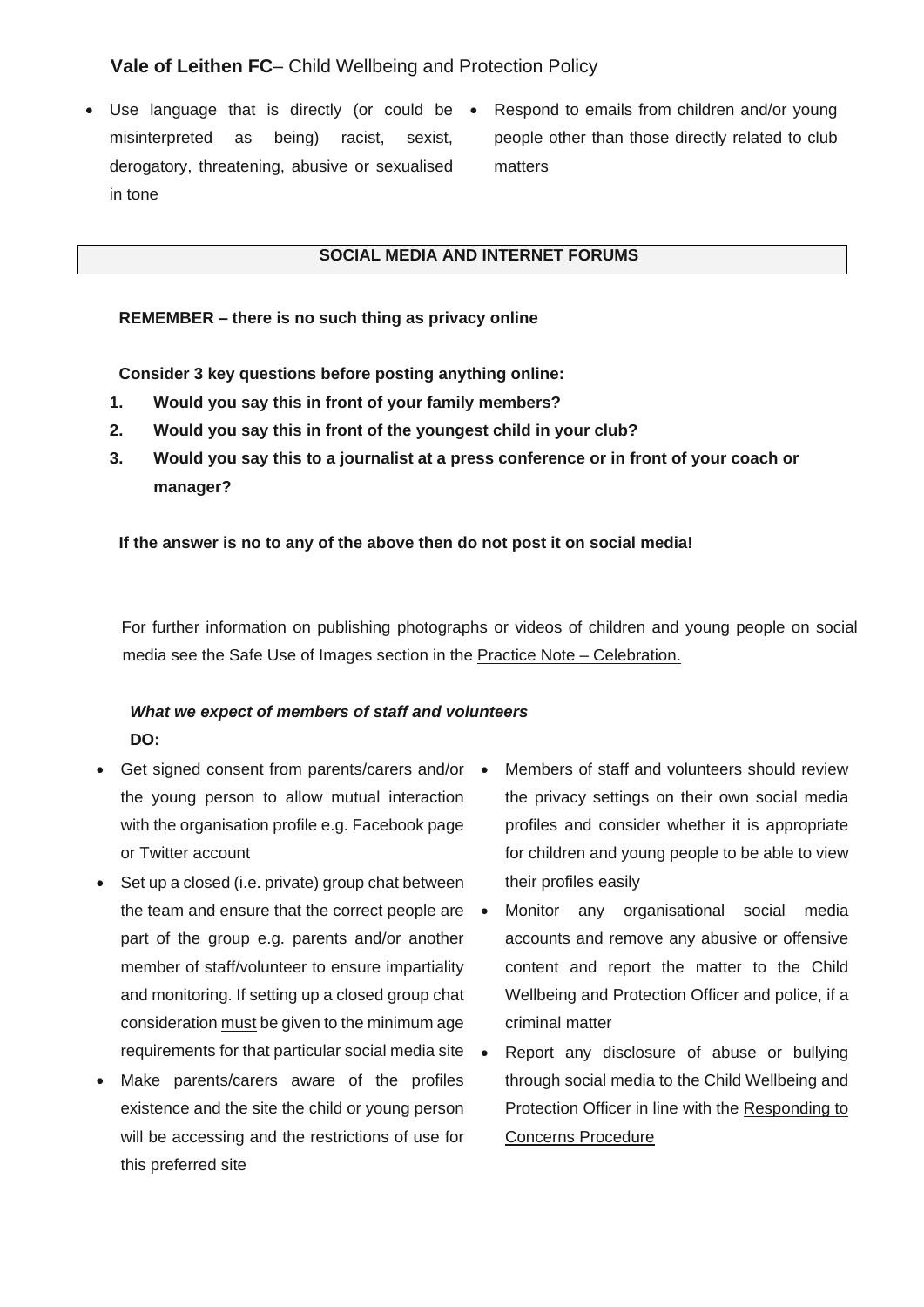- Use language that is directly (or could be misinterpreted as being) racist, sexist, derogatory, threatening, abusive or sexualised in tone
- Respond to emails from children and/or young people other than those directly related to club matters

## SOCIAL MEDIA AND INTERNET FORUMS

**REMEMBER – there is no such thing as privacy online**

**Consider 3 key questions before posting anything online:**

1. **Would you say this in front of your family members?**
2. **Would you say this in front of the youngest child in your club?**
3. **Would you say this to a journalist at a press conference or in front of your coach or manager?**

**If the answer is no to any of the above then do not post it on social media!**

For further information on publishing photographs or videos of children and young people on social media see the Safe Use of Images section in the Practice Note – Celebration.

***What we expect of members of staff and volunteers***

**DO:**

- Get signed consent from parents/carers and/or the young person to allow mutual interaction with the organisation profile e.g. Facebook page or Twitter account
- Set up a closed (i.e. private) group chat between the team and ensure that the correct people are part of the group e.g. parents and/or another member of staff/volunteer to ensure impartiality and monitoring. If setting up a closed group chat consideration must be given to the minimum age requirements for that particular social media site
- Make parents/carers aware of the profiles existence and the site the child or young person will be accessing and the restrictions of use for this preferred site
- Members of staff and volunteers should review the privacy settings on their own social media profiles and consider whether it is appropriate for children and young people to be able to view their profiles easily
- Monitor any organisational social media accounts and remove any abusive or offensive content and report the matter to the Child Wellbeing and Protection Officer and police, if a criminal matter
- Report any disclosure of abuse or bullying through social media to the Child Wellbeing and Protection Officer in line with the Responding to Concerns Procedure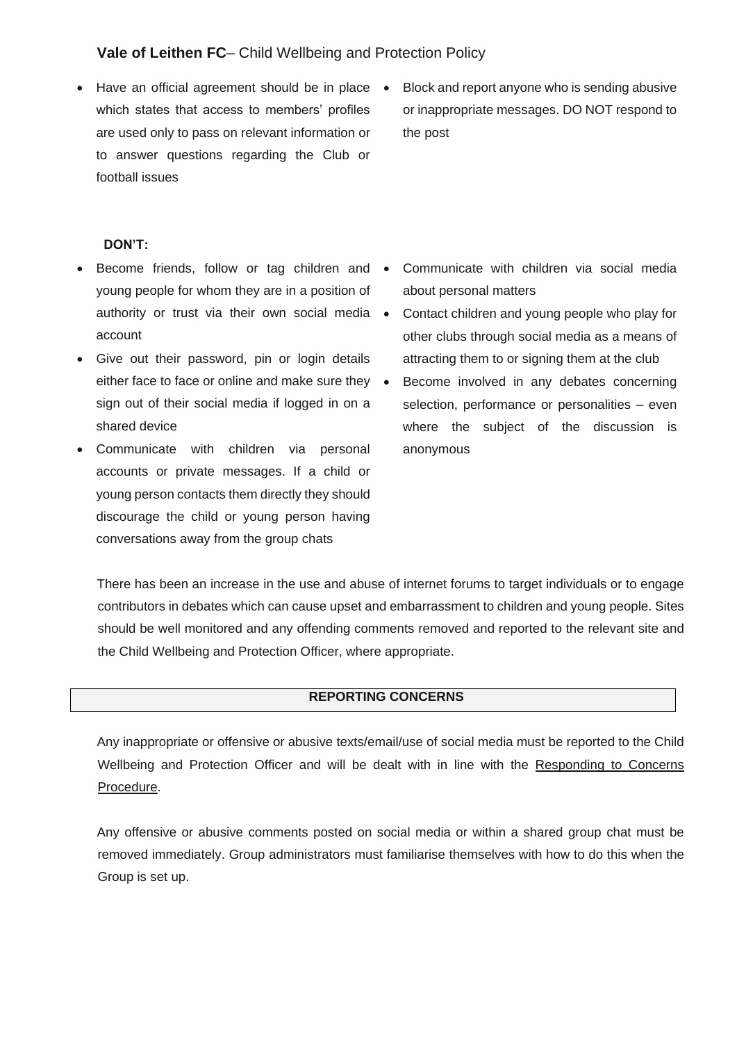- Have an official agreement should be in place which states that access to members' profiles are used only to pass on relevant information or to answer questions regarding the Club or football issues
- Block and report anyone who is sending abusive or inappropriate messages. DO NOT respond to the post

**DON'T:**

- Become friends, follow or tag children and young people for whom they are in a position of authority or trust via their own social media account
- Give out their password, pin or login details either face to face or online and make sure they sign out of their social media if logged in on a shared device
- Communicate with children via personal accounts or private messages. If a child or young person contacts them directly they should discourage the child or young person having conversations away from the group chats
- Communicate with children via social media about personal matters
- Contact children and young people who play for other clubs through social media as a means of attracting them to or signing them at the club
- Become involved in any debates concerning selection, performance or personalities – even where the subject of the discussion is anonymous

There has been an increase in the use and abuse of internet forums to target individuals or to engage contributors in debates which can cause upset and embarrassment to children and young people. Sites should be well monitored and any offending comments removed and reported to the relevant site and the Child Wellbeing and Protection Officer, where appropriate.

## REPORTING CONCERNS

Any inappropriate or offensive or abusive texts/email/use of social media must be reported to the Child Wellbeing and Protection Officer and will be dealt with in line with the Responding to Concerns Procedure.

Any offensive or abusive comments posted on social media or within a shared group chat must be removed immediately. Group administrators must familiarise themselves with how to do this when the Group is set up.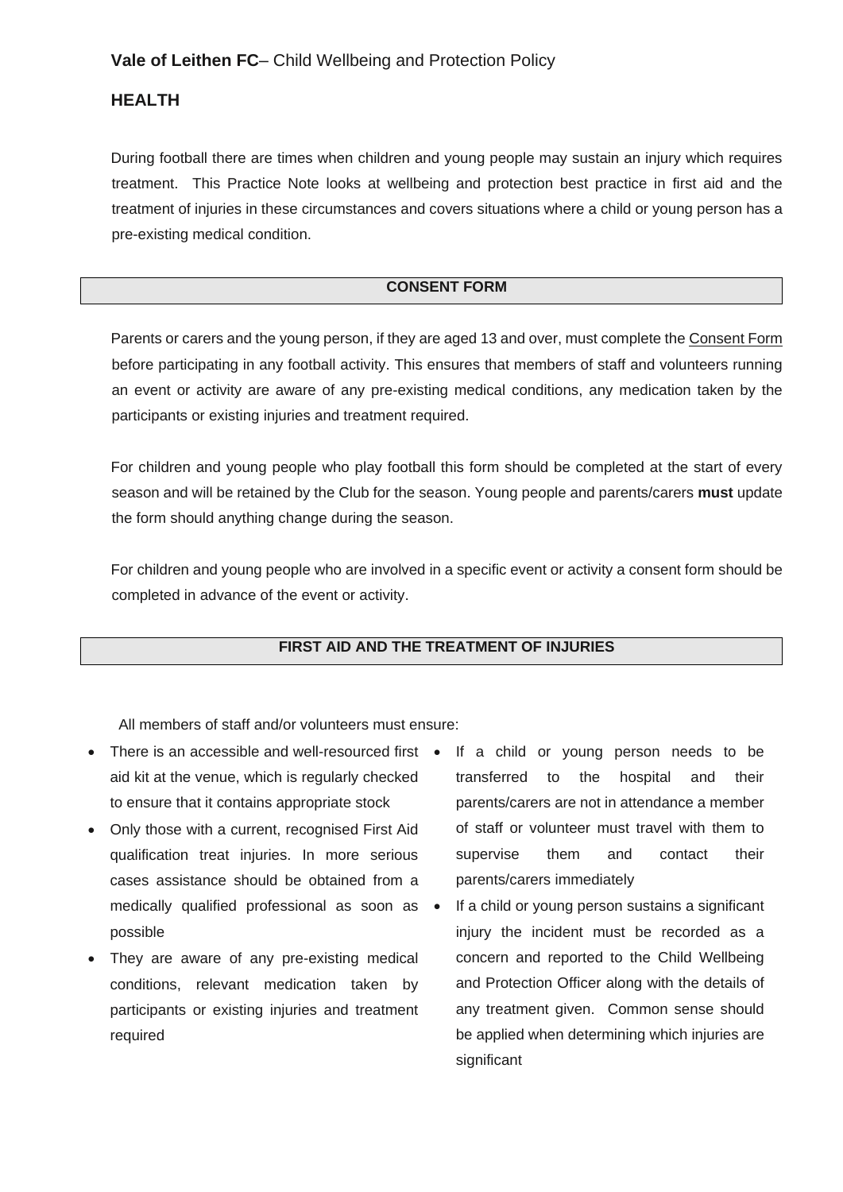**Vale of Leithen FC**– Child Wellbeing and Protection Policy

## HEALTH

During football there are times when children and young people may sustain an injury which requires treatment. This Practice Note looks at wellbeing and protection best practice in first aid and the treatment of injuries in these circumstances and covers situations where a child or young person has a pre-existing medical condition.

### CONSENT FORM

Parents or carers and the young person, if they are aged 13 and over, must complete the Consent Form before participating in any football activity. This ensures that members of staff and volunteers running an event or activity are aware of any pre-existing medical conditions, any medication taken by the participants or existing injuries and treatment required.

For children and young people who play football this form should be completed at the start of every season and will be retained by the Club for the season. Young people and parents/carers **must** update the form should anything change during the season.

For children and young people who are involved in a specific event or activity a consent form should be completed in advance of the event or activity.

### FIRST AID AND THE TREATMENT OF INJURIES

All members of staff and/or volunteers must ensure:

- There is an accessible and well-resourced first aid kit at the venue, which is regularly checked to ensure that it contains appropriate stock
- Only those with a current, recognised First Aid qualification treat injuries. In more serious cases assistance should be obtained from a medically qualified professional as soon as possible
- They are aware of any pre-existing medical conditions, relevant medication taken by participants or existing injuries and treatment required
- If a child or young person needs to be transferred to the hospital and their parents/carers are not in attendance a member of staff or volunteer must travel with them to supervise them and contact their parents/carers immediately
- If a child or young person sustains a significant injury the incident must be recorded as a concern and reported to the Child Wellbeing and Protection Officer along with the details of any treatment given. Common sense should be applied when determining which injuries are significant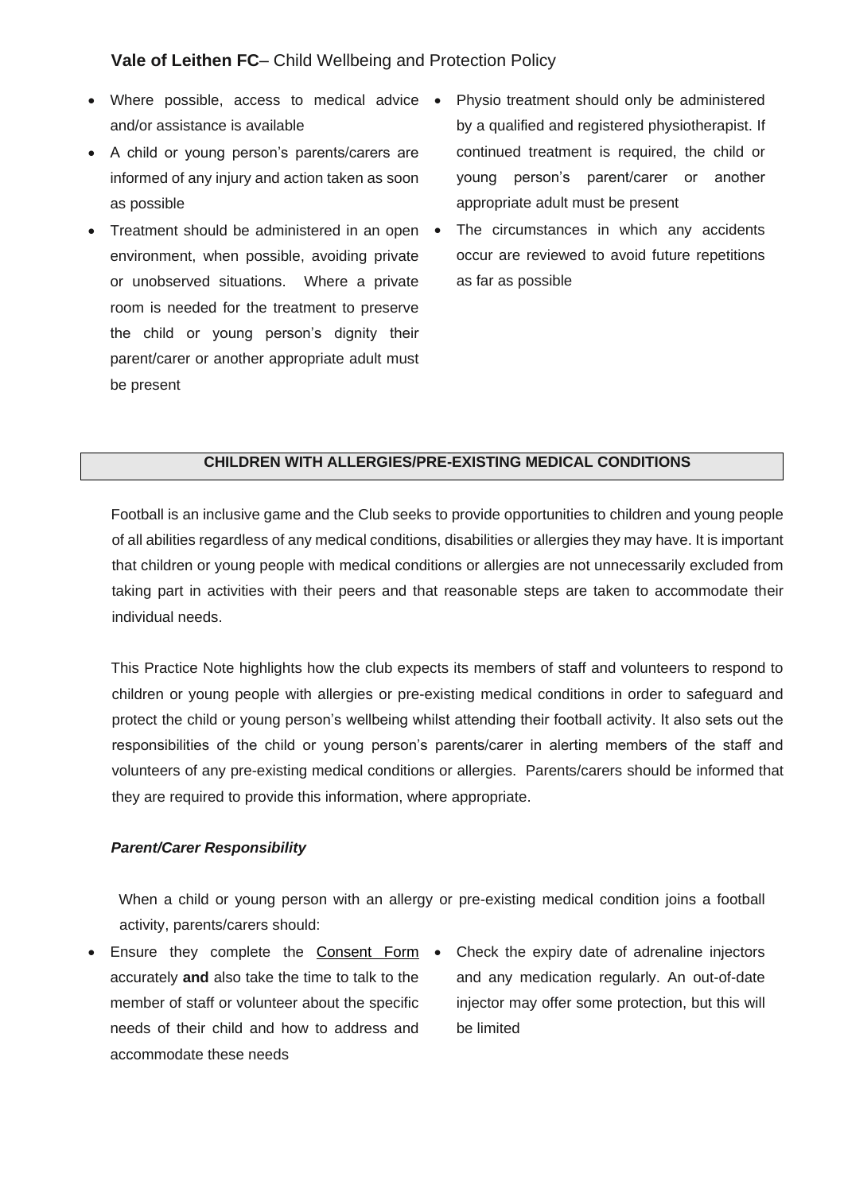- Where possible, access to medical advice and/or assistance is available
- A child or young person's parents/carers are informed of any injury and action taken as soon as possible
- Treatment should be administered in an open environment, when possible, avoiding private or unobserved situations. Where a private room is needed for the treatment to preserve the child or young person's dignity their parent/carer or another appropriate adult must be present
- Physio treatment should only be administered by a qualified and registered physiotherapist. If continued treatment is required, the child or young person's parent/carer or another appropriate adult must be present
- The circumstances in which any accidents occur are reviewed to avoid future repetitions as far as possible

## CHILDREN WITH ALLERGIES/PRE-EXISTING MEDICAL CONDITIONS

Football is an inclusive game and the Club seeks to provide opportunities to children and young people of all abilities regardless of any medical conditions, disabilities or allergies they may have. It is important that children or young people with medical conditions or allergies are not unnecessarily excluded from taking part in activities with their peers and that reasonable steps are taken to accommodate their individual needs.

This Practice Note highlights how the club expects its members of staff and volunteers to respond to children or young people with allergies or pre-existing medical conditions in order to safeguard and protect the child or young person's wellbeing whilst attending their football activity. It also sets out the responsibilities of the child or young person's parents/carer in alerting members of the staff and volunteers of any pre-existing medical conditions or allergies. Parents/carers should be informed that they are required to provide this information, where appropriate.

***Parent/Carer Responsibility***

When a child or young person with an allergy or pre-existing medical condition joins a football activity, parents/carers should:

- Ensure they complete the Consent Form accurately **and** also take the time to talk to the member of staff or volunteer about the specific needs of their child and how to address and accommodate these needs
- Check the expiry date of adrenaline injectors and any medication regularly. An out-of-date injector may offer some protection, but this will be limited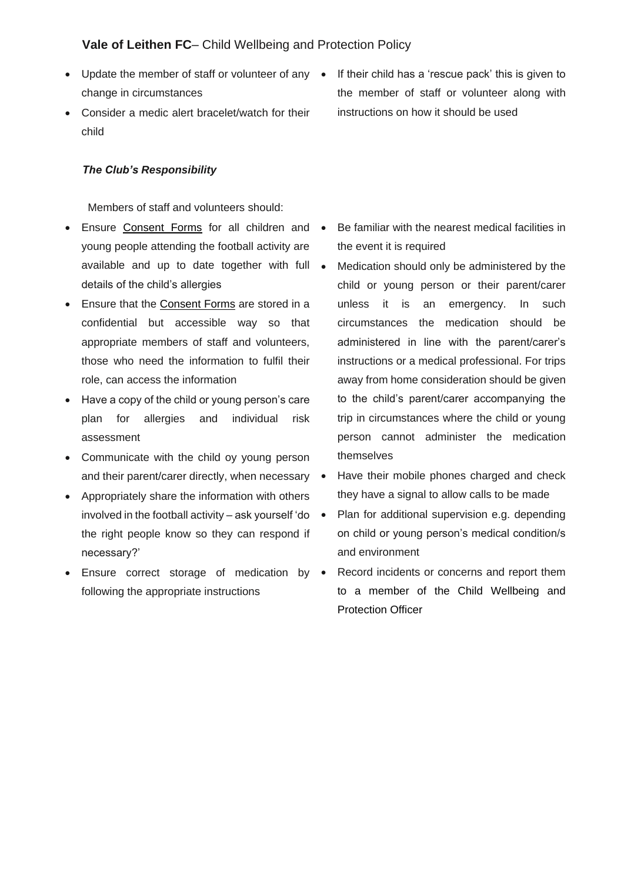- Update the member of staff or volunteer of any change in circumstances
- Consider a medic alert bracelet/watch for their child
- If their child has a 'rescue pack' this is given to the member of staff or volunteer along with instructions on how it should be used

***The Club's Responsibility***

Members of staff and volunteers should:

- Ensure Consent Forms for all children and young people attending the football activity are available and up to date together with full details of the child's allergies
- Ensure that the Consent Forms are stored in a confidential but accessible way so that appropriate members of staff and volunteers, those who need the information to fulfil their role, can access the information
- Have a copy of the child or young person's care plan for allergies and individual risk assessment
- Communicate with the child oy young person and their parent/carer directly, when necessary
- Appropriately share the information with others involved in the football activity – ask yourself 'do the right people know so they can respond if necessary?'
- Ensure correct storage of medication by following the appropriate instructions
- Be familiar with the nearest medical facilities in the event it is required
- Medication should only be administered by the child or young person or their parent/carer unless it is an emergency. In such circumstances the medication should be administered in line with the parent/carer's instructions or a medical professional. For trips away from home consideration should be given to the child's parent/carer accompanying the trip in circumstances where the child or young person cannot administer the medication themselves
- Have their mobile phones charged and check they have a signal to allow calls to be made
- Plan for additional supervision e.g. depending on child or young person's medical condition/s and environment
- Record incidents or concerns and report them to a member of the Child Wellbeing and Protection Officer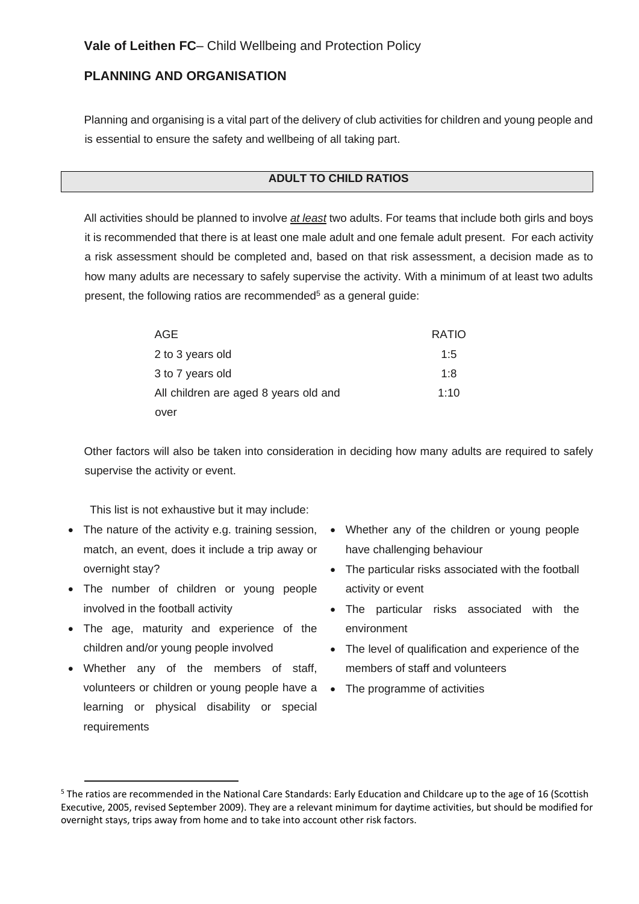**Vale of Leithen FC**– Child Wellbeing and Protection Policy

## PLANNING AND ORGANISATION

Planning and organising is a vital part of the delivery of club activities for children and young people and is essential to ensure the safety and wellbeing of all taking part.

### ADULT TO CHILD RATIOS

All activities should be planned to involve *at least* two adults. For teams that include both girls and boys it is recommended that there is at least one male adult and one female adult present. For each activity a risk assessment should be completed and, based on that risk assessment, a decision made as to how many adults are necessary to safely supervise the activity. With a minimum of at least two adults present, the following ratios are recommended[5] as a general guide:

| AGE | RATIO |
|---|---|
| 2 to 3 years old | 1:5 |
| 3 to 7 years old | 1:8 |
| All children are aged 8 years old and over | 1:10 |

Other factors will also be taken into consideration in deciding how many adults are required to safely supervise the activity or event.

This list is not exhaustive but it may include:

- The nature of the activity e.g. training session, match, an event, does it include a trip away or overnight stay?
- The number of children or young people involved in the football activity
- The age, maturity and experience of the children and/or young people involved
- Whether any of the members of staff, volunteers or children or young people have a learning or physical disability or special requirements
- Whether any of the children or young people have challenging behaviour
- The particular risks associated with the football activity or event
- The particular risks associated with the environment
- The level of qualification and experience of the members of staff and volunteers
- The programme of activities

[5] The ratios are recommended in the National Care Standards: Early Education and Childcare up to the age of 16 (Scottish Executive, 2005, revised September 2009). They are a relevant minimum for daytime activities, but should be modified for overnight stays, trips away from home and to take into account other risk factors.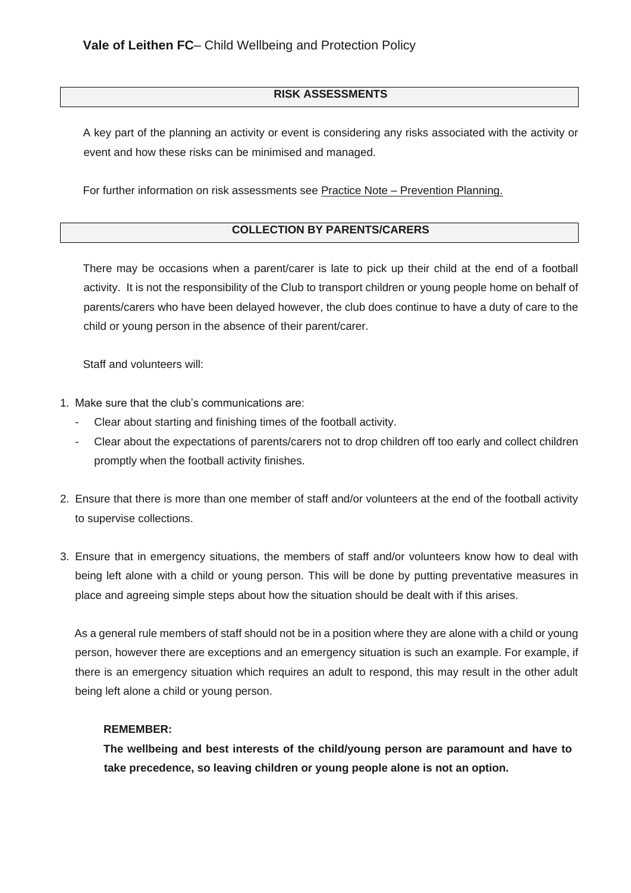## RISK ASSESSMENTS

A key part of the planning an activity or event is considering any risks associated with the activity or event and how these risks can be minimised and managed.

For further information on risk assessments see Practice Note – Prevention Planning.

## COLLECTION BY PARENTS/CARERS

There may be occasions when a parent/carer is late to pick up their child at the end of a football activity. It is not the responsibility of the Club to transport children or young people home on behalf of parents/carers who have been delayed however, the club does continue to have a duty of care to the child or young person in the absence of their parent/carer.

Staff and volunteers will:

1. Make sure that the club's communications are:
   - Clear about starting and finishing times of the football activity.
   - Clear about the expectations of parents/carers not to drop children off too early and collect children promptly when the football activity finishes.

2. Ensure that there is more than one member of staff and/or volunteers at the end of the football activity to supervise collections.

3. Ensure that in emergency situations, the members of staff and/or volunteers know how to deal with being left alone with a child or young person. This will be done by putting preventative measures in place and agreeing simple steps about how the situation should be dealt with if this arises.

   As a general rule members of staff should not be in a position where they are alone with a child or young person, however there are exceptions and an emergency situation is such an example. For example, if there is an emergency situation which requires an adult to respond, this may result in the other adult being left alone a child or young person.

   **REMEMBER:**
   **The wellbeing and best interests of the child/young person are paramount and have to take precedence, so leaving children or young people alone is not an option.**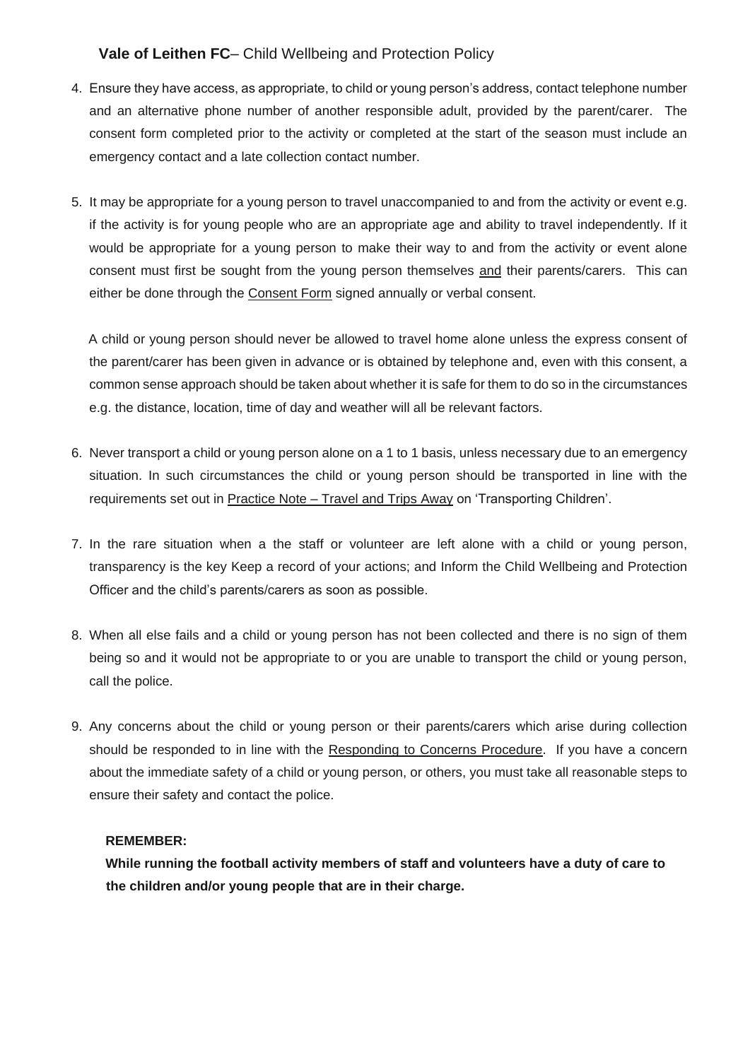4. Ensure they have access, as appropriate, to child or young person's address, contact telephone number and an alternative phone number of another responsible adult, provided by the parent/carer. The consent form completed prior to the activity or completed at the start of the season must include an emergency contact and a late collection contact number.

5. It may be appropriate for a young person to travel unaccompanied to and from the activity or event e.g. if the activity is for young people who are an appropriate age and ability to travel independently. If it would be appropriate for a young person to make their way to and from the activity or event alone consent must first be sought from the young person themselves and their parents/carers. This can either be done through the Consent Form signed annually or verbal consent.

   A child or young person should never be allowed to travel home alone unless the express consent of the parent/carer has been given in advance or is obtained by telephone and, even with this consent, a common sense approach should be taken about whether it is safe for them to do so in the circumstances e.g. the distance, location, time of day and weather will all be relevant factors.

6. Never transport a child or young person alone on a 1 to 1 basis, unless necessary due to an emergency situation. In such circumstances the child or young person should be transported in line with the requirements set out in Practice Note – Travel and Trips Away on 'Transporting Children'.

7. In the rare situation when a the staff or volunteer are left alone with a child or young person, transparency is the key Keep a record of your actions; and Inform the Child Wellbeing and Protection Officer and the child's parents/carers as soon as possible.

8. When all else fails and a child or young person has not been collected and there is no sign of them being so and it would not be appropriate to or you are unable to transport the child or young person, call the police.

9. Any concerns about the child or young person or their parents/carers which arise during collection should be responded to in line with the Responding to Concerns Procedure. If you have a concern about the immediate safety of a child or young person, or others, you must take all reasonable steps to ensure their safety and contact the police.

**REMEMBER:**

**While running the football activity members of staff and volunteers have a duty of care to the children and/or young people that are in their charge.**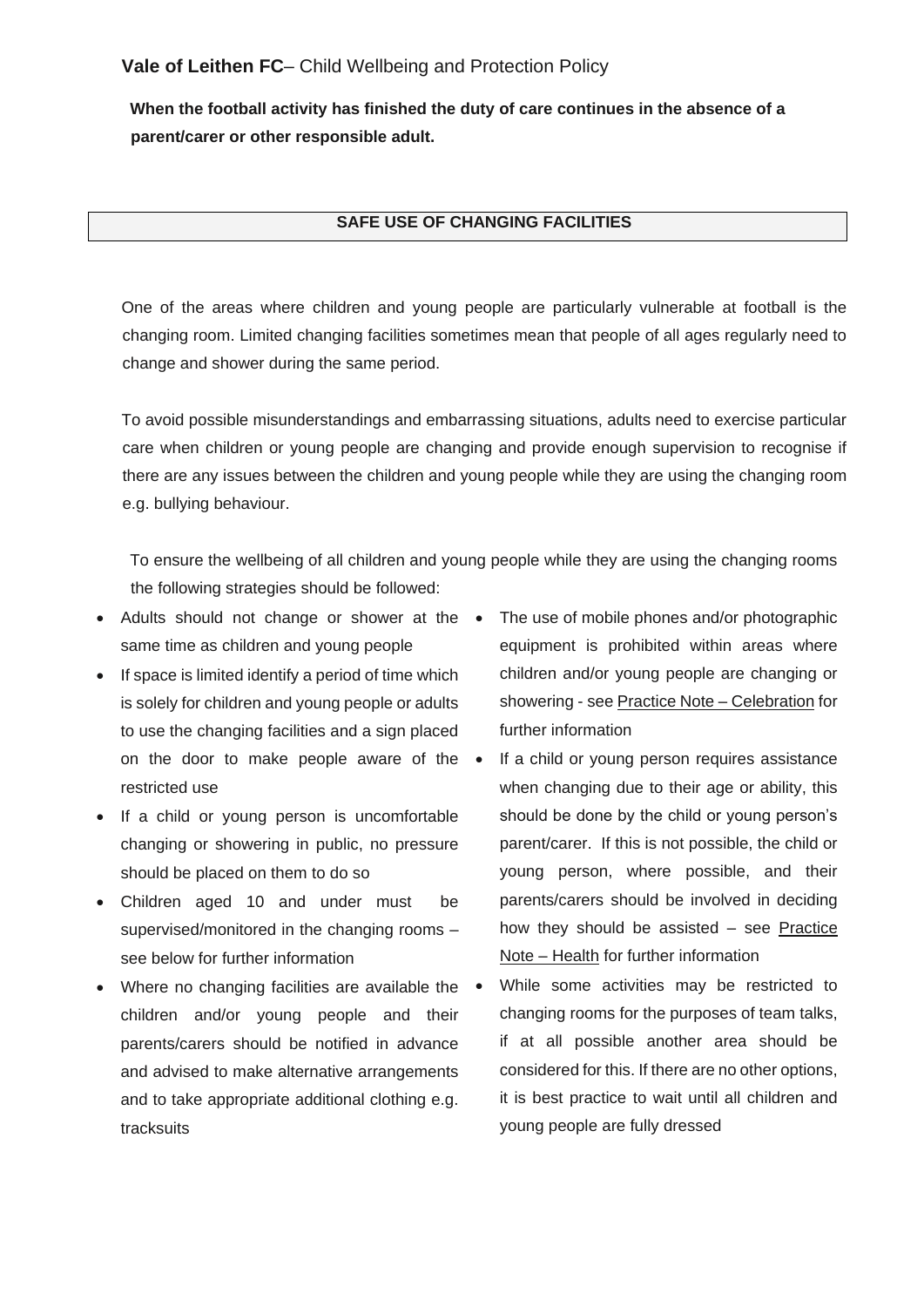**When the football activity has finished the duty of care continues in the absence of a parent/carer or other responsible adult.**

## SAFE USE OF CHANGING FACILITIES

One of the areas where children and young people are particularly vulnerable at football is the changing room. Limited changing facilities sometimes mean that people of all ages regularly need to change and shower during the same period.

To avoid possible misunderstandings and embarrassing situations, adults need to exercise particular care when children or young people are changing and provide enough supervision to recognise if there are any issues between the children and young people while they are using the changing room e.g. bullying behaviour.

To ensure the wellbeing of all children and young people while they are using the changing rooms the following strategies should be followed:

- Adults should not change or shower at the same time as children and young people
- If space is limited identify a period of time which is solely for children and young people or adults to use the changing facilities and a sign placed on the door to make people aware of the restricted use
- If a child or young person is uncomfortable changing or showering in public, no pressure should be placed on them to do so
- Children aged 10 and under must be supervised/monitored in the changing rooms – see below for further information
- Where no changing facilities are available the children and/or young people and their parents/carers should be notified in advance and advised to make alternative arrangements and to take appropriate additional clothing e.g. tracksuits
- The use of mobile phones and/or photographic equipment is prohibited within areas where children and/or young people are changing or showering - see Practice Note – Celebration for further information
- If a child or young person requires assistance when changing due to their age or ability, this should be done by the child or young person's parent/carer. If this is not possible, the child or young person, where possible, and their parents/carers should be involved in deciding how they should be assisted – see Practice Note – Health for further information
- While some activities may be restricted to changing rooms for the purposes of team talks, if at all possible another area should be considered for this. If there are no other options, it is best practice to wait until all children and young people are fully dressed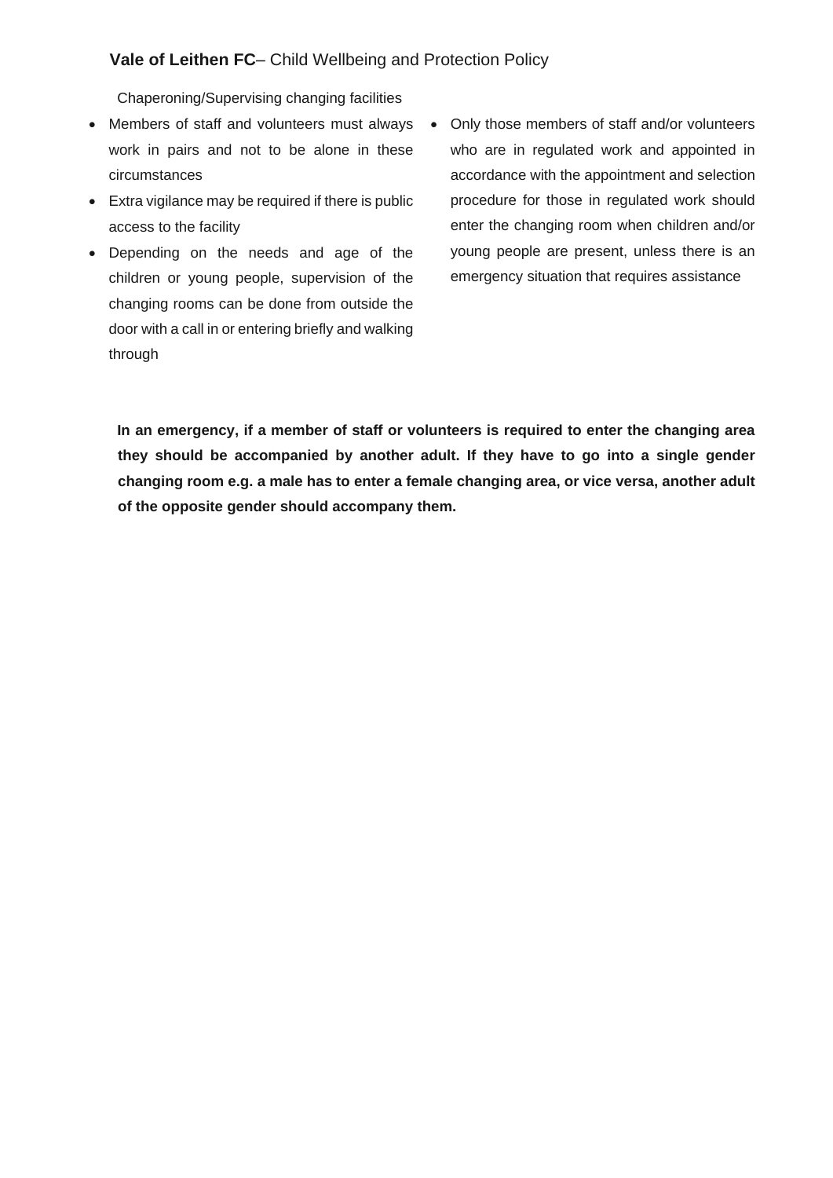Chaperoning/Supervising changing facilities

- Members of staff and volunteers must always work in pairs and not to be alone in these circumstances
- Extra vigilance may be required if there is public access to the facility
- Depending on the needs and age of the children or young people, supervision of the changing rooms can be done from outside the door with a call in or entering briefly and walking through
- Only those members of staff and/or volunteers who are in regulated work and appointed in accordance with the appointment and selection procedure for those in regulated work should enter the changing room when children and/or young people are present, unless there is an emergency situation that requires assistance

**In an emergency, if a member of staff or volunteers is required to enter the changing area they should be accompanied by another adult. If they have to go into a single gender changing room e.g. a male has to enter a female changing area, or vice versa, another adult of the opposite gender should accompany them.**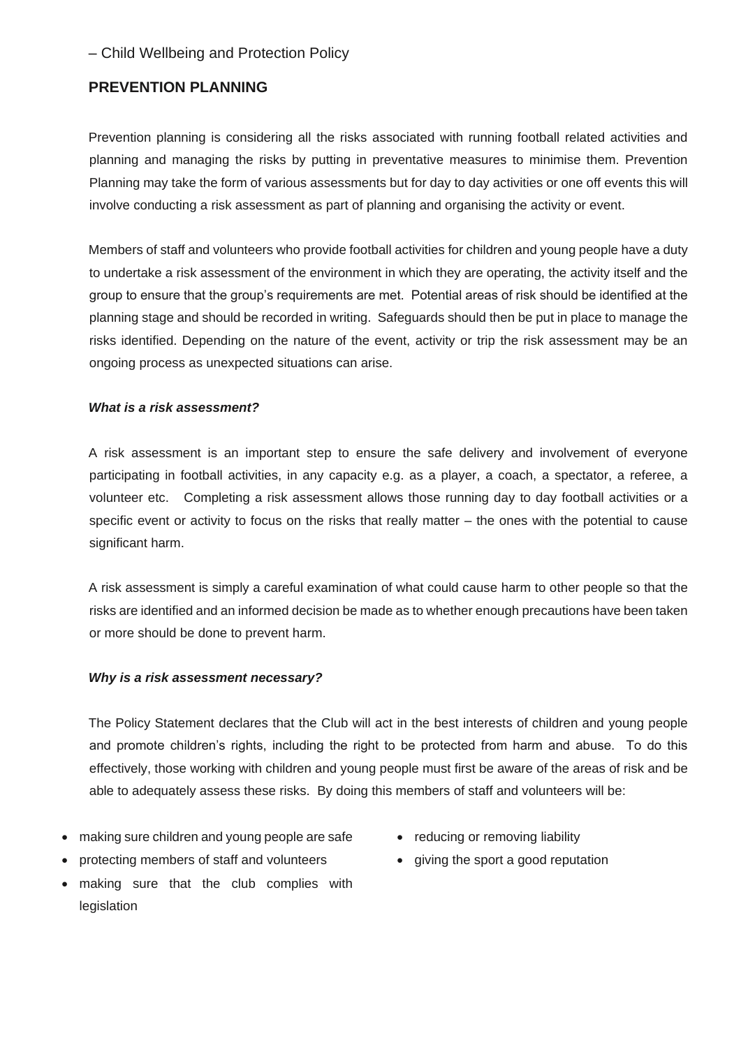## PREVENTION PLANNING

Prevention planning is considering all the risks associated with running football related activities and planning and managing the risks by putting in preventative measures to minimise them. Prevention Planning may take the form of various assessments but for day to day activities or one off events this will involve conducting a risk assessment as part of planning and organising the activity or event.

Members of staff and volunteers who provide football activities for children and young people have a duty to undertake a risk assessment of the environment in which they are operating, the activity itself and the group to ensure that the group's requirements are met. Potential areas of risk should be identified at the planning stage and should be recorded in writing. Safeguards should then be put in place to manage the risks identified. Depending on the nature of the event, activity or trip the risk assessment may be an ongoing process as unexpected situations can arise.

***What is a risk assessment?***

A risk assessment is an important step to ensure the safe delivery and involvement of everyone participating in football activities, in any capacity e.g. as a player, a coach, a spectator, a referee, a volunteer etc. Completing a risk assessment allows those running day to day football activities or a specific event or activity to focus on the risks that really matter – the ones with the potential to cause significant harm.

A risk assessment is simply a careful examination of what could cause harm to other people so that the risks are identified and an informed decision be made as to whether enough precautions have been taken or more should be done to prevent harm.

***Why is a risk assessment necessary?***

The Policy Statement declares that the Club will act in the best interests of children and young people and promote children's rights, including the right to be protected from harm and abuse. To do this effectively, those working with children and young people must first be aware of the areas of risk and be able to adequately assess these risks. By doing this members of staff and volunteers will be:

- making sure children and young people are safe
- protecting members of staff and volunteers
- making sure that the club complies with legislation
- reducing or removing liability
- giving the sport a good reputation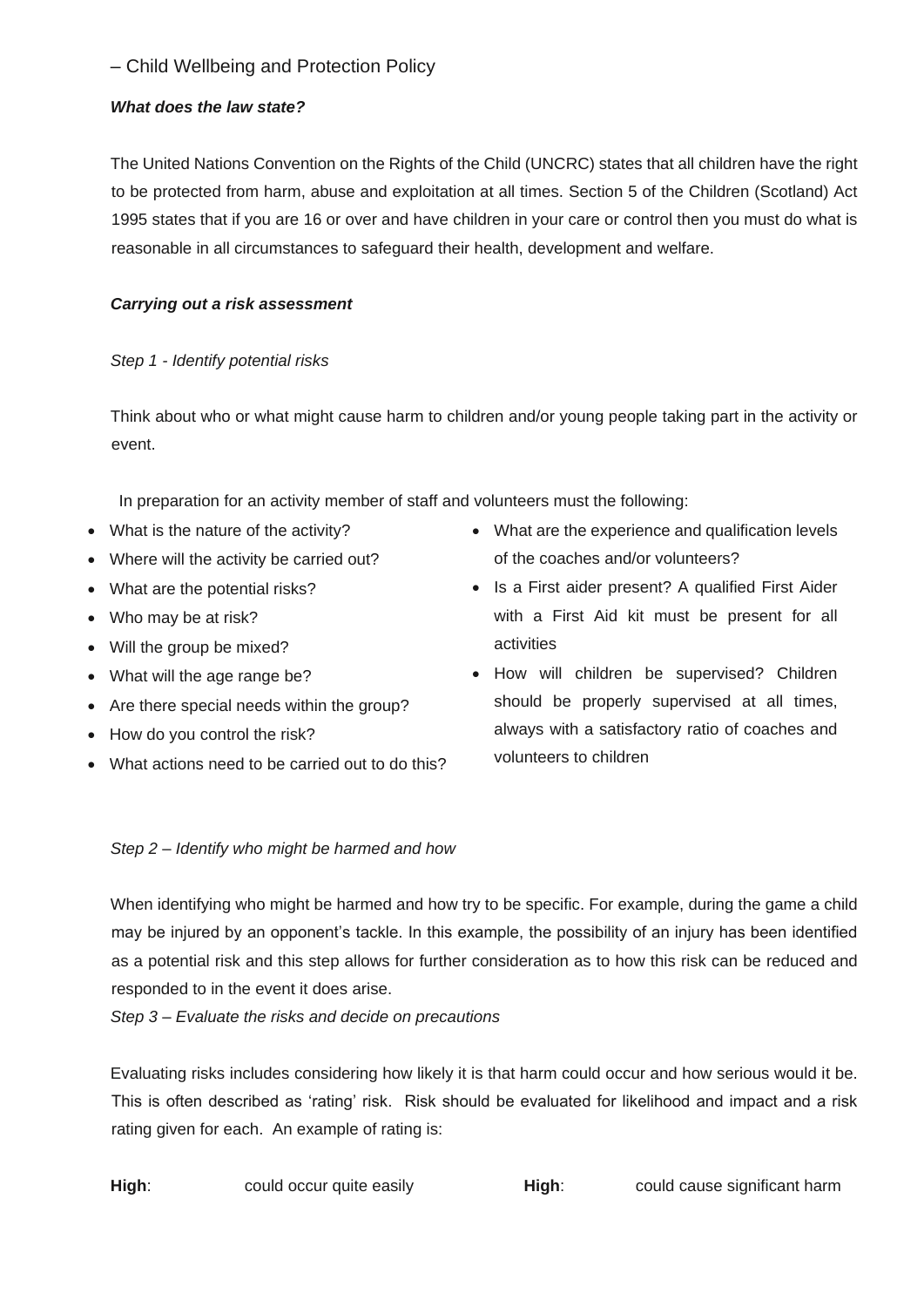– Child Wellbeing and Protection Policy

***What does the law state?***

The United Nations Convention on the Rights of the Child (UNCRC) states that all children have the right to be protected from harm, abuse and exploitation at all times. Section 5 of the Children (Scotland) Act 1995 states that if you are 16 or over and have children in your care or control then you must do what is reasonable in all circumstances to safeguard their health, development and welfare.

***Carrying out a risk assessment***

*Step 1 - Identify potential risks*

Think about who or what might cause harm to children and/or young people taking part in the activity or event.

In preparation for an activity member of staff and volunteers must the following:

- What is the nature of the activity?
- Where will the activity be carried out?
- What are the potential risks?
- Who may be at risk?
- Will the group be mixed?
- What will the age range be?
- Are there special needs within the group?
- How do you control the risk?
- What actions need to be carried out to do this?
- What are the experience and qualification levels of the coaches and/or volunteers?
- Is a First aider present? A qualified First Aider with a First Aid kit must be present for all activities
- How will children be supervised? Children should be properly supervised at all times, always with a satisfactory ratio of coaches and volunteers to children

*Step 2 – Identify who might be harmed and how*

When identifying who might be harmed and how try to be specific. For example, during the game a child may be injured by an opponent's tackle. In this example, the possibility of an injury has been identified as a potential risk and this step allows for further consideration as to how this risk can be reduced and responded to in the event it does arise.

*Step 3 – Evaluate the risks and decide on precautions*

Evaluating risks includes considering how likely it is that harm could occur and how serious would it be. This is often described as 'rating' risk. Risk should be evaluated for likelihood and impact and a risk rating given for each. An example of rating is:

**High**: could occur quite easily **High**: could cause significant harm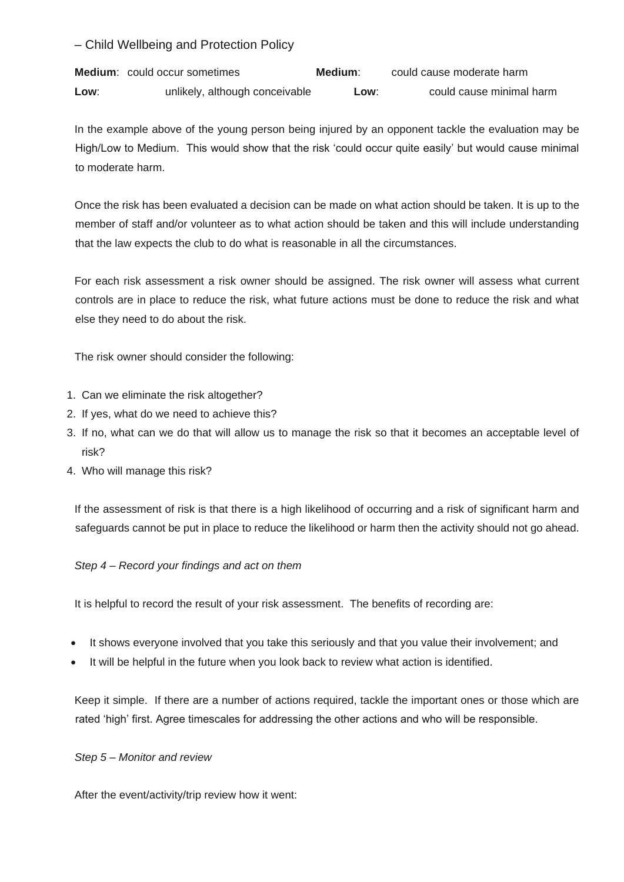| | | | |
|---|---|---|---|
| **Medium**: | could occur sometimes | **Medium**: | could cause moderate harm |
| **Low**: | unlikely, although conceivable | **Low**: | could cause minimal harm |

In the example above of the young person being injured by an opponent tackle the evaluation may be High/Low to Medium. This would show that the risk 'could occur quite easily' but would cause minimal to moderate harm.

Once the risk has been evaluated a decision can be made on what action should be taken. It is up to the member of staff and/or volunteer as to what action should be taken and this will include understanding that the law expects the club to do what is reasonable in all the circumstances.

For each risk assessment a risk owner should be assigned. The risk owner will assess what current controls are in place to reduce the risk, what future actions must be done to reduce the risk and what else they need to do about the risk.

The risk owner should consider the following:

1. Can we eliminate the risk altogether?
2. If yes, what do we need to achieve this?
3. If no, what can we do that will allow us to manage the risk so that it becomes an acceptable level of risk?
4. Who will manage this risk?

If the assessment of risk is that there is a high likelihood of occurring and a risk of significant harm and safeguards cannot be put in place to reduce the likelihood or harm then the activity should not go ahead.

*Step 4 – Record your findings and act on them*

It is helpful to record the result of your risk assessment. The benefits of recording are:

- It shows everyone involved that you take this seriously and that you value their involvement; and
- It will be helpful in the future when you look back to review what action is identified.

Keep it simple. If there are a number of actions required, tackle the important ones or those which are rated 'high' first. Agree timescales for addressing the other actions and who will be responsible.

*Step 5 – Monitor and review*

After the event/activity/trip review how it went: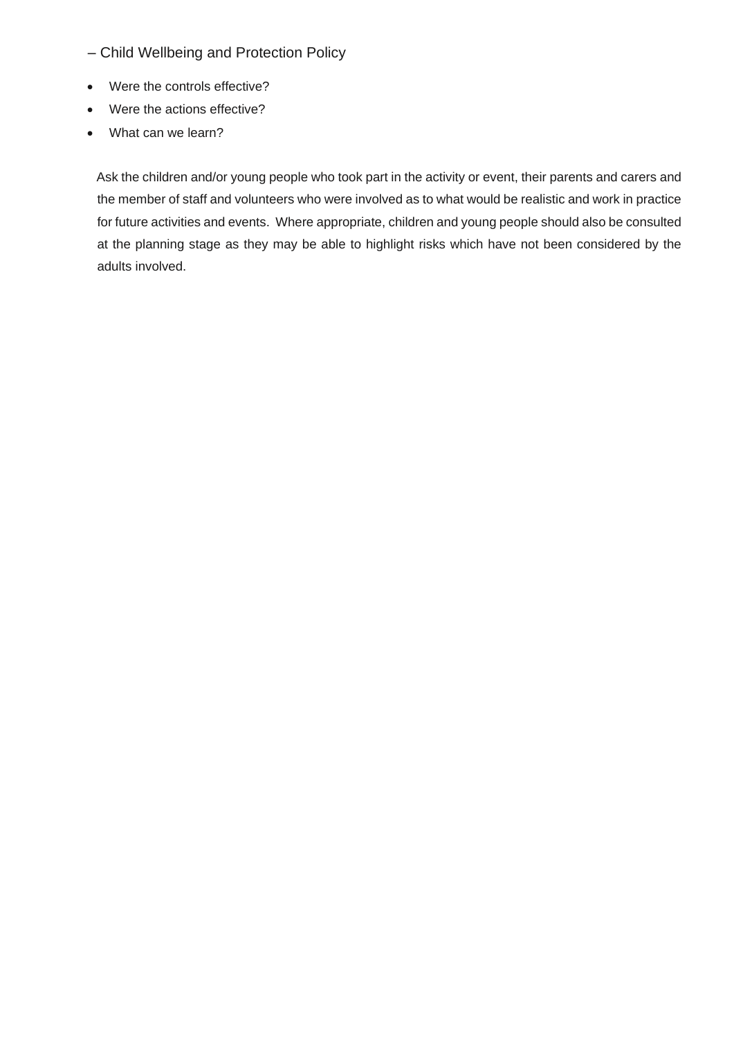– Child Wellbeing and Protection Policy

- Were the controls effective?
- Were the actions effective?
- What can we learn?

Ask the children and/or young people who took part in the activity or event, their parents and carers and the member of staff and volunteers who were involved as to what would be realistic and work in practice for future activities and events. Where appropriate, children and young people should also be consulted at the planning stage as they may be able to highlight risks which have not been considered by the adults involved.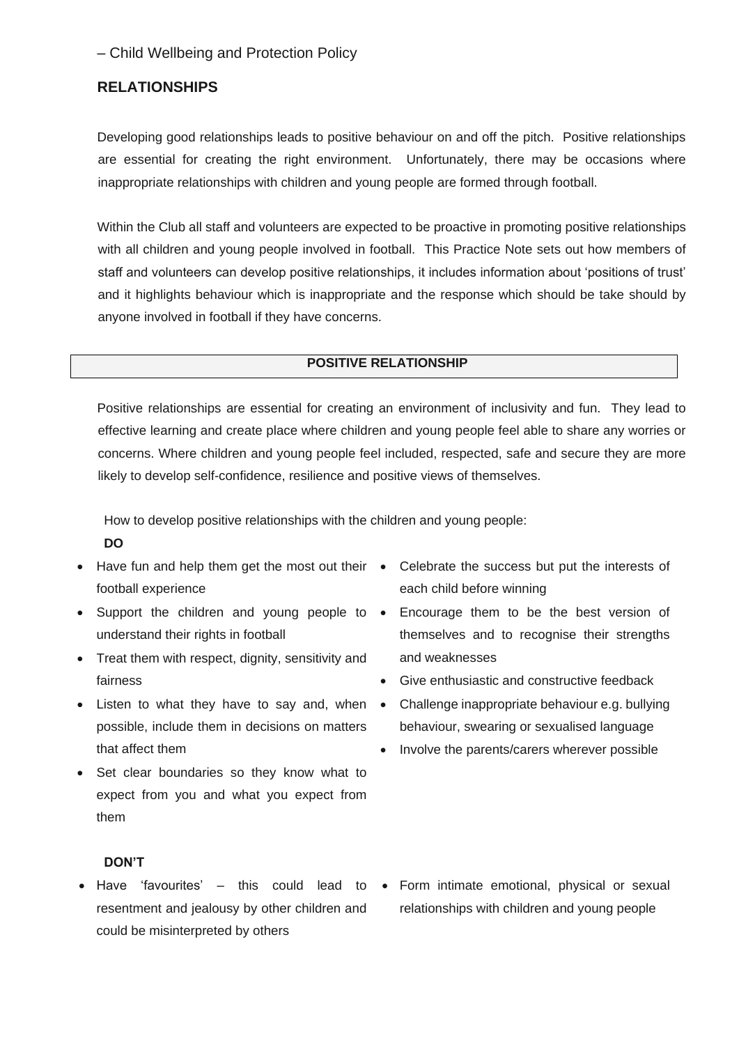– Child Wellbeing and Protection Policy

## RELATIONSHIPS

Developing good relationships leads to positive behaviour on and off the pitch. Positive relationships are essential for creating the right environment. Unfortunately, there may be occasions where inappropriate relationships with children and young people are formed through football.

Within the Club all staff and volunteers are expected to be proactive in promoting positive relationships with all children and young people involved in football. This Practice Note sets out how members of staff and volunteers can develop positive relationships, it includes information about 'positions of trust' and it highlights behaviour which is inappropriate and the response which should be take should by anyone involved in football if they have concerns.

### POSITIVE RELATIONSHIP

Positive relationships are essential for creating an environment of inclusivity and fun. They lead to effective learning and create place where children and young people feel able to share any worries or concerns. Where children and young people feel included, respected, safe and secure they are more likely to develop self-confidence, resilience and positive views of themselves.

How to develop positive relationships with the children and young people:

**DO**

- Have fun and help them get the most out their football experience
- Support the children and young people to understand their rights in football
- Treat them with respect, dignity, sensitivity and fairness
- Listen to what they have to say and, when possible, include them in decisions on matters that affect them
- Set clear boundaries so they know what to expect from you and what you expect from them
- Celebrate the success but put the interests of each child before winning
- Encourage them to be the best version of themselves and to recognise their strengths and weaknesses
- Give enthusiastic and constructive feedback
- Challenge inappropriate behaviour e.g. bullying behaviour, swearing or sexualised language
- Involve the parents/carers wherever possible

**DON'T**

- Have 'favourites' – this could lead to resentment and jealousy by other children and could be misinterpreted by others
- Form intimate emotional, physical or sexual relationships with children and young people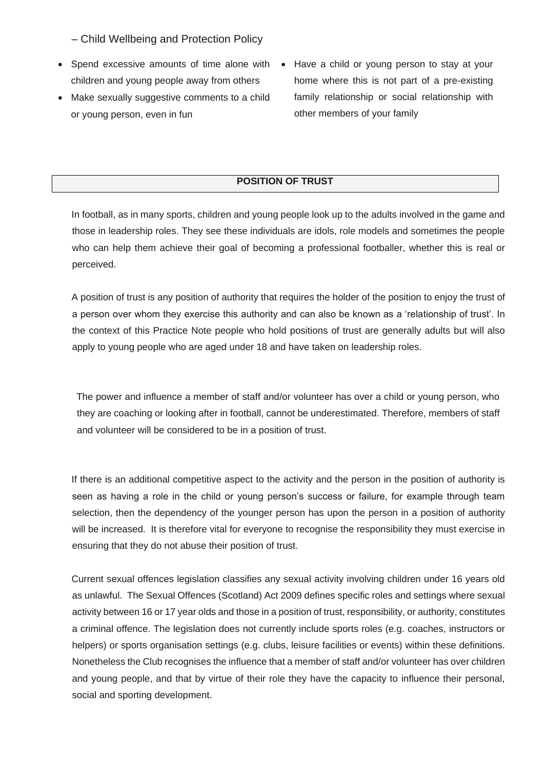- Spend excessive amounts of time alone with children and young people away from others
- Make sexually suggestive comments to a child or young person, even in fun
- Have a child or young person to stay at your home where this is not part of a pre-existing family relationship or social relationship with other members of your family

## POSITION OF TRUST

In football, as in many sports, children and young people look up to the adults involved in the game and those in leadership roles. They see these individuals are idols, role models and sometimes the people who can help them achieve their goal of becoming a professional footballer, whether this is real or perceived.

A position of trust is any position of authority that requires the holder of the position to enjoy the trust of a person over whom they exercise this authority and can also be known as a 'relationship of trust'. In the context of this Practice Note people who hold positions of trust are generally adults but will also apply to young people who are aged under 18 and have taken on leadership roles.

The power and influence a member of staff and/or volunteer has over a child or young person, who they are coaching or looking after in football, cannot be underestimated. Therefore, members of staff and volunteer will be considered to be in a position of trust.

If there is an additional competitive aspect to the activity and the person in the position of authority is seen as having a role in the child or young person's success or failure, for example through team selection, then the dependency of the younger person has upon the person in a position of authority will be increased. It is therefore vital for everyone to recognise the responsibility they must exercise in ensuring that they do not abuse their position of trust.

Current sexual offences legislation classifies any sexual activity involving children under 16 years old as unlawful. The Sexual Offences (Scotland) Act 2009 defines specific roles and settings where sexual activity between 16 or 17 year olds and those in a position of trust, responsibility, or authority, constitutes a criminal offence. The legislation does not currently include sports roles (e.g. coaches, instructors or helpers) or sports organisation settings (e.g. clubs, leisure facilities or events) within these definitions. Nonetheless the Club recognises the influence that a member of staff and/or volunteer has over children and young people, and that by virtue of their role they have the capacity to influence their personal, social and sporting development.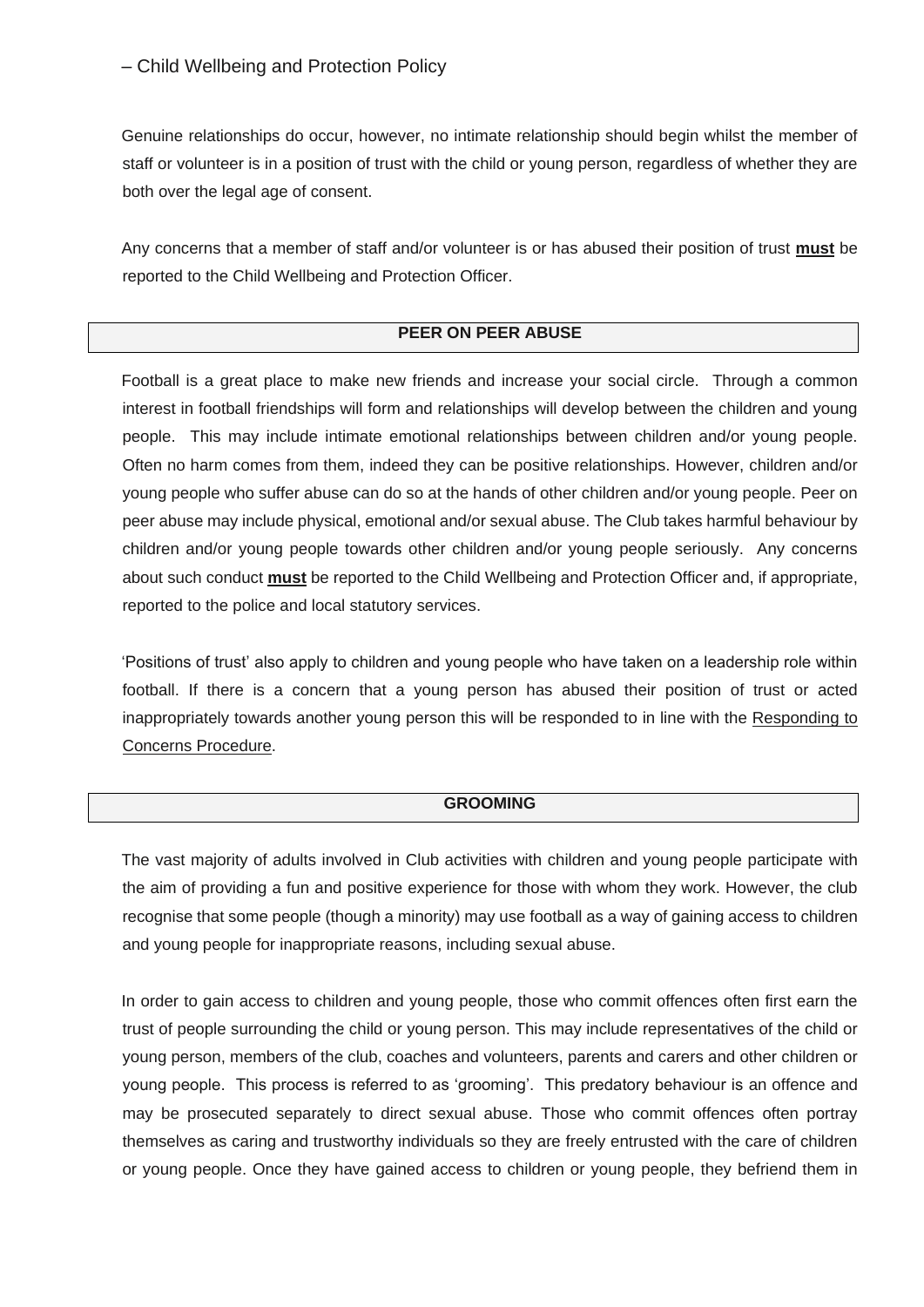Genuine relationships do occur, however, no intimate relationship should begin whilst the member of staff or volunteer is in a position of trust with the child or young person, regardless of whether they are both over the legal age of consent.

Any concerns that a member of staff and/or volunteer is or has abused their position of trust **must** be reported to the Child Wellbeing and Protection Officer.

## PEER ON PEER ABUSE

Football is a great place to make new friends and increase your social circle. Through a common interest in football friendships will form and relationships will develop between the children and young people. This may include intimate emotional relationships between children and/or young people. Often no harm comes from them, indeed they can be positive relationships. However, children and/or young people who suffer abuse can do so at the hands of other children and/or young people. Peer on peer abuse may include physical, emotional and/or sexual abuse. The Club takes harmful behaviour by children and/or young people towards other children and/or young people seriously. Any concerns about such conduct **must** be reported to the Child Wellbeing and Protection Officer and, if appropriate, reported to the police and local statutory services.

'Positions of trust' also apply to children and young people who have taken on a leadership role within football. If there is a concern that a young person has abused their position of trust or acted inappropriately towards another young person this will be responded to in line with the Responding to Concerns Procedure.

## GROOMING

The vast majority of adults involved in Club activities with children and young people participate with the aim of providing a fun and positive experience for those with whom they work. However, the club recognise that some people (though a minority) may use football as a way of gaining access to children and young people for inappropriate reasons, including sexual abuse.

In order to gain access to children and young people, those who commit offences often first earn the trust of people surrounding the child or young person. This may include representatives of the child or young person, members of the club, coaches and volunteers, parents and carers and other children or young people. This process is referred to as 'grooming'. This predatory behaviour is an offence and may be prosecuted separately to direct sexual abuse. Those who commit offences often portray themselves as caring and trustworthy individuals so they are freely entrusted with the care of children or young people. Once they have gained access to children or young people, they befriend them in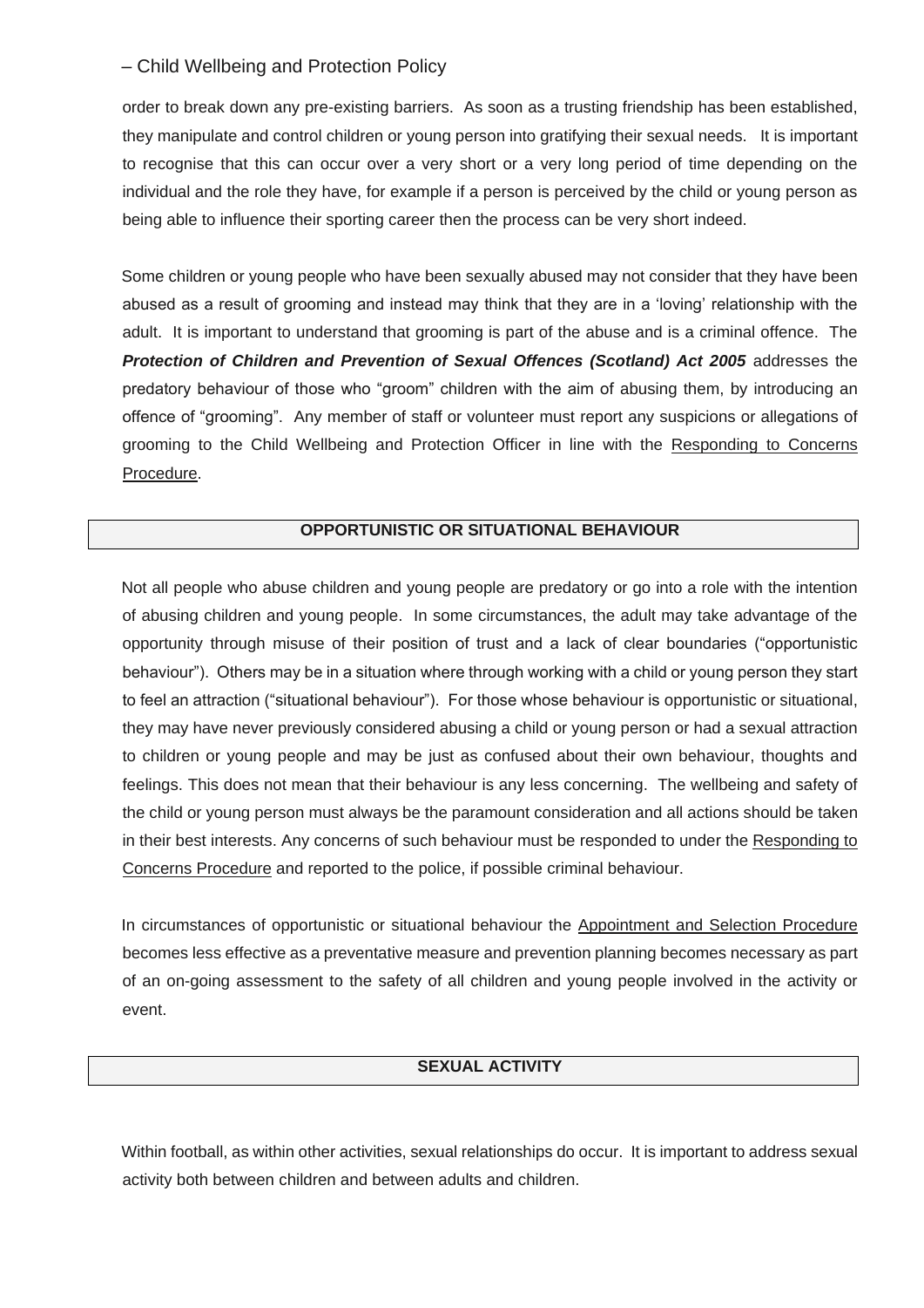order to break down any pre-existing barriers. As soon as a trusting friendship has been established, they manipulate and control children or young person into gratifying their sexual needs. It is important to recognise that this can occur over a very short or a very long period of time depending on the individual and the role they have, for example if a person is perceived by the child or young person as being able to influence their sporting career then the process can be very short indeed.

Some children or young people who have been sexually abused may not consider that they have been abused as a result of grooming and instead may think that they are in a 'loving' relationship with the adult. It is important to understand that grooming is part of the abuse and is a criminal offence. The ***Protection of Children and Prevention of Sexual Offences (Scotland) Act 2005*** addresses the predatory behaviour of those who "groom" children with the aim of abusing them, by introducing an offence of "grooming". Any member of staff or volunteer must report any suspicions or allegations of grooming to the Child Wellbeing and Protection Officer in line with the Responding to Concerns Procedure.

## OPPORTUNISTIC OR SITUATIONAL BEHAVIOUR

Not all people who abuse children and young people are predatory or go into a role with the intention of abusing children and young people. In some circumstances, the adult may take advantage of the opportunity through misuse of their position of trust and a lack of clear boundaries ("opportunistic behaviour"). Others may be in a situation where through working with a child or young person they start to feel an attraction ("situational behaviour"). For those whose behaviour is opportunistic or situational, they may have never previously considered abusing a child or young person or had a sexual attraction to children or young people and may be just as confused about their own behaviour, thoughts and feelings. This does not mean that their behaviour is any less concerning. The wellbeing and safety of the child or young person must always be the paramount consideration and all actions should be taken in their best interests. Any concerns of such behaviour must be responded to under the Responding to Concerns Procedure and reported to the police, if possible criminal behaviour.

In circumstances of opportunistic or situational behaviour the Appointment and Selection Procedure becomes less effective as a preventative measure and prevention planning becomes necessary as part of an on-going assessment to the safety of all children and young people involved in the activity or event.

## SEXUAL ACTIVITY

Within football, as within other activities, sexual relationships do occur. It is important to address sexual activity both between children and between adults and children.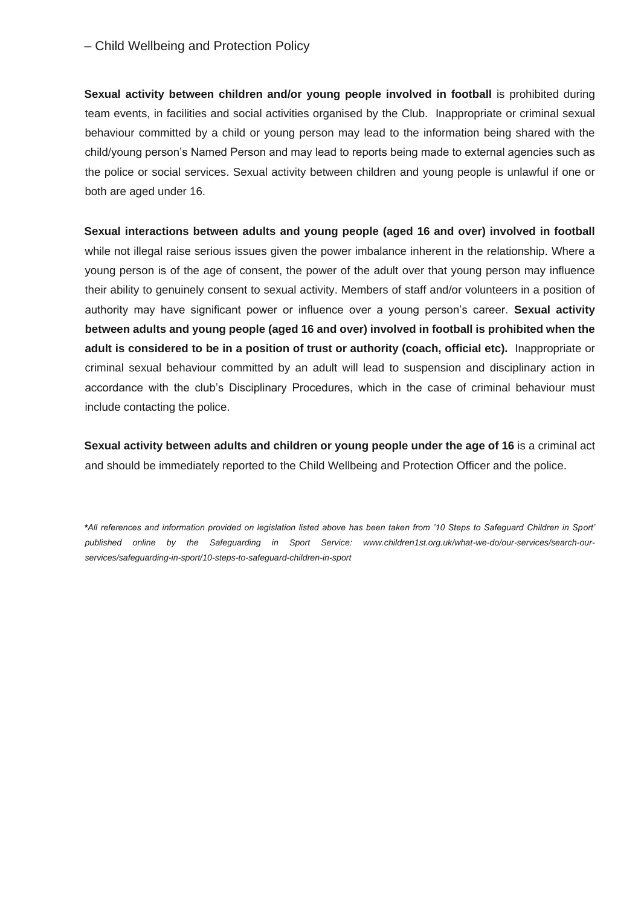**Sexual activity between children and/or young people involved in football** is prohibited during team events, in facilities and social activities organised by the Club. Inappropriate or criminal sexual behaviour committed by a child or young person may lead to the information being shared with the child/young person's Named Person and may lead to reports being made to external agencies such as the police or social services. Sexual activity between children and young people is unlawful if one or both are aged under 16.

**Sexual interactions between adults and young people (aged 16 and over) involved in football** while not illegal raise serious issues given the power imbalance inherent in the relationship. Where a young person is of the age of consent, the power of the adult over that young person may influence their ability to genuinely consent to sexual activity. Members of staff and/or volunteers in a position of authority may have significant power or influence over a young person's career. **Sexual activity between adults and young people (aged 16 and over) involved in football is prohibited when the adult is considered to be in a position of trust or authority (coach, official etc).** Inappropriate or criminal sexual behaviour committed by an adult will lead to suspension and disciplinary action in accordance with the club's Disciplinary Procedures, which in the case of criminal behaviour must include contacting the police.

**Sexual activity between adults and children or young people under the age of 16** is a criminal act and should be immediately reported to the Child Wellbeing and Protection Officer and the police.

***All references and information provided on legislation listed above has been taken from '10 Steps to Safeguard Children in Sport' published online by the Safeguarding in Sport Service: www.children1st.org.uk/what-we-do/our-services/search-our-services/safeguarding-in-sport/10-steps-to-safeguard-children-in-sport***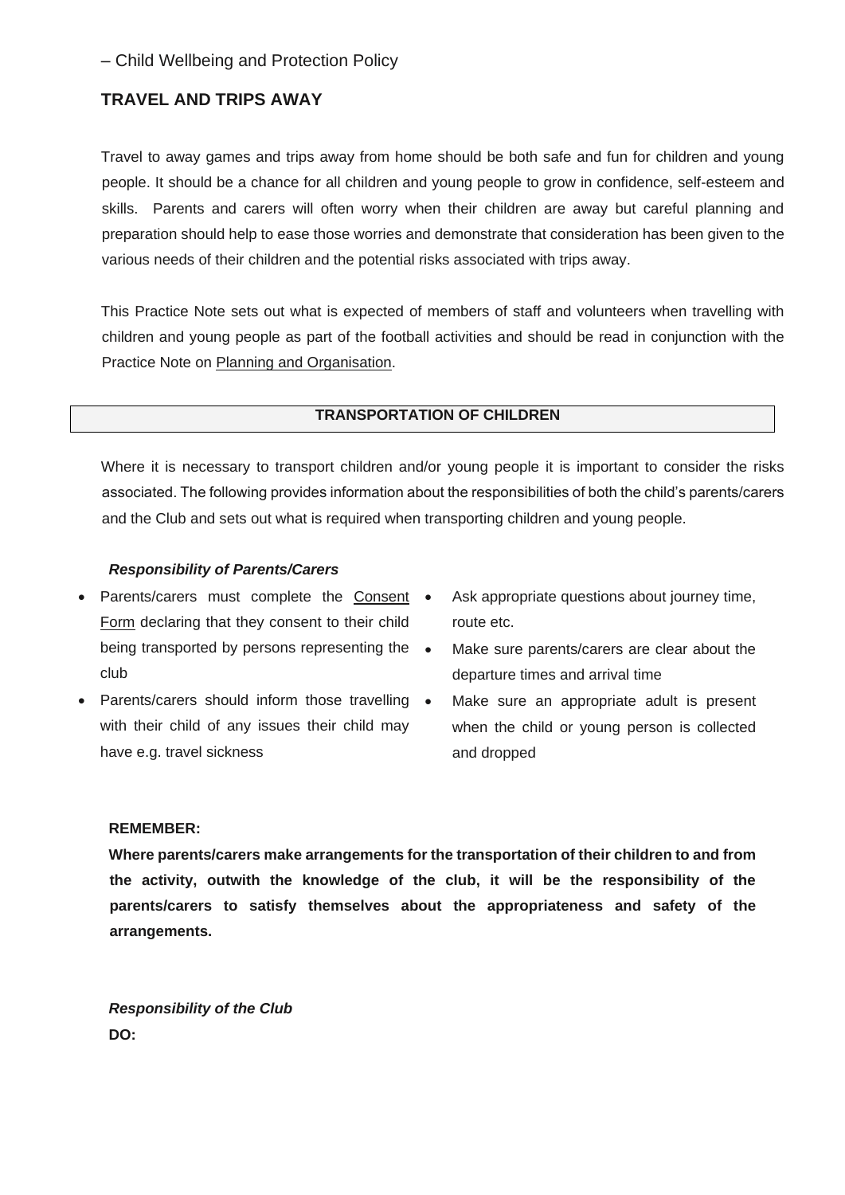– Child Wellbeing and Protection Policy

## TRAVEL AND TRIPS AWAY

Travel to away games and trips away from home should be both safe and fun for children and young people. It should be a chance for all children and young people to grow in confidence, self-esteem and skills. Parents and carers will often worry when their children are away but careful planning and preparation should help to ease those worries and demonstrate that consideration has been given to the various needs of their children and the potential risks associated with trips away.

This Practice Note sets out what is expected of members of staff and volunteers when travelling with children and young people as part of the football activities and should be read in conjunction with the Practice Note on Planning and Organisation.

### TRANSPORTATION OF CHILDREN

Where it is necessary to transport children and/or young people it is important to consider the risks associated. The following provides information about the responsibilities of both the child's parents/carers and the Club and sets out what is required when transporting children and young people.

***Responsibility of Parents/Carers***

- Parents/carers must complete the Consent Form declaring that they consent to their child being transported by persons representing the club
- Parents/carers should inform those travelling with their child of any issues their child may have e.g. travel sickness
- Ask appropriate questions about journey time, route etc.
- Make sure parents/carers are clear about the departure times and arrival time
- Make sure an appropriate adult is present when the child or young person is collected and dropped

**REMEMBER:**

**Where parents/carers make arrangements for the transportation of their children to and from the activity, outwith the knowledge of the club, it will be the responsibility of the parents/carers to satisfy themselves about the appropriateness and safety of the arrangements.**

***Responsibility of the Club***

**DO:**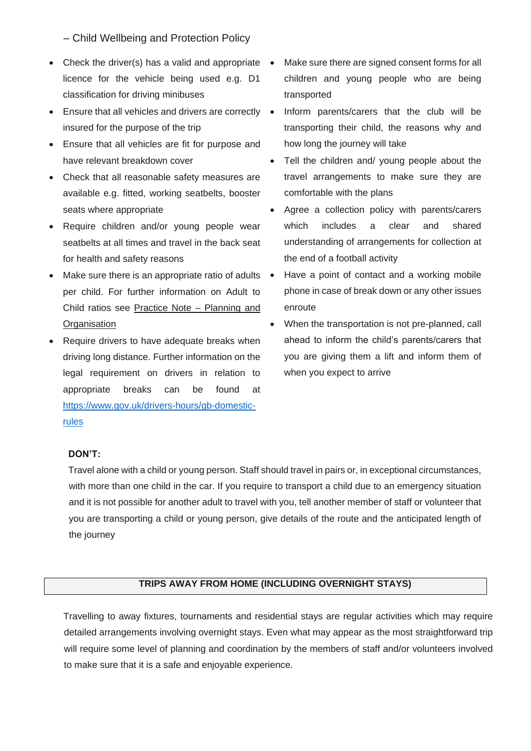- Check the driver(s) has a valid and appropriate licence for the vehicle being used e.g. D1 classification for driving minibuses
- Ensure that all vehicles and drivers are correctly insured for the purpose of the trip
- Ensure that all vehicles are fit for purpose and have relevant breakdown cover
- Check that all reasonable safety measures are available e.g. fitted, working seatbelts, booster seats where appropriate
- Require children and/or young people wear seatbelts at all times and travel in the back seat for health and safety reasons
- Make sure there is an appropriate ratio of adults per child. For further information on Adult to Child ratios see Practice Note – Planning and Organisation
- Require drivers to have adequate breaks when driving long distance. Further information on the legal requirement on drivers in relation to appropriate breaks can be found at https://www.gov.uk/drivers-hours/gb-domestic-rules
- Make sure there are signed consent forms for all children and young people who are being transported
- Inform parents/carers that the club will be transporting their child, the reasons why and how long the journey will take
- Tell the children and/ young people about the travel arrangements to make sure they are comfortable with the plans
- Agree a collection policy with parents/carers which includes a clear and shared understanding of arrangements for collection at the end of a football activity
- Have a point of contact and a working mobile phone in case of break down or any other issues enroute
- When the transportation is not pre-planned, call ahead to inform the child's parents/carers that you are giving them a lift and inform them of when you expect to arrive

**DON'T:**

Travel alone with a child or young person. Staff should travel in pairs or, in exceptional circumstances, with more than one child in the car. If you require to transport a child due to an emergency situation and it is not possible for another adult to travel with you, tell another member of staff or volunteer that you are transporting a child or young person, give details of the route and the anticipated length of the journey

## TRIPS AWAY FROM HOME (INCLUDING OVERNIGHT STAYS)

Travelling to away fixtures, tournaments and residential stays are regular activities which may require detailed arrangements involving overnight stays. Even what may appear as the most straightforward trip will require some level of planning and coordination by the members of staff and/or volunteers involved to make sure that it is a safe and enjoyable experience.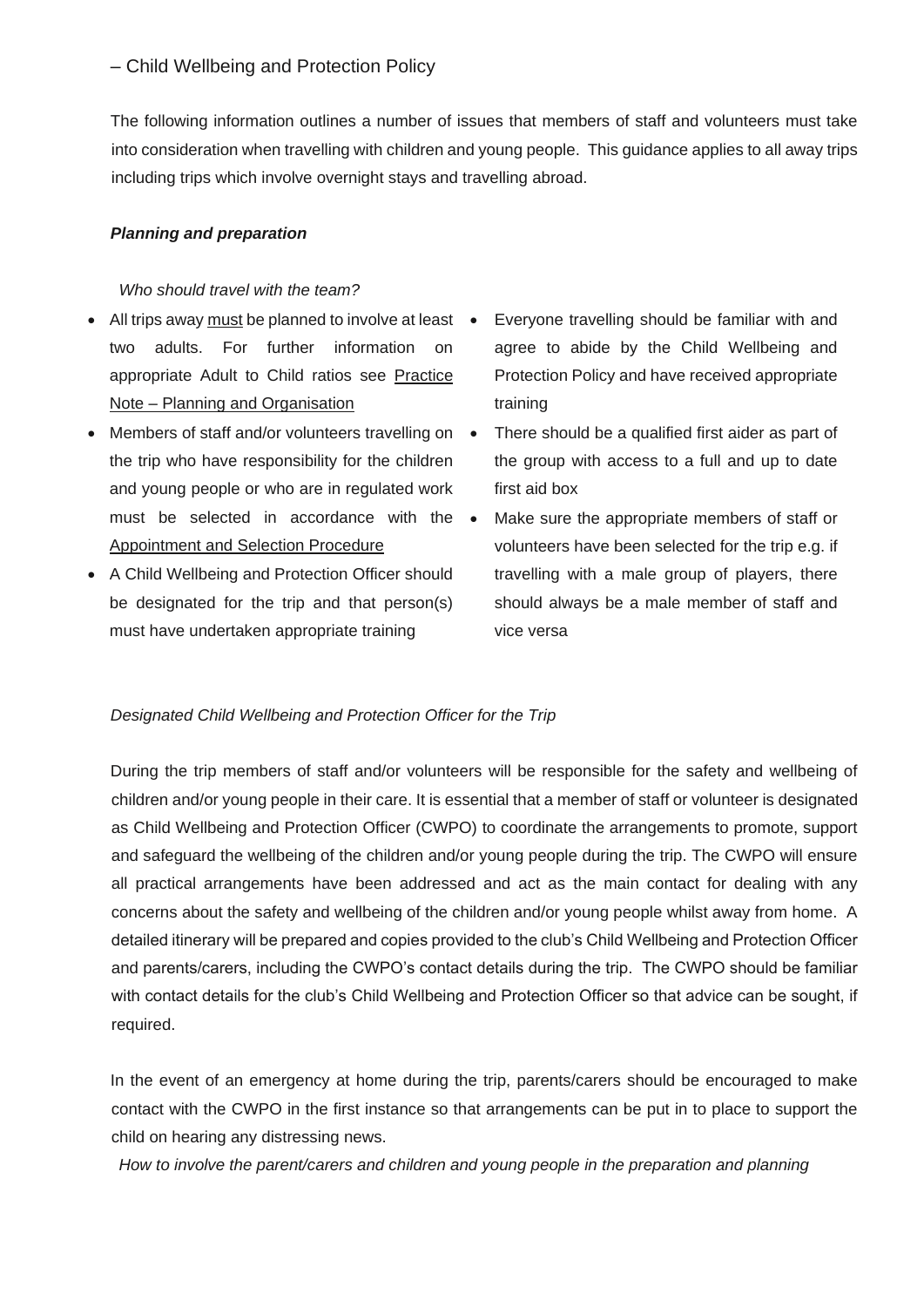– Child Wellbeing and Protection Policy

The following information outlines a number of issues that members of staff and volunteers must take into consideration when travelling with children and young people. This guidance applies to all away trips including trips which involve overnight stays and travelling abroad.

***Planning and preparation***

*Who should travel with the team?*

- All trips away must be planned to involve at least two adults. For further information on appropriate Adult to Child ratios see Practice Note – Planning and Organisation
- Members of staff and/or volunteers travelling on the trip who have responsibility for the children and young people or who are in regulated work must be selected in accordance with the Appointment and Selection Procedure
- A Child Wellbeing and Protection Officer should be designated for the trip and that person(s) must have undertaken appropriate training
- Everyone travelling should be familiar with and agree to abide by the Child Wellbeing and Protection Policy and have received appropriate training
- There should be a qualified first aider as part of the group with access to a full and up to date first aid box
- Make sure the appropriate members of staff or volunteers have been selected for the trip e.g. if travelling with a male group of players, there should always be a male member of staff and vice versa

*Designated Child Wellbeing and Protection Officer for the Trip*

During the trip members of staff and/or volunteers will be responsible for the safety and wellbeing of children and/or young people in their care. It is essential that a member of staff or volunteer is designated as Child Wellbeing and Protection Officer (CWPO) to coordinate the arrangements to promote, support and safeguard the wellbeing of the children and/or young people during the trip. The CWPO will ensure all practical arrangements have been addressed and act as the main contact for dealing with any concerns about the safety and wellbeing of the children and/or young people whilst away from home. A detailed itinerary will be prepared and copies provided to the club's Child Wellbeing and Protection Officer and parents/carers, including the CWPO's contact details during the trip. The CWPO should be familiar with contact details for the club's Child Wellbeing and Protection Officer so that advice can be sought, if required.

In the event of an emergency at home during the trip, parents/carers should be encouraged to make contact with the CWPO in the first instance so that arrangements can be put in to place to support the child on hearing any distressing news.

*How to involve the parent/carers and children and young people in the preparation and planning*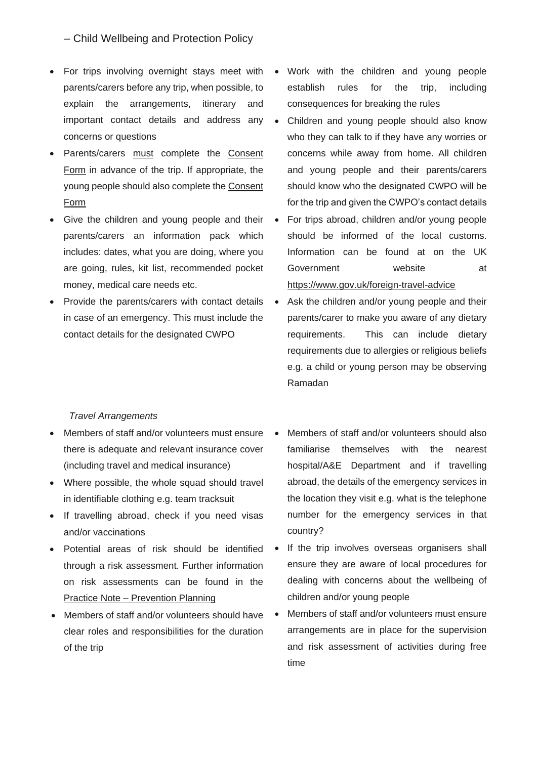- For trips involving overnight stays meet with parents/carers before any trip, when possible, to explain the arrangements, itinerary and important contact details and address any concerns or questions
- Parents/carers must complete the Consent Form in advance of the trip. If appropriate, the young people should also complete the Consent Form
- Give the children and young people and their parents/carers an information pack which includes: dates, what you are doing, where you are going, rules, kit list, recommended pocket money, medical care needs etc.
- Provide the parents/carers with contact details in case of an emergency. This must include the contact details for the designated CWPO
- Work with the children and young people establish rules for the trip, including consequences for breaking the rules
- Children and young people should also know who they can talk to if they have any worries or concerns while away from home. All children and young people and their parents/carers should know who the designated CWPO will be for the trip and given the CWPO's contact details
- For trips abroad, children and/or young people should be informed of the local customs. Information can be found at on the UK Government website at https://www.gov.uk/foreign-travel-advice
- Ask the children and/or young people and their parents/carer to make you aware of any dietary requirements. This can include dietary requirements due to allergies or religious beliefs e.g. a child or young person may be observing Ramadan

*Travel Arrangements*

- Members of staff and/or volunteers must ensure there is adequate and relevant insurance cover (including travel and medical insurance)
- Where possible, the whole squad should travel in identifiable clothing e.g. team tracksuit
- If travelling abroad, check if you need visas and/or vaccinations
- Potential areas of risk should be identified through a risk assessment. Further information on risk assessments can be found in the Practice Note – Prevention Planning
- Members of staff and/or volunteers should have clear roles and responsibilities for the duration of the trip
- Members of staff and/or volunteers should also familiarise themselves with the nearest hospital/A&E Department and if travelling abroad, the details of the emergency services in the location they visit e.g. what is the telephone number for the emergency services in that country?
- If the trip involves overseas organisers shall ensure they are aware of local procedures for dealing with concerns about the wellbeing of children and/or young people
- Members of staff and/or volunteers must ensure arrangements are in place for the supervision and risk assessment of activities during free time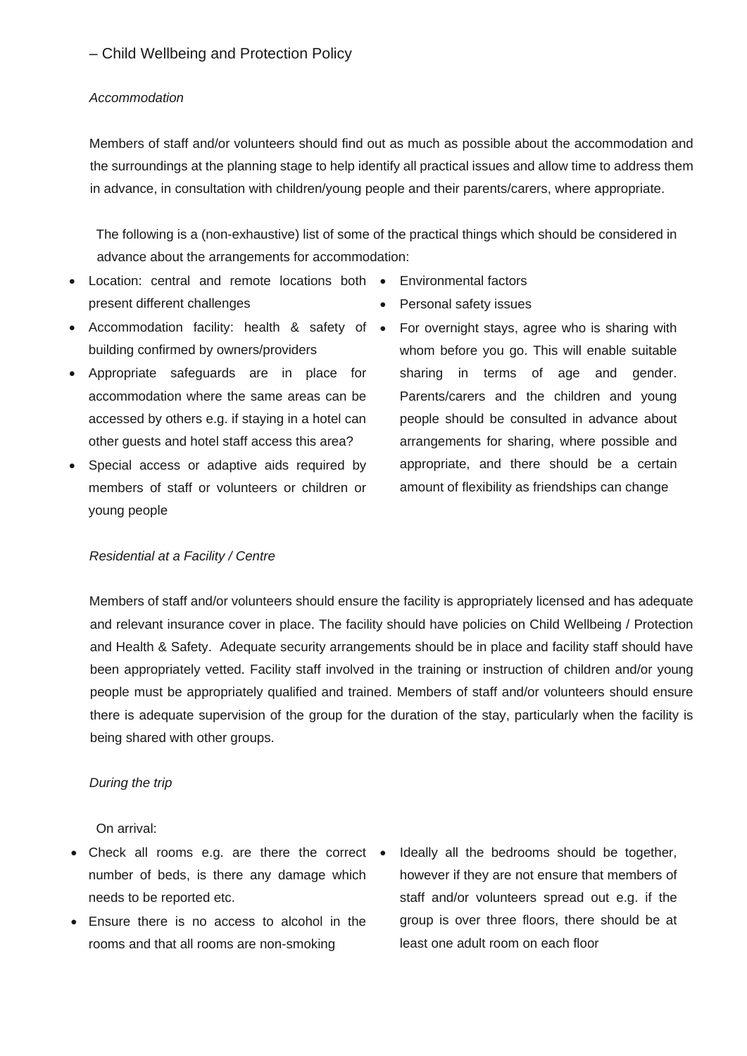– Child Wellbeing and Protection Policy

*Accommodation*

Members of staff and/or volunteers should find out as much as possible about the accommodation and the surroundings at the planning stage to help identify all practical issues and allow time to address them in advance, in consultation with children/young people and their parents/carers, where appropriate.

The following is a (non-exhaustive) list of some of the practical things which should be considered in advance about the arrangements for accommodation:

- Location: central and remote locations both present different challenges
- Accommodation facility: health & safety of building confirmed by owners/providers
- Appropriate safeguards are in place for accommodation where the same areas can be accessed by others e.g. if staying in a hotel can other guests and hotel staff access this area?
- Special access or adaptive aids required by members of staff or volunteers or children or young people
- Environmental factors
- Personal safety issues
- For overnight stays, agree who is sharing with whom before you go. This will enable suitable sharing in terms of age and gender. Parents/carers and the children and young people should be consulted in advance about arrangements for sharing, where possible and appropriate, and there should be a certain amount of flexibility as friendships can change

*Residential at a Facility / Centre*

Members of staff and/or volunteers should ensure the facility is appropriately licensed and has adequate and relevant insurance cover in place. The facility should have policies on Child Wellbeing / Protection and Health & Safety. Adequate security arrangements should be in place and facility staff should have been appropriately vetted. Facility staff involved in the training or instruction of children and/or young people must be appropriately qualified and trained. Members of staff and/or volunteers should ensure there is adequate supervision of the group for the duration of the stay, particularly when the facility is being shared with other groups.

*During the trip*

On arrival:

- Check all rooms e.g. are there the correct number of beds, is there any damage which needs to be reported etc.
- Ensure there is no access to alcohol in the rooms and that all rooms are non-smoking
- Ideally all the bedrooms should be together, however if they are not ensure that members of staff and/or volunteers spread out e.g. if the group is over three floors, there should be at least one adult room on each floor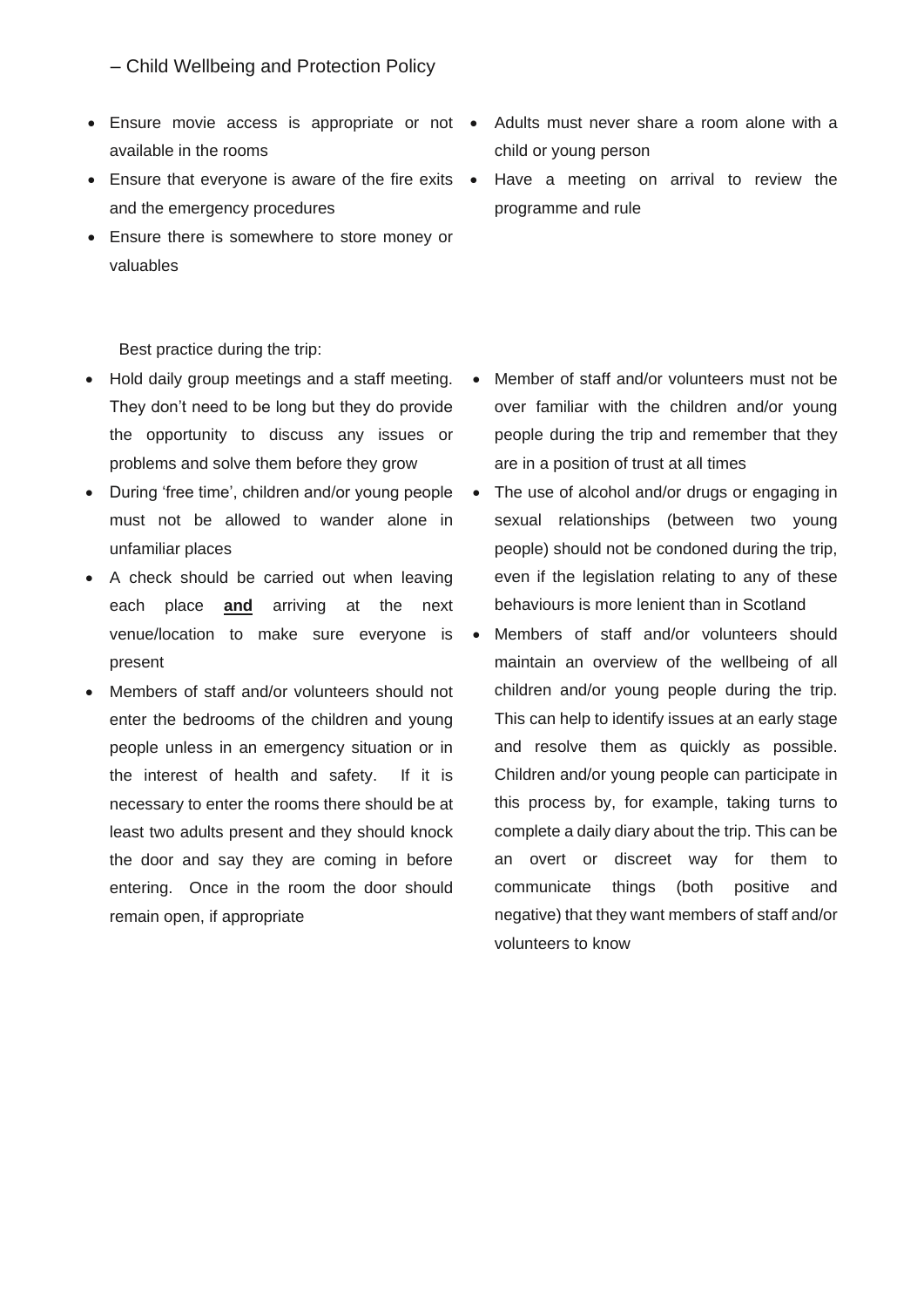– Child Wellbeing and Protection Policy

- Ensure movie access is appropriate or not available in the rooms
- Ensure that everyone is aware of the fire exits and the emergency procedures
- Ensure there is somewhere to store money or valuables
- Adults must never share a room alone with a child or young person
- Have a meeting on arrival to review the programme and rule

Best practice during the trip:

- Hold daily group meetings and a staff meeting. They don't need to be long but they do provide the opportunity to discuss any issues or problems and solve them before they grow
- During 'free time', children and/or young people must not be allowed to wander alone in unfamiliar places
- A check should be carried out when leaving each place **and** arriving at the next venue/location to make sure everyone is present
- Members of staff and/or volunteers should not enter the bedrooms of the children and young people unless in an emergency situation or in the interest of health and safety. If it is necessary to enter the rooms there should be at least two adults present and they should knock the door and say they are coming in before entering. Once in the room the door should remain open, if appropriate
- Member of staff and/or volunteers must not be over familiar with the children and/or young people during the trip and remember that they are in a position of trust at all times
- The use of alcohol and/or drugs or engaging in sexual relationships (between two young people) should not be condoned during the trip, even if the legislation relating to any of these behaviours is more lenient than in Scotland
- Members of staff and/or volunteers should maintain an overview of the wellbeing of all children and/or young people during the trip. This can help to identify issues at an early stage and resolve them as quickly as possible. Children and/or young people can participate in this process by, for example, taking turns to complete a daily diary about the trip. This can be an overt or discreet way for them to communicate things (both positive and negative) that they want members of staff and/or volunteers to know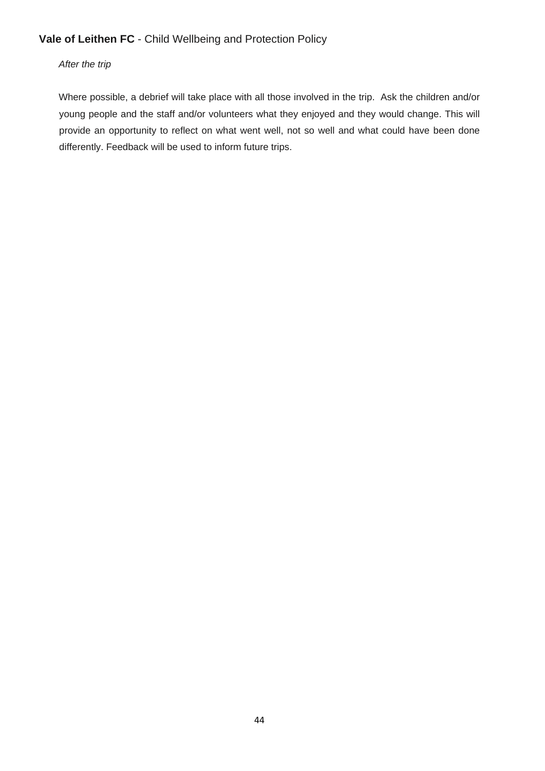*After the trip*

Where possible, a debrief will take place with all those involved in the trip. Ask the children and/or young people and the staff and/or volunteers what they enjoyed and they would change. This will provide an opportunity to reflect on what went well, not so well and what could have been done differently. Feedback will be used to inform future trips.